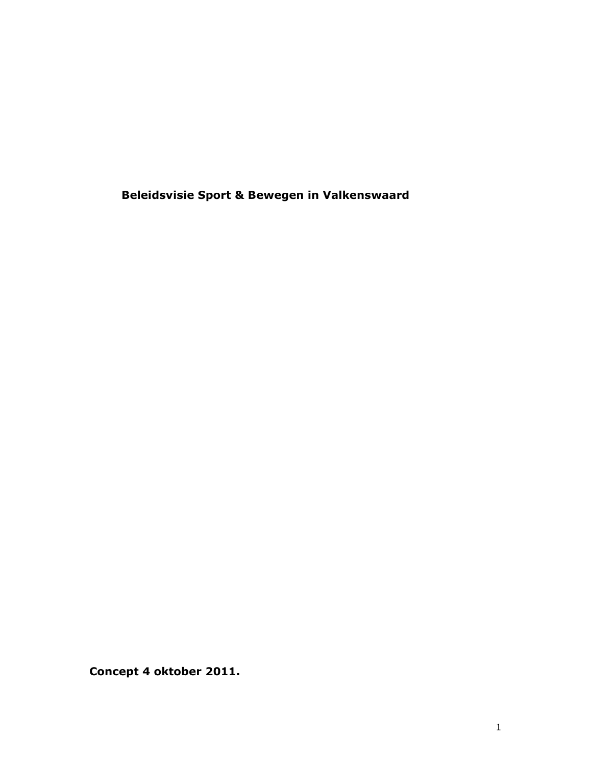# Beleidsvisie Sport & Bewegen in Valkenswaard

**Concept 4 oktober 2011.**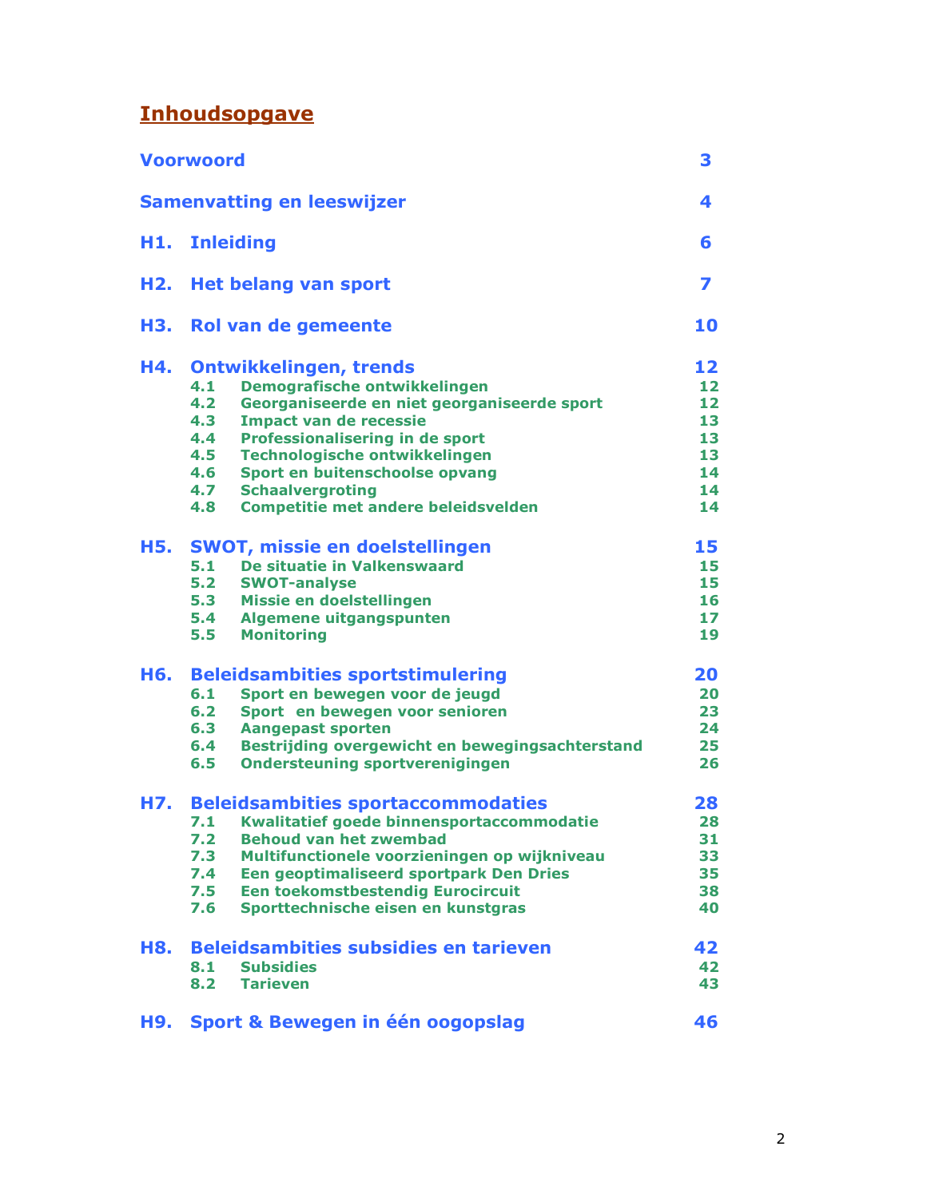# Inhoudsopgave

| | | |
|---|---|---|
| **Voorwoord** | | **3** |
| **Samenvatting en leeswijzer** | | **4** |
| **H1.** | **Inleiding** | **6** |
| **H2.** | **Het belang van sport** | **7** |
| **H3.** | **Rol van de gemeente** | **10** |
| **H4.** | **Ontwikkelingen, trends** | **12** |
| 4.1 | Demografische ontwikkelingen | 12 |
| 4.2 | Georganiseerde en niet georganiseerde sport | 12 |
| 4.3 | Impact van de recessie | 13 |
| 4.4 | Professionalisering in de sport | 13 |
| 4.5 | Technologische ontwikkelingen | 13 |
| 4.6 | Sport en buitenschoolse opvang | 14 |
| 4.7 | Schaalvergroting | 14 |
| 4.8 | Competitie met andere beleidsvelden | 14 |
| **H5.** | **SWOT, missie en doelstellingen** | **15** |
| 5.1 | De situatie in Valkenswaard | 15 |
| 5.2 | SWOT-analyse | 15 |
| 5.3 | Missie en doelstellingen | 16 |
| 5.4 | Algemene uitgangspunten | 17 |
| 5.5 | Monitoring | 19 |
| **H6.** | **Beleidsambities sportstimulering** | **20** |
| 6.1 | Sport en bewegen voor de jeugd | 20 |
| 6.2 | Sport en bewegen voor senioren | 23 |
| 6.3 | Aangepast sporten | 24 |
| 6.4 | Bestrijding overgewicht en bewegingsachterstand | 25 |
| 6.5 | Ondersteuning sportverenigingen | 26 |
| **H7.** | **Beleidsambities sportaccommodaties** | **28** |
| 7.1 | Kwalitatief goede binnensportaccommodatie | 28 |
| 7.2 | Behoud van het zwembad | 31 |
| 7.3 | Multifunctionele voorzieningen op wijkniveau | 33 |
| 7.4 | Een geoptimaliseerd sportpark Den Dries | 35 |
| 7.5 | Een toekomstbestendig Eurocircuit | 38 |
| 7.6 | Sporttechnische eisen en kunstgras | 40 |
| **H8.** | **Beleidsambities subsidies en tarieven** | **42** |
| 8.1 | Subsidies | 42 |
| 8.2 | Tarieven | 43 |
| **H9.** | **Sport & Bewegen in één oogopslag** | **46** |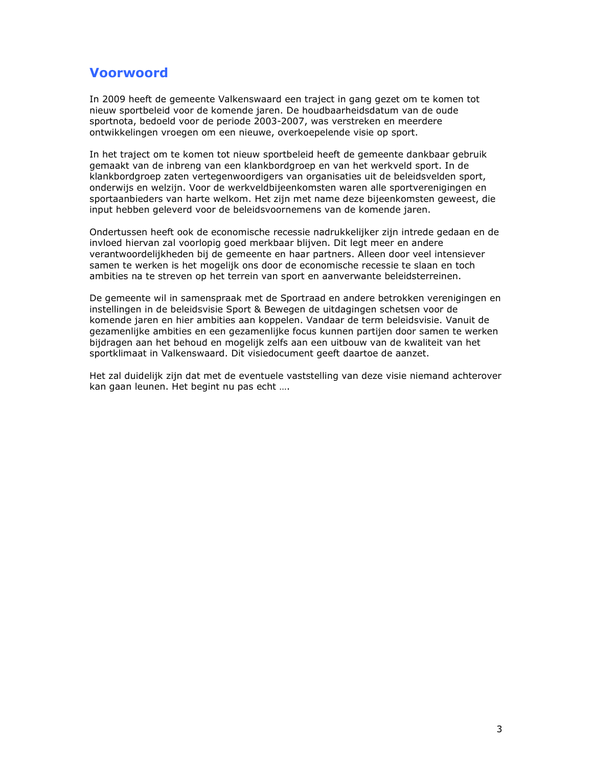# Voorwoord

In 2009 heeft de gemeente Valkenswaard een traject in gang gezet om te komen tot nieuw sportbeleid voor de komende jaren. De houdbaarheidsdatum van de oude sportnota, bedoeld voor de periode 2003-2007, was verstreken en meerdere ontwikkelingen vroegen om een nieuwe, overkoepelende visie op sport.

In het traject om te komen tot nieuw sportbeleid heeft de gemeente dankbaar gebruik gemaakt van de inbreng van een klankbordgroep en van het werkveld sport. In de klankbordgroep zaten vertegenwoordigers van organisaties uit de beleidsvelden sport, onderwijs en welzijn. Voor de werkveldbijeenkomsten waren alle sportverenigingen en sportaanbieders van harte welkom. Het zijn met name deze bijeenkomsten geweest, die input hebben geleverd voor de beleidsvoornemens van de komende jaren.

Ondertussen heeft ook de economische recessie nadrukkelijker zijn intrede gedaan en de invloed hiervan zal voorlopig goed merkbaar blijven. Dit legt meer en andere verantwoordelijkheden bij de gemeente en haar partners. Alleen door veel intensiever samen te werken is het mogelijk ons door de economische recessie te slaan en toch ambities na te streven op het terrein van sport en aanverwante beleidsterreinen.

De gemeente wil in samenspraak met de Sportraad en andere betrokken verenigingen en instellingen in de beleidsvisie Sport & Bewegen de uitdagingen schetsen voor de komende jaren en hier ambities aan koppelen. Vandaar de term beleidsvisie. Vanuit de gezamenlijke ambities en een gezamenlijke focus kunnen partijen door samen te werken bijdragen aan het behoud en mogelijk zelfs aan een uitbouw van de kwaliteit van het sportklimaat in Valkenswaard. Dit visiedocument geeft daartoe de aanzet.

Het zal duidelijk zijn dat met de eventuele vaststelling van deze visie niemand achterover kan gaan leunen. Het begint nu pas echt ….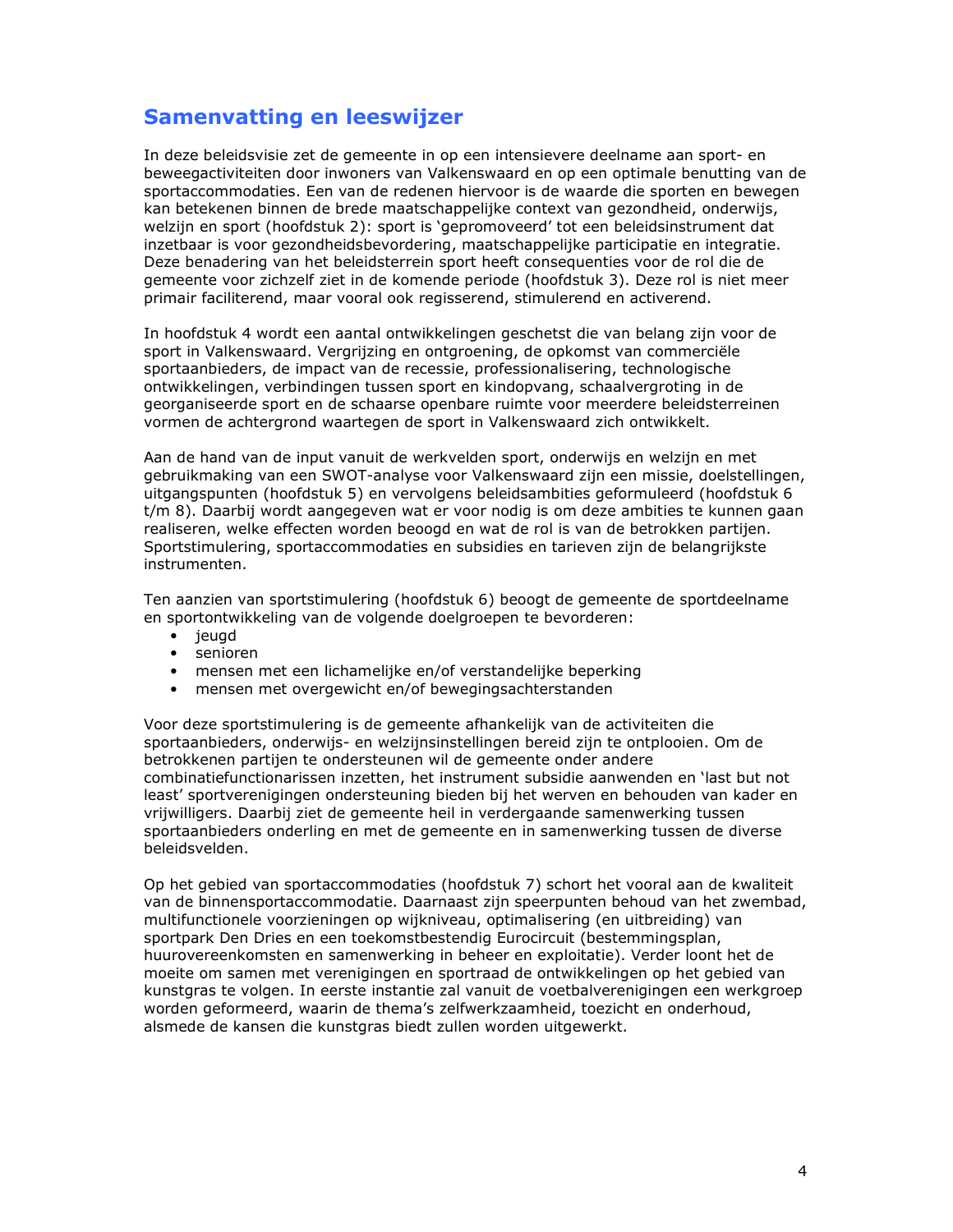# Samenvatting en leeswijzer

In deze beleidsvisie zet de gemeente in op een intensievere deelname aan sport- en beweegactiviteiten door inwoners van Valkenswaard en op een optimale benutting van de sportaccommodaties. Een van de redenen hiervoor is de waarde die sporten en bewegen kan betekenen binnen de brede maatschappelijke context van gezondheid, onderwijs, welzijn en sport (hoofdstuk 2): sport is 'gepromoveerd' tot een beleidsinstrument dat inzetbaar is voor gezondheidsbevordering, maatschappelijke participatie en integratie. Deze benadering van het beleidsterrein sport heeft consequenties voor de rol die de gemeente voor zichzelf ziet in de komende periode (hoofdstuk 3). Deze rol is niet meer primair faciliterend, maar vooral ook regisserend, stimulerend en activerend.

In hoofdstuk 4 wordt een aantal ontwikkelingen geschetst die van belang zijn voor de sport in Valkenswaard. Vergrijzing en ontgroening, de opkomst van commerciële sportaanbieders, de impact van de recessie, professionalisering, technologische ontwikkelingen, verbindingen tussen sport en kindopvang, schaalvergroting in de georganiseerde sport en de schaarse openbare ruimte voor meerdere beleidsterreinen vormen de achtergrond waartegen de sport in Valkenswaard zich ontwikkelt.

Aan de hand van de input vanuit de werkvelden sport, onderwijs en welzijn en met gebruikmaking van een SWOT-analyse voor Valkenswaard zijn een missie, doelstellingen, uitgangspunten (hoofdstuk 5) en vervolgens beleidsambities geformuleerd (hoofdstuk 6 t/m 8). Daarbij wordt aangegeven wat er voor nodig is om deze ambities te kunnen gaan realiseren, welke effecten worden beoogd en wat de rol is van de betrokken partijen. Sportstimulering, sportaccommodaties en subsidies en tarieven zijn de belangrijkste instrumenten.

Ten aanzien van sportstimulering (hoofdstuk 6) beoogt de gemeente de sportdeelname en sportontwikkeling van de volgende doelgroepen te bevorderen:

- jeugd
- senioren
- mensen met een lichamelijke en/of verstandelijke beperking
- mensen met overgewicht en/of bewegingsachterstanden

Voor deze sportstimulering is de gemeente afhankelijk van de activiteiten die sportaanbieders, onderwijs- en welzijnsinstellingen bereid zijn te ontplooien. Om de betrokkenen partijen te ondersteunen wil de gemeente onder andere combinatiefunctionarissen inzetten, het instrument subsidie aanwenden en 'last but not least' sportverenigingen ondersteuning bieden bij het werven en behouden van kader en vrijwilligers. Daarbij ziet de gemeente heil in verdergaande samenwerking tussen sportaanbieders onderling en met de gemeente en in samenwerking tussen de diverse beleidsvelden.

Op het gebied van sportaccommodaties (hoofdstuk 7) schort het vooral aan de kwaliteit van de binnensportaccommodatie. Daarnaast zijn speerpunten behoud van het zwembad, multifunctionele voorzieningen op wijkniveau, optimalisering (en uitbreiding) van sportpark Den Dries en een toekomstbestendig Eurocircuit (bestemmingsplan, huurovereenkomsten en samenwerking in beheer en exploitatie). Verder loont het de moeite om samen met verenigingen en sportraad de ontwikkelingen op het gebied van kunstgras te volgen. In eerste instantie zal vanuit de voetbalverenigingen een werkgroep worden geformeerd, waarin de thema's zelfwerkzaamheid, toezicht en onderhoud, alsmede de kansen die kunstgras biedt zullen worden uitgewerkt.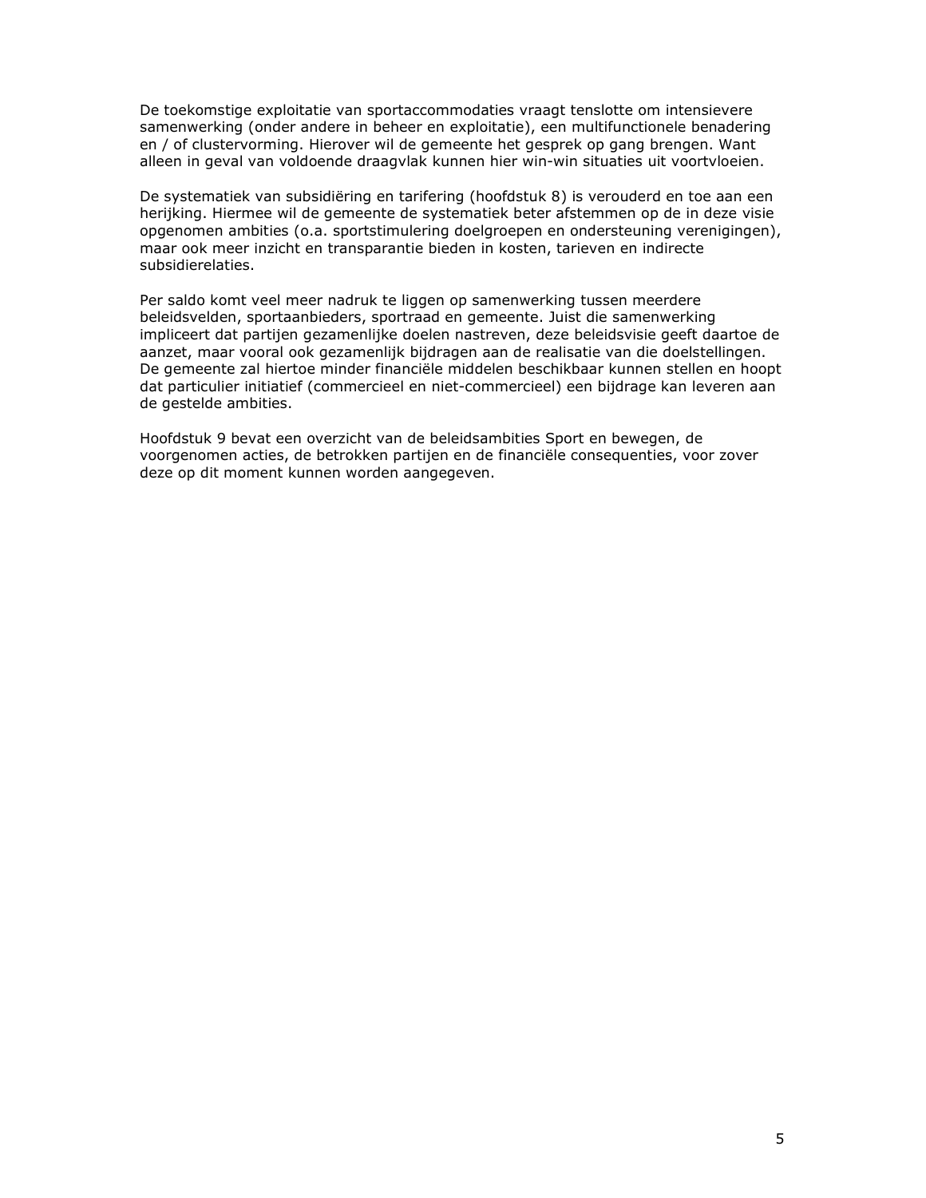De toekomstige exploitatie van sportaccommodaties vraagt tenslotte om intensievere samenwerking (onder andere in beheer en exploitatie), een multifunctionele benadering en / of clustervorming. Hierover wil de gemeente het gesprek op gang brengen. Want alleen in geval van voldoende draagvlak kunnen hier win-win situaties uit voortvloeien.

De systematiek van subsidiëring en tarifering (hoofdstuk 8) is verouderd en toe aan een herijking. Hiermee wil de gemeente de systematiek beter afstemmen op de in deze visie opgenomen ambities (o.a. sportstimulering doelgroepen en ondersteuning verenigingen), maar ook meer inzicht en transparantie bieden in kosten, tarieven en indirecte subsidierelaties.

Per saldo komt veel meer nadruk te liggen op samenwerking tussen meerdere beleidsvelden, sportaanbieders, sportraad en gemeente. Juist die samenwerking impliceert dat partijen gezamenlijke doelen nastreven, deze beleidsvisie geeft daartoe de aanzet, maar vooral ook gezamenlijk bijdragen aan de realisatie van die doelstellingen. De gemeente zal hiertoe minder financiële middelen beschikbaar kunnen stellen en hoopt dat particulier initiatief (commercieel en niet-commercieel) een bijdrage kan leveren aan de gestelde ambities.

Hoofdstuk 9 bevat een overzicht van de beleidsambities Sport en bewegen, de voorgenomen acties, de betrokken partijen en de financiële consequenties, voor zover deze op dit moment kunnen worden aangegeven.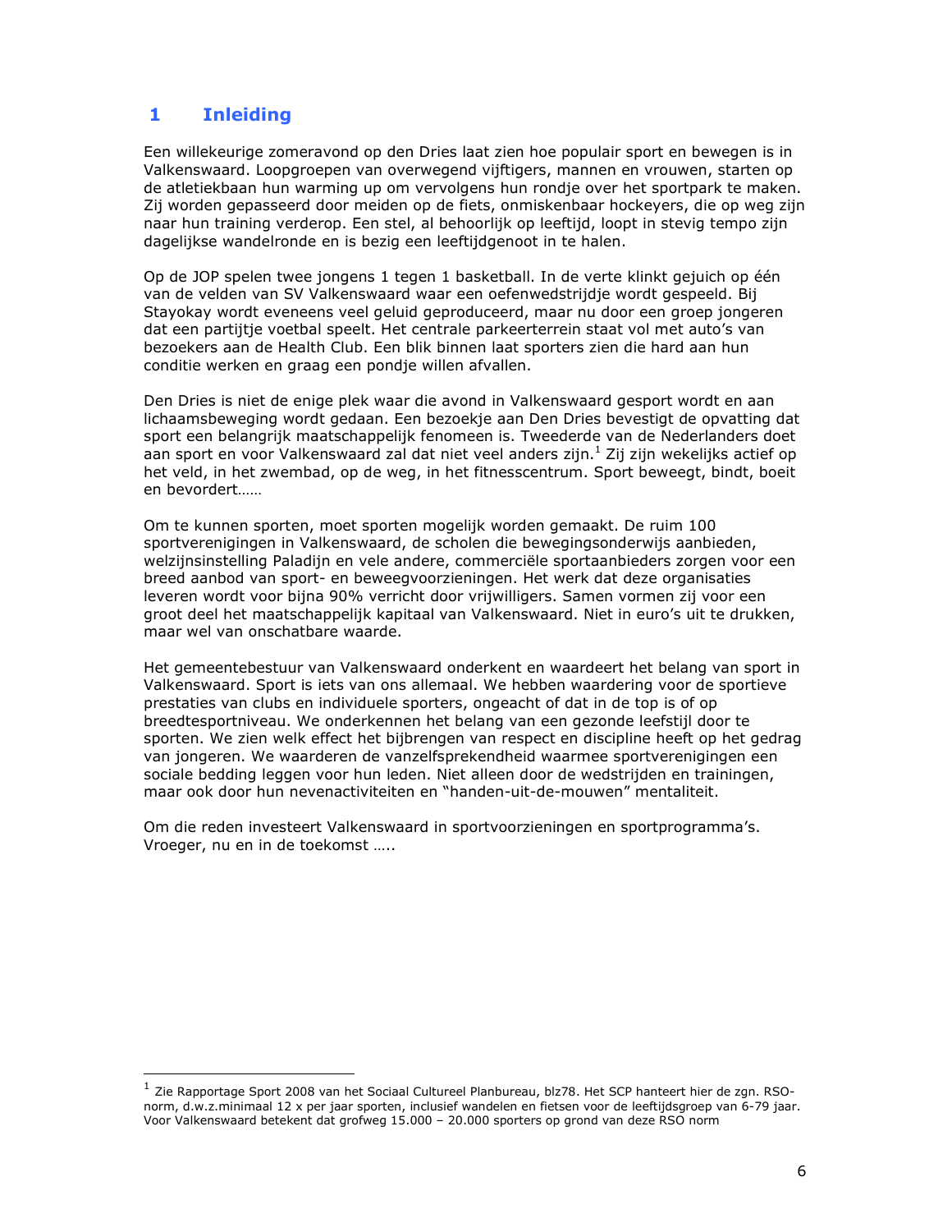# 1 Inleiding

Een willekeurige zomeravond op den Dries laat zien hoe populair sport en bewegen is in Valkenswaard. Loopgroepen van overwegend vijftigers, mannen en vrouwen, starten op de atletiekbaan hun warming up om vervolgens hun rondje over het sportpark te maken. Zij worden gepasseerd door meiden op de fiets, onmiskenbaar hockeyers, die op weg zijn naar hun training verderop. Een stel, al behoorlijk op leeftijd, loopt in stevig tempo zijn dagelijkse wandelronde en is bezig een leeftijdgenoot in te halen.

Op de JOP spelen twee jongens 1 tegen 1 basketball. In de verte klinkt gejuich op één van de velden van SV Valkenswaard waar een oefenwedstrijdje wordt gespeeld. Bij Stayokay wordt eveneens veel geluid geproduceerd, maar nu door een groep jongeren dat een partijtje voetbal speelt. Het centrale parkeerterrein staat vol met auto's van bezoekers aan de Health Club. Een blik binnen laat sporters zien die hard aan hun conditie werken en graag een pondje willen afvallen.

Den Dries is niet de enige plek waar die avond in Valkenswaard gesport wordt en aan lichaamsbeweging wordt gedaan. Een bezoekje aan Den Dries bevestigt de opvatting dat sport een belangrijk maatschappelijk fenomeen is. Tweederde van de Nederlanders doet aan sport en voor Valkenswaard zal dat niet veel anders zijn.[1] Zij zijn wekelijks actief op het veld, in het zwembad, op de weg, in het fitnesscentrum. Sport beweegt, bindt, boeit en bevordert……

Om te kunnen sporten, moet sporten mogelijk worden gemaakt. De ruim 100 sportverenigingen in Valkenswaard, de scholen die bewegingsonderwijs aanbieden, welzijnsinstelling Paladijn en vele andere, commerciële sportaanbieders zorgen voor een breed aanbod van sport- en beweegvoorzieningen. Het werk dat deze organisaties leveren wordt voor bijna 90% verricht door vrijwilligers. Samen vormen zij voor een groot deel het maatschappelijk kapitaal van Valkenswaard. Niet in euro's uit te drukken, maar wel van onschatbare waarde.

Het gemeentebestuur van Valkenswaard onderkent en waardeert het belang van sport in Valkenswaard. Sport is iets van ons allemaal. We hebben waardering voor de sportieve prestaties van clubs en individuele sporters, ongeacht of dat in de top is of op breedtesportniveau. We onderkennen het belang van een gezonde leefstijl door te sporten. We zien welk effect het bijbrengen van respect en discipline heeft op het gedrag van jongeren. We waarderen de vanzelfsprekendheid waarmee sportverenigingen een sociale bedding leggen voor hun leden. Niet alleen door de wedstrijden en trainingen, maar ook door hun nevenactiviteiten en "handen-uit-de-mouwen" mentaliteit.

Om die reden investeert Valkenswaard in sportvoorzieningen en sportprogramma's. Vroeger, nu en in de toekomst …..

---

[1] Zie Rapportage Sport 2008 van het Sociaal Cultureel Planbureau, blz78. Het SCP hanteert hier de zgn. RSO-norm, d.w.z.minimaal 12 x per jaar sporten, inclusief wandelen en fietsen voor de leeftijdsgroep van 6-79 jaar. Voor Valkenswaard betekent dat grofweg 15.000 – 20.000 sporters op grond van deze RSO norm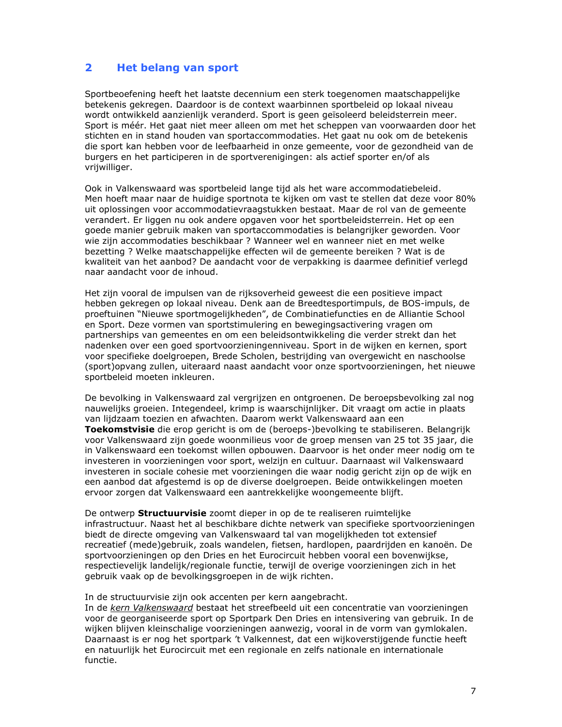## 2 Het belang van sport

Sportbeoefening heeft het laatste decennium een sterk toegenomen maatschappelijke betekenis gekregen. Daardoor is de context waarbinnen sportbeleid op lokaal niveau wordt ontwikkeld aanzienlijk veranderd. Sport is geen geïsoleerd beleidsterrein meer. Sport is méér. Het gaat niet meer alleen om met het scheppen van voorwaarden door het stichten en in stand houden van sportaccommodaties. Het gaat nu ook om de betekenis die sport kan hebben voor de leefbaarheid in onze gemeente, voor de gezondheid van de burgers en het participeren in de sportverenigingen: als actief sporter en/of als vrijwilliger.

Ook in Valkenswaard was sportbeleid lange tijd als het ware accommodatiebeleid. Men hoeft maar naar de huidige sportnota te kijken om vast te stellen dat deze voor 80% uit oplossingen voor accommodatievraagstukken bestaat. Maar de rol van de gemeente verandert. Er liggen nu ook andere opgaven voor het sportbeleidsterrein. Het op een goede manier gebruik maken van sportaccommodaties is belangrijker geworden. Voor wie zijn accommodaties beschikbaar ? Wanneer wel en wanneer niet en met welke bezetting ? Welke maatschappelijke effecten wil de gemeente bereiken ? Wat is de kwaliteit van het aanbod? De aandacht voor de verpakking is daarmee definitief verlegd naar aandacht voor de inhoud.

Het zijn vooral de impulsen van de rijksoverheid geweest die een positieve impact hebben gekregen op lokaal niveau. Denk aan de Breedtesportimpuls, de BOS-impuls, de proeftuinen "Nieuwe sportmogelijkheden", de Combinatiefuncties en de Alliantie School en Sport. Deze vormen van sportstimulering en bewegingsactivering vragen om partnerships van gemeentes en om een beleidsontwikkeling die verder strekt dan het nadenken over een goed sportvoorzieningenniveau. Sport in de wijken en kernen, sport voor specifieke doelgroepen, Brede Scholen, bestrijding van overgewicht en naschoolse (sport)opvang zullen, uiteraard naast aandacht voor onze sportvoorzieningen, het nieuwe sportbeleid moeten inkleuren.

De bevolking in Valkenswaard zal vergrijzen en ontgroenen. De beroepsbevolking zal nog nauwelijks groeien. Integendeel, krimp is waarschijnlijker. Dit vraagt om actie in plaats van lijdzaam toezien en afwachten. Daarom werkt Valkenswaard aan een **Toekomstvisie** die erop gericht is om de (beroeps-)bevolking te stabiliseren. Belangrijk voor Valkenswaard zijn goede woonmilieus voor de groep mensen van 25 tot 35 jaar, die in Valkenswaard een toekomst willen opbouwen. Daarvoor is het onder meer nodig om te investeren in voorzieningen voor sport, welzijn en cultuur. Daarnaast wil Valkenswaard investeren in sociale cohesie met voorzieningen die waar nodig gericht zijn op de wijk en een aanbod dat afgestemd is op de diverse doelgroepen. Beide ontwikkelingen moeten ervoor zorgen dat Valkenswaard een aantrekkelijke woongemeente blijft.

De ontwerp **Structuurvisie** zoomt dieper in op de te realiseren ruimtelijke infrastructuur. Naast het al beschikbare dichte netwerk van specifieke sportvoorzieningen biedt de directe omgeving van Valkenswaard tal van mogelijkheden tot extensief recreatief (mede)gebruik, zoals wandelen, fietsen, hardlopen, paardrijden en kanoën. De sportvoorzieningen op den Dries en het Eurocircuit hebben vooral een bovenwijkse, respectievelijk landelijk/regionale functie, terwijl de overige voorzieningen zich in het gebruik vaak op de bevolkingsgroepen in de wijk richten.

In de structuurvisie zijn ook accenten per kern aangebracht.
In de _kern Valkenswaard_ bestaat het streefbeeld uit een concentratie van voorzieningen voor de georganiseerde sport op Sportpark Den Dries en intensivering van gebruik. In de wijken blijven kleinschalige voorzieningen aanwezig, vooral in de vorm van gymlokalen. Daarnaast is er nog het sportpark 't Valkennest, dat een wijkoverstijgende functie heeft en natuurlijk het Eurocircuit met een regionale en zelfs nationale en internationale functie.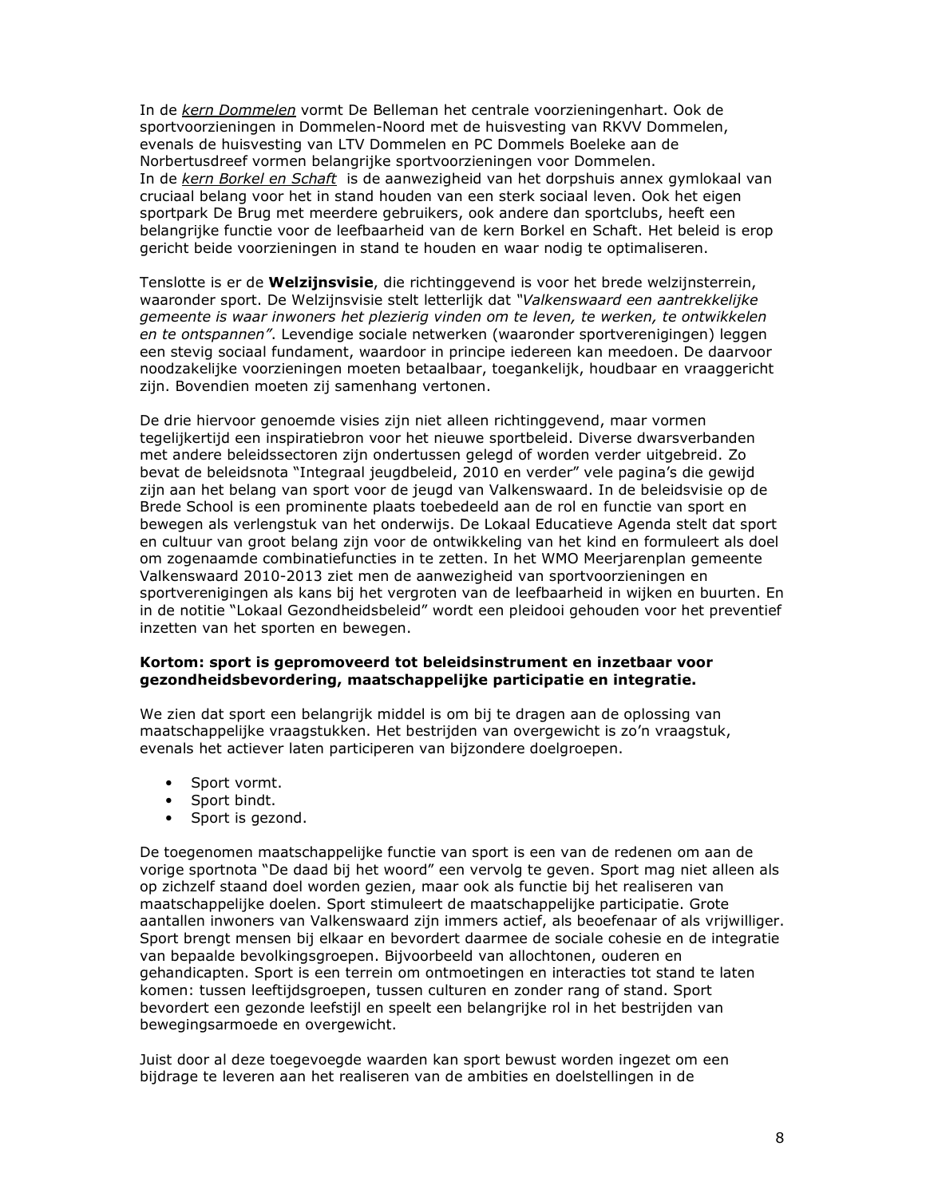In de *kern Dommelen* vormt De Belleman het centrale voorzieningenhart. Ook de sportvoorzieningen in Dommelen-Noord met de huisvesting van RKVV Dommelen, evenals de huisvesting van LTV Dommelen en PC Dommels Boeleke aan de Norbertusdreef vormen belangrijke sportvoorzieningen voor Dommelen.
In de *kern Borkel en Schaft* is de aanwezigheid van het dorpshuis annex gymlokaal van cruciaal belang voor het in stand houden van een sterk sociaal leven. Ook het eigen sportpark De Brug met meerdere gebruikers, ook andere dan sportclubs, heeft een belangrijke functie voor de leefbaarheid van de kern Borkel en Schaft. Het beleid is erop gericht beide voorzieningen in stand te houden en waar nodig te optimaliseren.

Tenslotte is er de **Welzijnsvisie**, die richtinggevend is voor het brede welzijnsterrein, waaronder sport. De Welzijnsvisie stelt letterlijk dat *"Valkenswaard een aantrekkelijke gemeente is waar inwoners het plezierig vinden om te leven, te werken, te ontwikkelen en te ontspannen"*. Levendige sociale netwerken (waaronder sportverenigingen) leggen een stevig sociaal fundament, waardoor in principe iedereen kan meedoen. De daarvoor noodzakelijke voorzieningen moeten betaalbaar, toegankelijk, houdbaar en vraaggericht zijn. Bovendien moeten zij samenhang vertonen.

De drie hiervoor genoemde visies zijn niet alleen richtinggevend, maar vormen tegelijkertijd een inspiratiebron voor het nieuwe sportbeleid. Diverse dwarsverbanden met andere beleidssectoren zijn ondertussen gelegd of worden verder uitgebreid. Zo bevat de beleidsnota "Integraal jeugdbeleid, 2010 en verder" vele pagina's die gewijd zijn aan het belang van sport voor de jeugd van Valkenswaard. In de beleidsvisie op de Brede School is een prominente plaats toebedeeld aan de rol en functie van sport en bewegen als verlengstuk van het onderwijs. De Lokaal Educatieve Agenda stelt dat sport en cultuur van groot belang zijn voor de ontwikkeling van het kind en formuleert als doel om zogenaamde combinatiefuncties in te zetten. In het WMO Meerjarenplan gemeente Valkenswaard 2010-2013 ziet men de aanwezigheid van sportvoorzieningen en sportverenigingen als kans bij het vergroten van de leefbaarheid in wijken en buurten. En in de notitie "Lokaal Gezondheidsbeleid" wordt een pleidooi gehouden voor het preventief inzetten van het sporten en bewegen.

**Kortom: sport is gepromoveerd tot beleidsinstrument en inzetbaar voor gezondheidsbevordering, maatschappelijke participatie en integratie.**

We zien dat sport een belangrijk middel is om bij te dragen aan de oplossing van maatschappelijke vraagstukken. Het bestrijden van overgewicht is zo'n vraagstuk, evenals het actiever laten participeren van bijzondere doelgroepen.

- Sport vormt.
- Sport bindt.
- Sport is gezond.

De toegenomen maatschappelijke functie van sport is een van de redenen om aan de vorige sportnota "De daad bij het woord" een vervolg te geven. Sport mag niet alleen als op zichzelf staand doel worden gezien, maar ook als functie bij het realiseren van maatschappelijke doelen. Sport stimuleert de maatschappelijke participatie. Grote aantallen inwoners van Valkenswaard zijn immers actief, als beoefenaar of als vrijwilliger. Sport brengt mensen bij elkaar en bevordert daarmee de sociale cohesie en de integratie van bepaalde bevolkingsgroepen. Bijvoorbeeld van allochtonen, ouderen en gehandicapten. Sport is een terrein om ontmoetingen en interacties tot stand te laten komen: tussen leeftijdsgroepen, tussen culturen en zonder rang of stand. Sport bevordert een gezonde leefstijl en speelt een belangrijke rol in het bestrijden van bewegingsarmoede en overgewicht.

Juist door al deze toegevoegde waarden kan sport bewust worden ingezet om een bijdrage te leveren aan het realiseren van de ambities en doelstellingen in de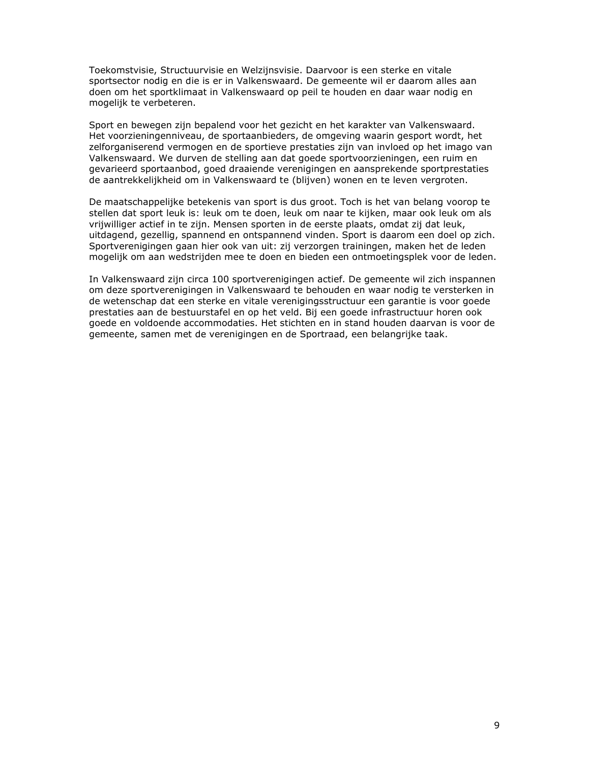Toekomstvisie, Structuurvisie en Welzijnsvisie. Daarvoor is een sterke en vitale sportsector nodig en die is er in Valkenswaard. De gemeente wil er daarom alles aan doen om het sportklimaat in Valkenswaard op peil te houden en daar waar nodig en mogelijk te verbeteren.

Sport en bewegen zijn bepalend voor het gezicht en het karakter van Valkenswaard. Het voorzieningenniveau, de sportaanbieders, de omgeving waarin gesport wordt, het zelforganiserend vermogen en de sportieve prestaties zijn van invloed op het imago van Valkenswaard. We durven de stelling aan dat goede sportvoorzieningen, een ruim en gevarieerd sportaanbod, goed draaiende verenigingen en aansprekende sportprestaties de aantrekkelijkheid om in Valkenswaard te (blijven) wonen en te leven vergroten.

De maatschappelijke betekenis van sport is dus groot. Toch is het van belang voorop te stellen dat sport leuk is: leuk om te doen, leuk om naar te kijken, maar ook leuk om als vrijwilliger actief in te zijn. Mensen sporten in de eerste plaats, omdat zij dat leuk, uitdagend, gezellig, spannend en ontspannend vinden. Sport is daarom een doel op zich. Sportverenigingen gaan hier ook van uit: zij verzorgen trainingen, maken het de leden mogelijk om aan wedstrijden mee te doen en bieden een ontmoetingsplek voor de leden.

In Valkenswaard zijn circa 100 sportverenigingen actief. De gemeente wil zich inspannen om deze sportverenigingen in Valkenswaard te behouden en waar nodig te versterken in de wetenschap dat een sterke en vitale verenigingsstructuur een garantie is voor goede prestaties aan de bestuurstafel en op het veld. Bij een goede infrastructuur horen ook goede en voldoende accommodaties. Het stichten en in stand houden daarvan is voor de gemeente, samen met de verenigingen en de Sportraad, een belangrijke taak.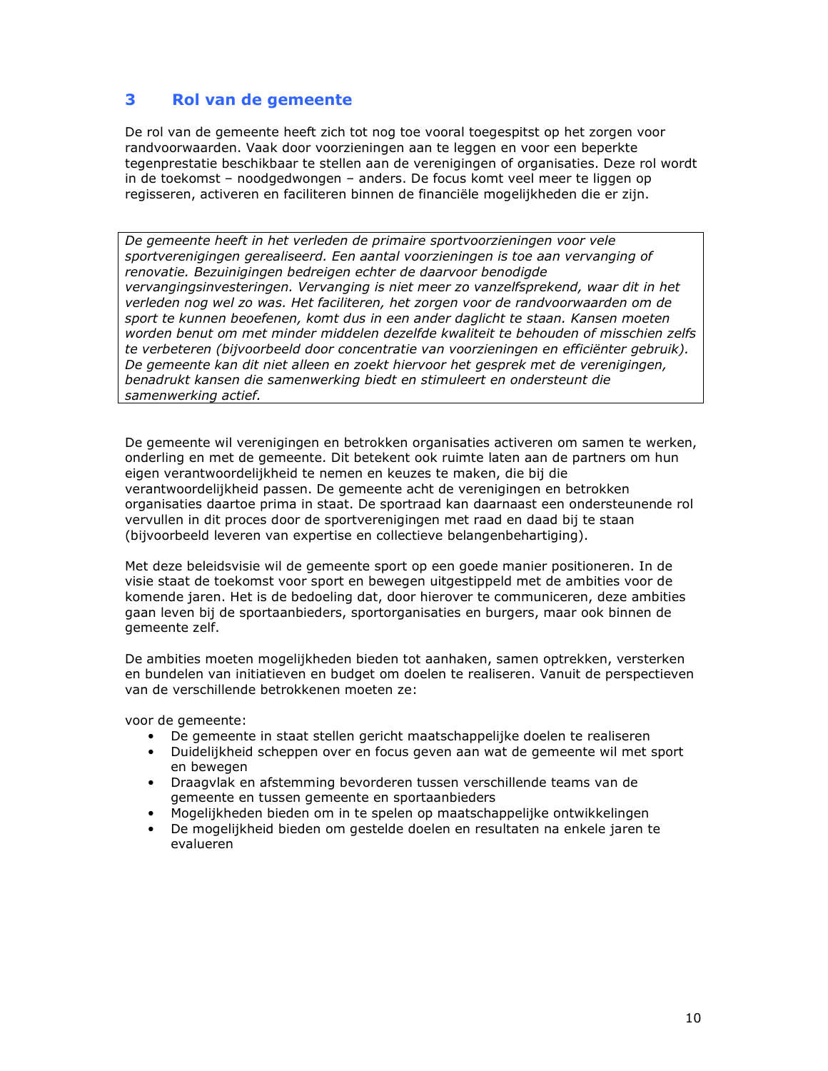# 3 Rol van de gemeente

De rol van de gemeente heeft zich tot nog toe vooral toegespitst op het zorgen voor randvoorwaarden. Vaak door voorzieningen aan te leggen en voor een beperkte tegenprestatie beschikbaar te stellen aan de verenigingen of organisaties. Deze rol wordt in de toekomst – noodgedwongen – anders. De focus komt veel meer te liggen op regisseren, activeren en faciliteren binnen de financiële mogelijkheden die er zijn.

> *De gemeente heeft in het verleden de primaire sportvoorzieningen voor vele sportverenigingen gerealiseerd. Een aantal voorzieningen is toe aan vervanging of renovatie. Bezuinigingen bedreigen echter de daarvoor benodigde vervangingsinvesteringen. Vervanging is niet meer zo vanzelfsprekend, waar dit in het verleden nog wel zo was. Het faciliteren, het zorgen voor de randvoorwaarden om de sport te kunnen beoefenen, komt dus in een ander daglicht te staan. Kansen moeten worden benut om met minder middelen dezelfde kwaliteit te behouden of misschien zelfs te verbeteren (bijvoorbeeld door concentratie van voorzieningen en efficiënter gebruik). De gemeente kan dit niet alleen en zoekt hiervoor het gesprek met de verenigingen, benadrukt kansen die samenwerking biedt en stimuleert en ondersteunt die samenwerking actief.*

De gemeente wil verenigingen en betrokken organisaties activeren om samen te werken, onderling en met de gemeente. Dit betekent ook ruimte laten aan de partners om hun eigen verantwoordelijkheid te nemen en keuzes te maken, die bij die verantwoordelijkheid passen. De gemeente acht de verenigingen en betrokken organisaties daartoe prima in staat. De sportraad kan daarnaast een ondersteunende rol vervullen in dit proces door de sportverenigingen met raad en daad bij te staan (bijvoorbeeld leveren van expertise en collectieve belangenbehartiging).

Met deze beleidsvisie wil de gemeente sport op een goede manier positioneren. In de visie staat de toekomst voor sport en bewegen uitgestippeld met de ambities voor de komende jaren. Het is de bedoeling dat, door hierover te communiceren, deze ambities gaan leven bij de sportaanbieders, sportorganisaties en burgers, maar ook binnen de gemeente zelf.

De ambities moeten mogelijkheden bieden tot aanhaken, samen optrekken, versterken en bundelen van initiatieven en budget om doelen te realiseren. Vanuit de perspectieven van de verschillende betrokkenen moeten ze:

voor de gemeente:

- De gemeente in staat stellen gericht maatschappelijke doelen te realiseren
- Duidelijkheid scheppen over en focus geven aan wat de gemeente wil met sport en bewegen
- Draagvlak en afstemming bevorderen tussen verschillende teams van de gemeente en tussen gemeente en sportaanbieders
- Mogelijkheden bieden om in te spelen op maatschappelijke ontwikkelingen
- De mogelijkheid bieden om gestelde doelen en resultaten na enkele jaren te evalueren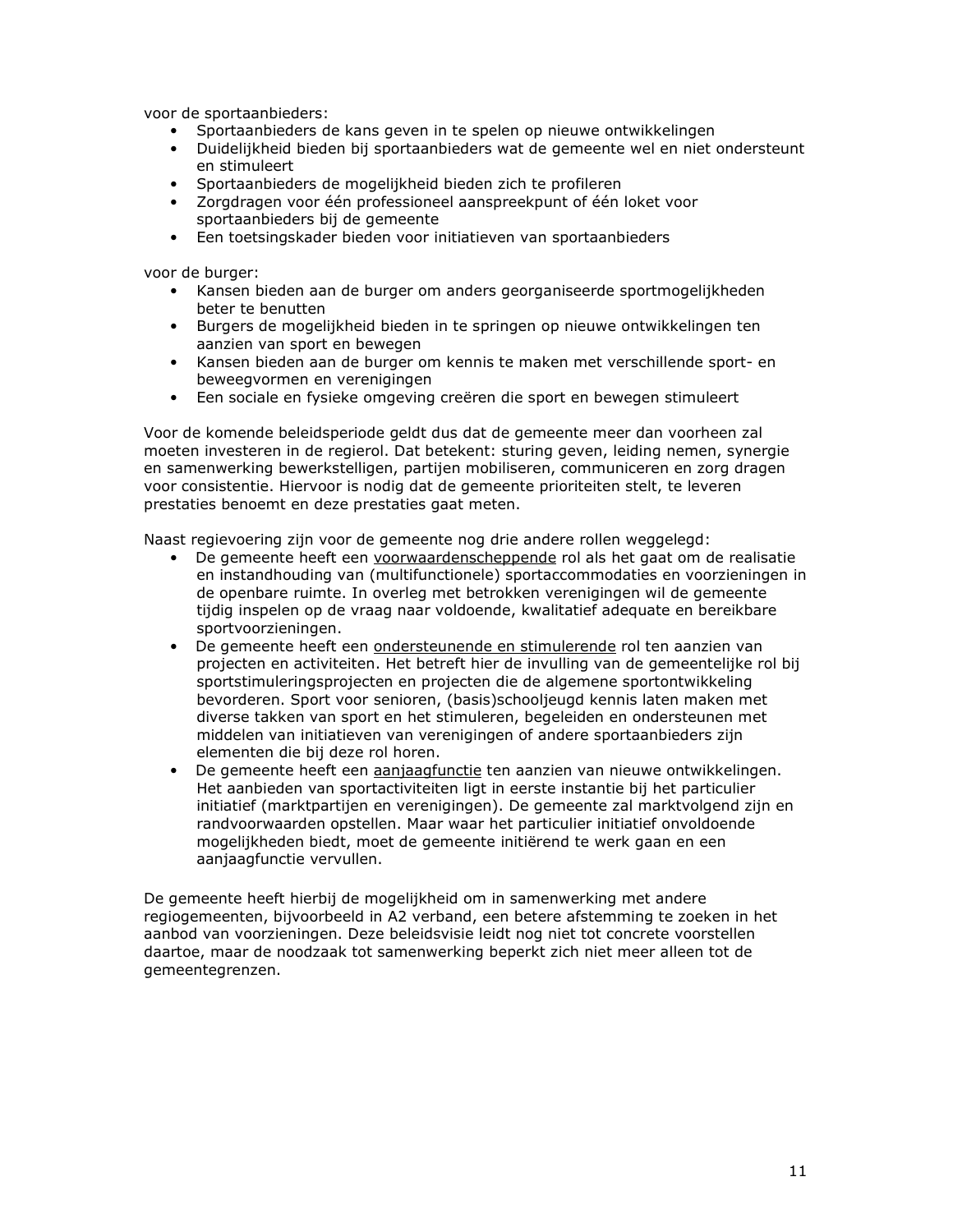voor de sportaanbieders:

- Sportaanbieders de kans geven in te spelen op nieuwe ontwikkelingen
- Duidelijkheid bieden bij sportaanbieders wat de gemeente wel en niet ondersteunt en stimuleert
- Sportaanbieders de mogelijkheid bieden zich te profileren
- Zorgdragen voor één professioneel aanspreekpunt of één loket voor sportaanbieders bij de gemeente
- Een toetsingskader bieden voor initiatieven van sportaanbieders

voor de burger:

- Kansen bieden aan de burger om anders georganiseerde sportmogelijkheden beter te benutten
- Burgers de mogelijkheid bieden in te springen op nieuwe ontwikkelingen ten aanzien van sport en bewegen
- Kansen bieden aan de burger om kennis te maken met verschillende sport- en beweegvormen en verenigingen
- Een sociale en fysieke omgeving creëren die sport en bewegen stimuleert

Voor de komende beleidsperiode geldt dus dat de gemeente meer dan voorheen zal moeten investeren in de regierol. Dat betekent: sturing geven, leiding nemen, synergie en samenwerking bewerkstelligen, partijen mobiliseren, communiceren en zorg dragen voor consistentie. Hiervoor is nodig dat de gemeente prioriteiten stelt, te leveren prestaties benoemt en deze prestaties gaat meten.

Naast regievoering zijn voor de gemeente nog drie andere rollen weggelegd:

- De gemeente heeft een <u>voorwaardenscheppende</u> rol als het gaat om de realisatie en instandhouding van (multifunctionele) sportaccommodaties en voorzieningen in de openbare ruimte. In overleg met betrokken verenigingen wil de gemeente tijdig inspelen op de vraag naar voldoende, kwalitatief adequate en bereikbare sportvoorzieningen.
- De gemeente heeft een <u>ondersteunende en stimulerende</u> rol ten aanzien van projecten en activiteiten. Het betreft hier de invulling van de gemeentelijke rol bij sportstimuleringsprojecten en projecten die de algemene sportontwikkeling bevorderen. Sport voor senioren, (basis)schooljeugd kennis laten maken met diverse takken van sport en het stimuleren, begeleiden en ondersteunen met middelen van initiatieven van verenigingen of andere sportaanbieders zijn elementen die bij deze rol horen.
- De gemeente heeft een <u>aanjaagfunctie</u> ten aanzien van nieuwe ontwikkelingen. Het aanbieden van sportactiviteiten ligt in eerste instantie bij het particulier initiatief (marktpartijen en verenigingen). De gemeente zal marktvolgend zijn en randvoorwaarden opstellen. Maar waar het particulier initiatief onvoldoende mogelijkheden biedt, moet de gemeente initiërend te werk gaan en een aanjaagfunctie vervullen.

De gemeente heeft hierbij de mogelijkheid om in samenwerking met andere regiogemeenten, bijvoorbeeld in A2 verband, een betere afstemming te zoeken in het aanbod van voorzieningen. Deze beleidsvisie leidt nog niet tot concrete voorstellen daartoe, maar de noodzaak tot samenwerking beperkt zich niet meer alleen tot de gemeentegrenzen.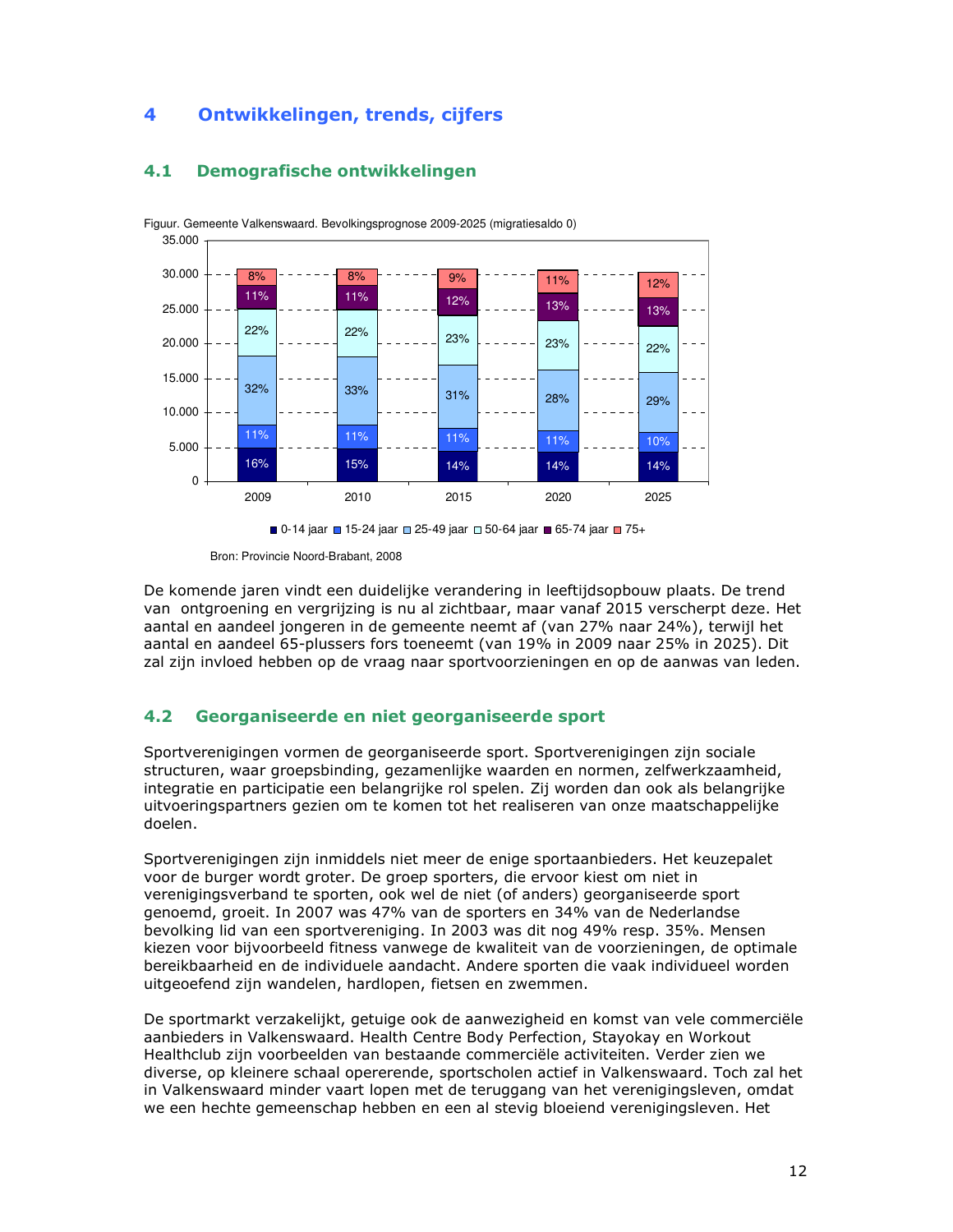## 4 Ontwikkelingen, trends, cijfers

### 4.1 Demografische ontwikkelingen

Figuur. Gemeente Valkenswaard. Bevolkingsprognose 2009-2025 (migratiesaldo 0)

| | 2009 | 2010 | 2015 | 2020 | 2025 |
|---|---|---|---|---|---|
| 75+ | 8% | 8% | 9% | 11% | 12% |
| 65-74 jaar | 11% | 11% | 12% | 13% | 13% |
| 50-64 jaar | 22% | 22% | 23% | 23% | 22% |
| 25-49 jaar | 32% | 33% | 31% | 28% | 29% |
| 15-24 jaar | 11% | 11% | 11% | 11% | 10% |
| 0-14 jaar | 16% | 15% | 14% | 14% | 14% |

Bron: Provincie Noord-Brabant, 2008

De komende jaren vindt een duidelijke verandering in leeftijdsopbouw plaats. De trend van ontgroening en vergrijzing is nu al zichtbaar, maar vanaf 2015 verscherpt deze. Het aantal en aandeel jongeren in de gemeente neemt af (van 27% naar 24%), terwijl het aantal en aandeel 65-plussers fors toeneemt (van 19% in 2009 naar 25% in 2025). Dit zal zijn invloed hebben op de vraag naar sportvoorzieningen en op de aanwas van leden.

### 4.2 Georganiseerde en niet georganiseerde sport

Sportverenigingen vormen de georganiseerde sport. Sportverenigingen zijn sociale structuren, waar groepsbinding, gezamenlijke waarden en normen, zelfwerkzaamheid, integratie en participatie een belangrijke rol spelen. Zij worden dan ook als belangrijke uitvoeringspartners gezien om te komen tot het realiseren van onze maatschappelijke doelen.

Sportverenigingen zijn inmiddels niet meer de enige sportaanbieders. Het keuzepalet voor de burger wordt groter. De groep sporters, die ervoor kiest om niet in verenigingsverband te sporten, ook wel de niet (of anders) georganiseerde sport genoemd, groeit. In 2007 was 47% van de sporters en 34% van de Nederlandse bevolking lid van een sportvereniging. In 2003 was dit nog 49% resp. 35%. Mensen kiezen voor bijvoorbeeld fitness vanwege de kwaliteit van de voorzieningen, de optimale bereikbaarheid en de individuele aandacht. Andere sporten die vaak individueel worden uitgeoefend zijn wandelen, hardlopen, fietsen en zwemmen.

De sportmarkt verzakelijkt, getuige ook de aanwezigheid en komst van vele commerciële aanbieders in Valkenswaard. Health Centre Body Perfection, Stayokay en Workout Healthclub zijn voorbeelden van bestaande commerciële activiteiten. Verder zien we diverse, op kleinere schaal opererende, sportscholen actief in Valkenswaard. Toch zal het in Valkenswaard minder vaart lopen met de teruggang van het verenigingsleven, omdat we een hechte gemeenschap hebben en een al stevig bloeiend verenigingsleven. Het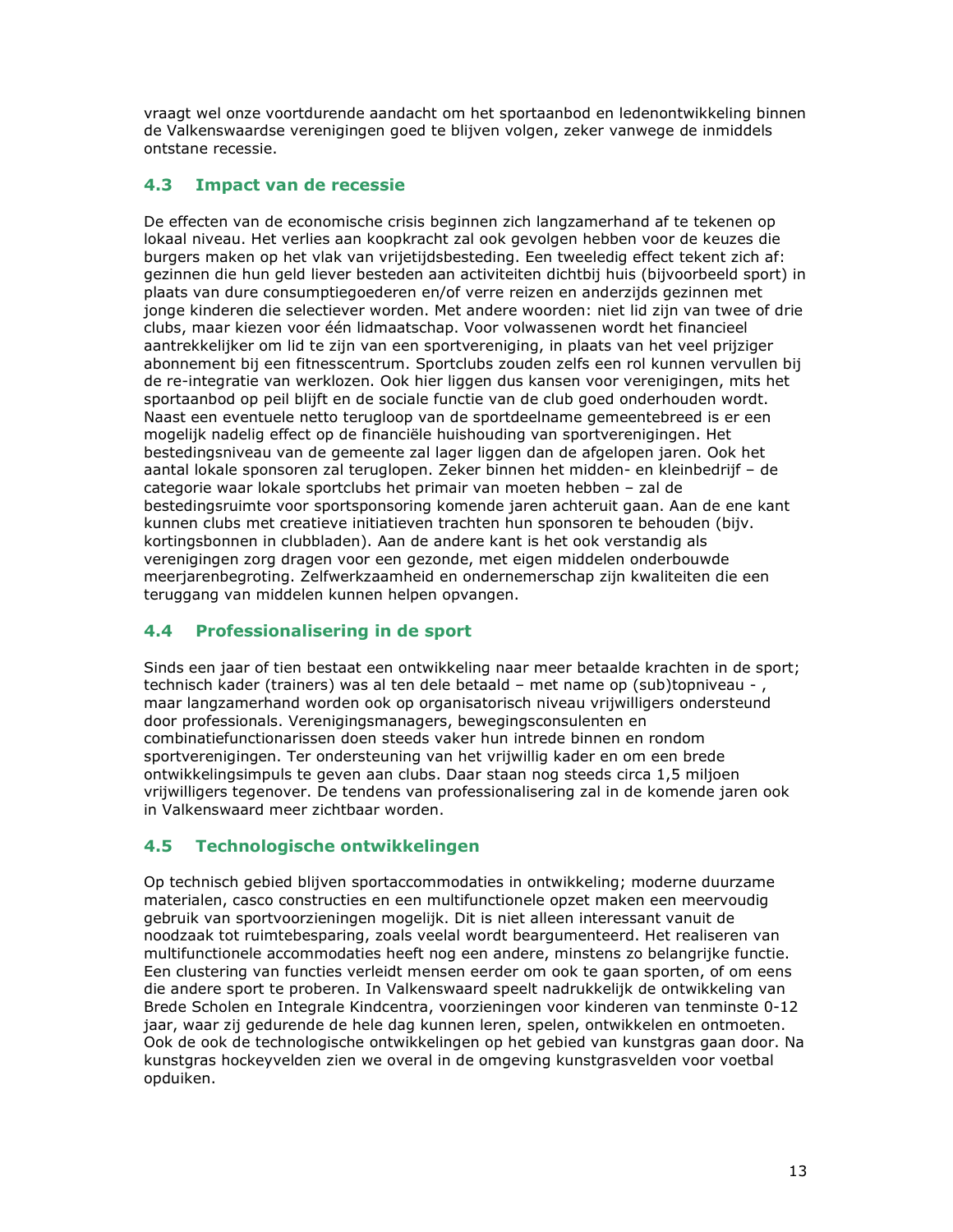vraagt wel onze voortdurende aandacht om het sportaanbod en ledenontwikkeling binnen de Valkenswaardse verenigingen goed te blijven volgen, zeker vanwege de inmiddels ontstane recessie.

## 4.3 Impact van de recessie

De effecten van de economische crisis beginnen zich langzamerhand af te tekenen op lokaal niveau. Het verlies aan koopkracht zal ook gevolgen hebben voor de keuzes die burgers maken op het vlak van vrijetijdsbesteding. Een tweeledig effect tekent zich af: gezinnen die hun geld liever besteden aan activiteiten dichtbij huis (bijvoorbeeld sport) in plaats van dure consumptiegoederen en/of verre reizen en anderzijds gezinnen met jonge kinderen die selectiever worden. Met andere woorden: niet lid zijn van twee of drie clubs, maar kiezen voor één lidmaatschap. Voor volwassenen wordt het financieel aantrekkelijker om lid te zijn van een sportvereniging, in plaats van het veel prijziger abonnement bij een fitnesscentrum. Sportclubs zouden zelfs een rol kunnen vervullen bij de re-integratie van werklozen. Ook hier liggen dus kansen voor verenigingen, mits het sportaanbod op peil blijft en de sociale functie van de club goed onderhouden wordt. Naast een eventuele netto terugloop van de sportdeelname gemeentebreed is er een mogelijk nadelig effect op de financiële huishouding van sportverenigingen. Het bestedingsniveau van de gemeente zal lager liggen dan de afgelopen jaren. Ook het aantal lokale sponsoren zal teruglopen. Zeker binnen het midden- en kleinbedrijf – de categorie waar lokale sportclubs het primair van moeten hebben – zal de bestedingsruimte voor sportsponsoring komende jaren achteruit gaan. Aan de ene kant kunnen clubs met creatieve initiatieven trachten hun sponsoren te behouden (bijv. kortingsbonnen in clubbladen). Aan de andere kant is het ook verstandig als verenigingen zorg dragen voor een gezonde, met eigen middelen onderbouwde meerjarenbegroting. Zelfwerkzaamheid en ondernemerschap zijn kwaliteiten die een teruggang van middelen kunnen helpen opvangen.

## 4.4 Professionalisering in de sport

Sinds een jaar of tien bestaat een ontwikkeling naar meer betaalde krachten in de sport; technisch kader (trainers) was al ten dele betaald – met name op (sub)topniveau - , maar langzamerhand worden ook op organisatorisch niveau vrijwilligers ondersteund door professionals. Verenigingsmanagers, bewegingsconsulenten en combinatiefunctionarissen doen steeds vaker hun intrede binnen en rondom sportverenigingen. Ter ondersteuning van het vrijwillig kader en om een brede ontwikkelingsimpuls te geven aan clubs. Daar staan nog steeds circa 1,5 miljoen vrijwilligers tegenover. De tendens van professionalisering zal in de komende jaren ook in Valkenswaard meer zichtbaar worden.

## 4.5 Technologische ontwikkelingen

Op technisch gebied blijven sportaccommodaties in ontwikkeling; moderne duurzame materialen, casco constructies en een multifunctionele opzet maken een meervoudig gebruik van sportvoorzieningen mogelijk. Dit is niet alleen interessant vanuit de noodzaak tot ruimtebesparing, zoals veelal wordt beargumenteerd. Het realiseren van multifunctionele accommodaties heeft nog een andere, minstens zo belangrijke functie. Een clustering van functies verleidt mensen eerder om ook te gaan sporten, of om eens die andere sport te proberen. In Valkenswaard speelt nadrukkelijk de ontwikkeling van Brede Scholen en Integrale Kindcentra, voorzieningen voor kinderen van tenminste 0-12 jaar, waar zij gedurende de hele dag kunnen leren, spelen, ontwikkelen en ontmoeten. Ook de ook de technologische ontwikkelingen op het gebied van kunstgras gaan door. Na kunstgras hockeyvelden zien we overal in de omgeving kunstgrasvelden voor voetbal opduiken.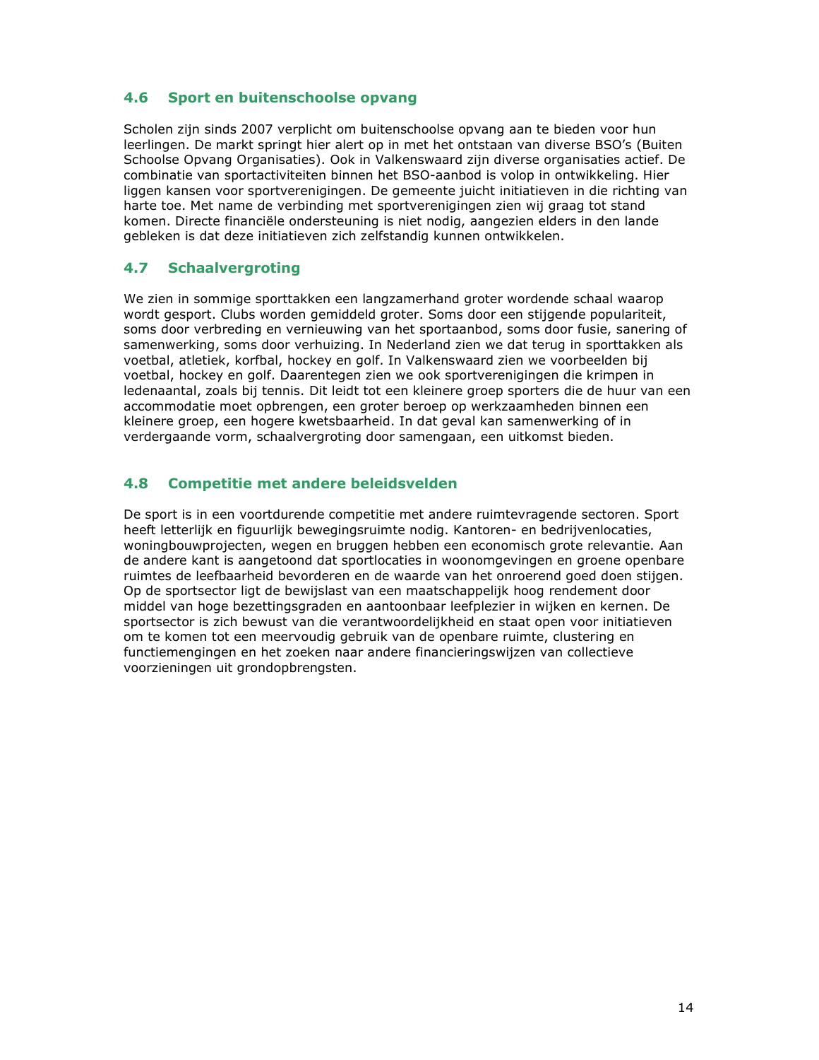## 4.6 Sport en buitenschoolse opvang

Scholen zijn sinds 2007 verplicht om buitenschoolse opvang aan te bieden voor hun leerlingen. De markt springt hier alert op in met het ontstaan van diverse BSO's (Buiten Schoolse Opvang Organisaties). Ook in Valkenswaard zijn diverse organisaties actief. De combinatie van sportactiviteiten binnen het BSO-aanbod is volop in ontwikkeling. Hier liggen kansen voor sportverenigingen. De gemeente juicht initiatieven in die richting van harte toe. Met name de verbinding met sportverenigingen zien wij graag tot stand komen. Directe financiële ondersteuning is niet nodig, aangezien elders in den lande gebleken is dat deze initiatieven zich zelfstandig kunnen ontwikkelen.

## 4.7 Schaalvergroting

We zien in sommige sporttakken een langzamerhand groter wordende schaal waarop wordt gesport. Clubs worden gemiddeld groter. Soms door een stijgende populariteit, soms door verbreding en vernieuwing van het sportaanbod, soms door fusie, sanering of samenwerking, soms door verhuizing. In Nederland zien we dat terug in sporttakken als voetbal, atletiek, korfbal, hockey en golf. In Valkenswaard zien we voorbeelden bij voetbal, hockey en golf. Daarentegen zien we ook sportverenigingen die krimpen in ledenaantal, zoals bij tennis. Dit leidt tot een kleinere groep sporters die de huur van een accommodatie moet opbrengen, een groter beroep op werkzaamheden binnen een kleinere groep, een hogere kwetsbaarheid. In dat geval kan samenwerking of in verdergaande vorm, schaalvergroting door samengaan, een uitkomst bieden.

## 4.8 Competitie met andere beleidsvelden

De sport is in een voortdurende competitie met andere ruimtevragende sectoren. Sport heeft letterlijk en figuurlijk bewegingsruimte nodig. Kantoren- en bedrijvenlocaties, woningbouwprojecten, wegen en bruggen hebben een economisch grote relevantie. Aan de andere kant is aangetoond dat sportlocaties in woonomgevingen en groene openbare ruimtes de leefbaarheid bevorderen en de waarde van het onroerend goed doen stijgen. Op de sportsector ligt de bewijslast van een maatschappelijk hoog rendement door middel van hoge bezettingsgraden en aantoonbaar leefplezier in wijken en kernen. De sportsector is zich bewust van die verantwoordelijkheid en staat open voor initiatieven om te komen tot een meervoudig gebruik van de openbare ruimte, clustering en functiemengingen en het zoeken naar andere financieringswijzen van collectieve voorzieningen uit grondopbrengsten.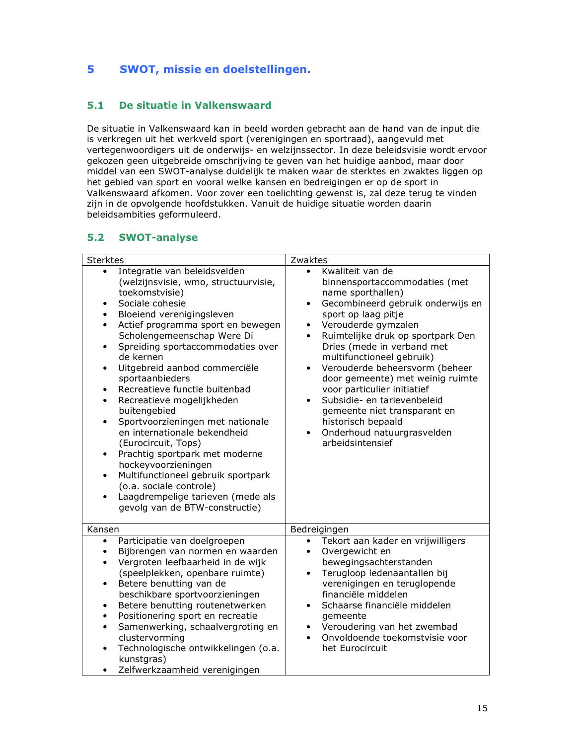# 5 SWOT, missie en doelstellingen.

## 5.1 De situatie in Valkenswaard

De situatie in Valkenswaard kan in beeld worden gebracht aan de hand van de input die is verkregen uit het werkveld sport (verenigingen en sportraad), aangevuld met vertegenwoordigers uit de onderwijs- en welzijnssector. In deze beleidsvisie wordt ervoor gekozen geen uitgebreide omschrijving te geven van het huidige aanbod, maar door middel van een SWOT-analyse duidelijk te maken waar de sterktes en zwaktes liggen op het gebied van sport en vooral welke kansen en bedreigingen er op de sport in Valkenswaard afkomen. Voor zover een toelichting gewenst is, zal deze terug te vinden zijn in de opvolgende hoofdstukken. Vanuit de huidige situatie worden daarin beleidsambities geformuleerd.

## 5.2 SWOT-analyse

| Sterktes | Zwaktes |
|---|---|
| • Integratie van beleidsvelden (welzijnsvisie, wmo, structuurvisie, toekomstvisie)<br>• Sociale cohesie<br>• Bloeiend verenigingsleven<br>• Actief programma sport en bewegen Scholengemeenschap Were Di<br>• Spreiding sportaccommodaties over de kernen<br>• Uitgebreid aanbod commerciële sportaanbieders<br>• Recreatieve functie buitenbad<br>• Recreatieve mogelijkheden buitengebied<br>• Sportvoorzieningen met nationale en internationale bekendheid (Eurocircuit, Tops)<br>• Prachtig sportpark met moderne hockeyvoorzieningen<br>• Multifunctioneel gebruik sportpark (o.a. sociale controle)<br>• Laagdrempelige tarieven (mede als gevolg van de BTW-constructie) | • Kwaliteit van de binnensportaccommodaties (met name sporthallen)<br>• Gecombineerd gebruik onderwijs en sport op laag pitje<br>• Verouderde gymzalen<br>• Ruimtelijke druk op sportpark Den Dries (mede in verband met multifunctioneel gebruik)<br>• Verouderde beheersvorm (beheer door gemeente) met weinig ruimte voor particulier initiatief<br>• Subsidie- en tarievenbeleid gemeente niet transparant en historisch bepaald<br>• Onderhoud natuurgrasvelden arbeidsintensief |
| **Kansen** | **Bedreigingen** |
| • Participatie van doelgroepen<br>• Bijbrengen van normen en waarden<br>• Vergroten leefbaarheid in de wijk (speelplekken, openbare ruimte)<br>• Betere benutting van de beschikbare sportvoorzieningen<br>• Betere benutting routenetwerken<br>• Positionering sport en recreatie<br>• Samenwerking, schaalvergroting en clustervorming<br>• Technologische ontwikkelingen (o.a. kunstgras)<br>• Zelfwerkzaamheid verenigingen | • Tekort aan kader en vrijwilligers<br>• Overgewicht en bewegingsachterstanden<br>• Terugloop ledenaantallen bij verenigingen en teruglopende financiële middelen<br>• Schaarse financiële middelen gemeente<br>• Veroudering van het zwembad<br>• Onvoldoende toekomstvisie voor het Eurocircuit |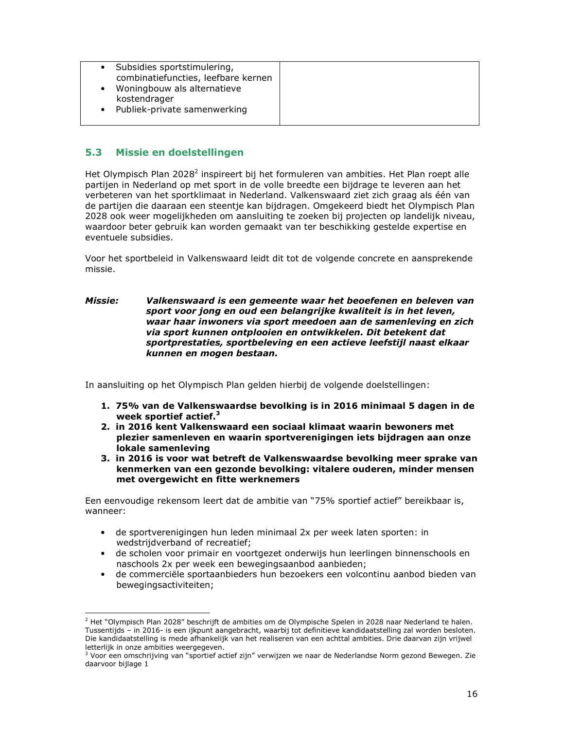| • Subsidies sportstimulering, combinatiefuncties, leefbare kernen<br>• Woningbouw als alternatieve kostendrager<br>• Publiek-private samenwerking | |
|---|---|

### 5.3 Missie en doelstellingen

Het Olympisch Plan 2028[2] inspireert bij het formuleren van ambities. Het Plan roept alle partijen in Nederland op met sport in de volle breedte een bijdrage te leveren aan het verbeteren van het sportklimaat in Nederland. Valkenswaard ziet zich graag als één van de partijen die daaraan een steentje kan bijdragen. Omgekeerd biedt het Olympisch Plan 2028 ook weer mogelijkheden om aansluiting te zoeken bij projecten op landelijk niveau, waardoor beter gebruik kan worden gemaakt van ter beschikking gestelde expertise en eventuele subsidies.

Voor het sportbeleid in Valkenswaard leidt dit tot de volgende concrete en aansprekende missie.

***Missie:*** ***Valkenswaard is een gemeente waar het beoefenen en beleven van sport voor jong en oud een belangrijke kwaliteit is in het leven, waar haar inwoners via sport meedoen aan de samenleving en zich via sport kunnen ontplooien en ontwikkelen. Dit betekent dat sportprestaties, sportbeleving en een actieve leefstijl naast elkaar kunnen en mogen bestaan.***

In aansluiting op het Olympisch Plan gelden hierbij de volgende doelstellingen:

1. **75% van de Valkenswaardse bevolking is in 2016 minimaal 5 dagen in de week sportief actief.[3]**
2. **in 2016 kent Valkenswaard een sociaal klimaat waarin bewoners met plezier samenleven en waarin sportverenigingen iets bijdragen aan onze lokale samenleving**
3. **in 2016 is voor wat betreft de Valkenswaardse bevolking meer sprake van kenmerken van een gezonde bevolking: vitalere ouderen, minder mensen met overgewicht en fitte werknemers**

Een eenvoudige rekensom leert dat de ambitie van "75% sportief actief" bereikbaar is, wanneer:

- de sportverenigingen hun leden minimaal 2x per week laten sporten: in wedstrijdverband of recreatief;
- de scholen voor primair en voortgezet onderwijs hun leerlingen binnenschools en naschools 2x per week een bewegingsaanbod aanbieden;
- de commerciële sportaanbieders hun bezoekers een volcontinu aanbod bieden van bewegingsactiviteiten;

---

[2] Het "Olympisch Plan 2028" beschrijft de ambities om de Olympische Spelen in 2028 naar Nederland te halen. Tussentijds – in 2016- is een ijkpunt aangebracht, waarbij tot definitieve kandidaatstelling zal worden besloten. Die kandidaatstelling is mede afhankelijk van het realiseren van een achttal ambities. Drie daarvan zijn vrijwel letterlijk in onze ambities weergegeven.

[3] Voor een omschrijving van "sportief actief zijn" verwijzen we naar de Nederlandse Norm gezond Bewegen. Zie daarvoor bijlage 1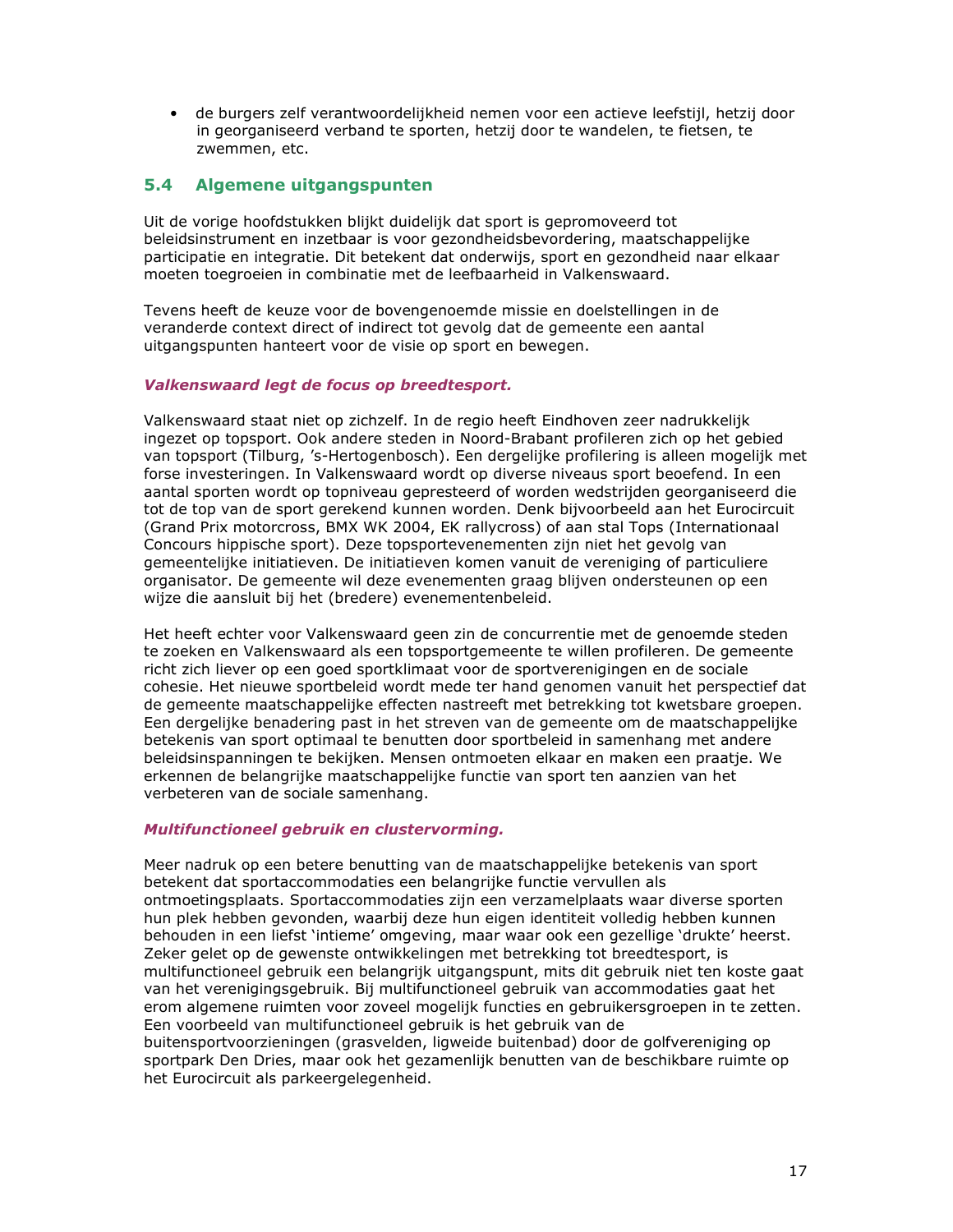- de burgers zelf verantwoordelijkheid nemen voor een actieve leefstijl, hetzij door in georganiseerd verband te sporten, hetzij door te wandelen, te fietsen, te zwemmen, etc.

## 5.4 Algemene uitgangspunten

Uit de vorige hoofdstukken blijkt duidelijk dat sport is gepromoveerd tot beleidsinstrument en inzetbaar is voor gezondheidsbevordering, maatschappelijke participatie en integratie. Dit betekent dat onderwijs, sport en gezondheid naar elkaar moeten toegroeien in combinatie met de leefbaarheid in Valkenswaard.

Tevens heeft de keuze voor de bovengenoemde missie en doelstellingen in de veranderde context direct of indirect tot gevolg dat de gemeente een aantal uitgangspunten hanteert voor de visie op sport en bewegen.

***Valkenswaard legt de focus op breedtesport.***

Valkenswaard staat niet op zichzelf. In de regio heeft Eindhoven zeer nadrukkelijk ingezet op topsport. Ook andere steden in Noord-Brabant profileren zich op het gebied van topsport (Tilburg, 's-Hertogenbosch). Een dergelijke profilering is alleen mogelijk met forse investeringen. In Valkenswaard wordt op diverse niveaus sport beoefend. In een aantal sporten wordt op topniveau gepresteerd of worden wedstrijden georganiseerd die tot de top van de sport gerekend kunnen worden. Denk bijvoorbeeld aan het Eurocircuit (Grand Prix motorcross, BMX WK 2004, EK rallycross) of aan stal Tops (Internationaal Concours hippische sport). Deze topsportevenementen zijn niet het gevolg van gemeentelijke initiatieven. De initiatieven komen vanuit de vereniging of particuliere organisator. De gemeente wil deze evenementen graag blijven ondersteunen op een wijze die aansluit bij het (bredere) evenementenbeleid.

Het heeft echter voor Valkenswaard geen zin de concurrentie met de genoemde steden te zoeken en Valkenswaard als een topsportgemeente te willen profileren. De gemeente richt zich liever op een goed sportklimaat voor de sportverenigingen en de sociale cohesie. Het nieuwe sportbeleid wordt mede ter hand genomen vanuit het perspectief dat de gemeente maatschappelijke effecten nastreeft met betrekking tot kwetsbare groepen. Een dergelijke benadering past in het streven van de gemeente om de maatschappelijke betekenis van sport optimaal te benutten door sportbeleid in samenhang met andere beleidsinspanningen te bekijken. Mensen ontmoeten elkaar en maken een praatje. We erkennen de belangrijke maatschappelijke functie van sport ten aanzien van het verbeteren van de sociale samenhang.

***Multifunctioneel gebruik en clustervorming.***

Meer nadruk op een betere benutting van de maatschappelijke betekenis van sport betekent dat sportaccommodaties een belangrijke functie vervullen als ontmoetingsplaats. Sportaccommodaties zijn een verzamelplaats waar diverse sporten hun plek hebben gevonden, waarbij deze hun eigen identiteit volledig hebben kunnen behouden in een liefst 'intieme' omgeving, maar waar ook een gezellige 'drukte' heerst. Zeker gelet op de gewenste ontwikkelingen met betrekking tot breedtesport, is multifunctioneel gebruik een belangrijk uitgangspunt, mits dit gebruik niet ten koste gaat van het verenigingsgebruik. Bij multifunctioneel gebruik van accommodaties gaat het erom algemene ruimten voor zoveel mogelijk functies en gebruikersgroepen in te zetten. Een voorbeeld van multifunctioneel gebruik is het gebruik van de buitensportvoorzieningen (grasvelden, ligweide buitenbad) door de golfvereniging op sportpark Den Dries, maar ook het gezamenlijk benutten van de beschikbare ruimte op het Eurocircuit als parkeergelegenheid.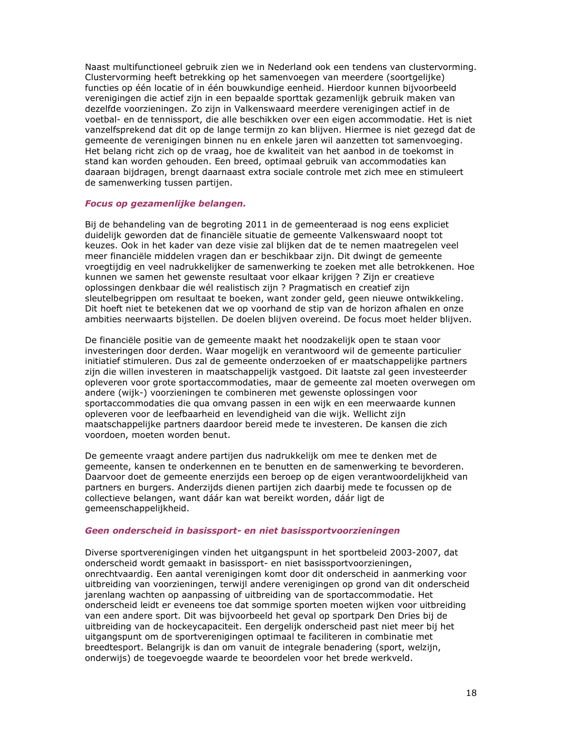Naast multifunctioneel gebruik zien we in Nederland ook een tendens van clustervorming. Clustervorming heeft betrekking op het samenvoegen van meerdere (soortgelijke) functies op één locatie of in één bouwkundige eenheid. Hierdoor kunnen bijvoorbeeld verenigingen die actief zijn in een bepaalde sporttak gezamenlijk gebruik maken van dezelfde voorzieningen. Zo zijn in Valkenswaard meerdere verenigingen actief in de voetbal- en de tennissport, die alle beschikken over een eigen accommodatie. Het is niet vanzelfsprekend dat dit op de lange termijn zo kan blijven. Hiermee is niet gezegd dat de gemeente de verenigingen binnen nu en enkele jaren wil aanzetten tot samenvoeging. Het belang richt zich op de vraag, hoe de kwaliteit van het aanbod in de toekomst in stand kan worden gehouden. Een breed, optimaal gebruik van accommodaties kan daaraan bijdragen, brengt daarnaast extra sociale controle met zich mee en stimuleert de samenwerking tussen partijen.

### *Focus op gezamenlijke belangen.*

Bij de behandeling van de begroting 2011 in de gemeenteraad is nog eens expliciet duidelijk geworden dat de financiële situatie de gemeente Valkenswaard noopt tot keuzes. Ook in het kader van deze visie zal blijken dat de te nemen maatregelen veel meer financiële middelen vragen dan er beschikbaar zijn. Dit dwingt de gemeente vroegtijdig en veel nadrukkelijker de samenwerking te zoeken met alle betrokkenen. Hoe kunnen we samen het gewenste resultaat voor elkaar krijgen ? Zijn er creatieve oplossingen denkbaar die wél realistisch zijn ? Pragmatisch en creatief zijn sleutelbegrippen om resultaat te boeken, want zonder geld, geen nieuwe ontwikkeling. Dit hoeft niet te betekenen dat we op voorhand de stip van de horizon afhalen en onze ambities neerwaarts bijstellen. De doelen blijven overeind. De focus moet helder blijven.

De financiële positie van de gemeente maakt het noodzakelijk open te staan voor investeringen door derden. Waar mogelijk en verantwoord wil de gemeente particulier initiatief stimuleren. Dus zal de gemeente onderzoeken of er maatschappelijke partners zijn die willen investeren in maatschappelijk vastgoed. Dit laatste zal geen investeerder opleveren voor grote sportaccommodaties, maar de gemeente zal moeten overwegen om andere (wijk-) voorzieningen te combineren met gewenste oplossingen voor sportaccommodaties die qua omvang passen in een wijk en een meerwaarde kunnen opleveren voor de leefbaarheid en levendigheid van die wijk. Wellicht zijn maatschappelijke partners daardoor bereid mede te investeren. De kansen die zich voordoen, moeten worden benut.

De gemeente vraagt andere partijen dus nadrukkelijk om mee te denken met de gemeente, kansen te onderkennen en te benutten en de samenwerking te bevorderen. Daarvoor doet de gemeente enerzijds een beroep op de eigen verantwoordelijkheid van partners en burgers. Anderzijds dienen partijen zich daarbij mede te focussen op de collectieve belangen, want dáár kan wat bereikt worden, dáár ligt de gemeenschappelijkheid.

### *Geen onderscheid in basissport- en niet basissportvoorzieningen*

Diverse sportverenigingen vinden het uitgangspunt in het sportbeleid 2003-2007, dat onderscheid wordt gemaakt in basissport- en niet basissportvoorzieningen, onrechtvaardig. Een aantal verenigingen komt door dit onderscheid in aanmerking voor uitbreiding van voorzieningen, terwijl andere verenigingen op grond van dit onderscheid jarenlang wachten op aanpassing of uitbreiding van de sportaccommodatie. Het onderscheid leidt er eveneens toe dat sommige sporten moeten wijken voor uitbreiding van een andere sport. Dit was bijvoorbeeld het geval op sportpark Den Dries bij de uitbreiding van de hockeycapaciteit. Een dergelijk onderscheid past niet meer bij het uitgangspunt om de sportverenigingen optimaal te faciliteren in combinatie met breedtesport. Belangrijk is dan om vanuit de integrale benadering (sport, welzijn, onderwijs) de toegevoegde waarde te beoordelen voor het brede werkveld.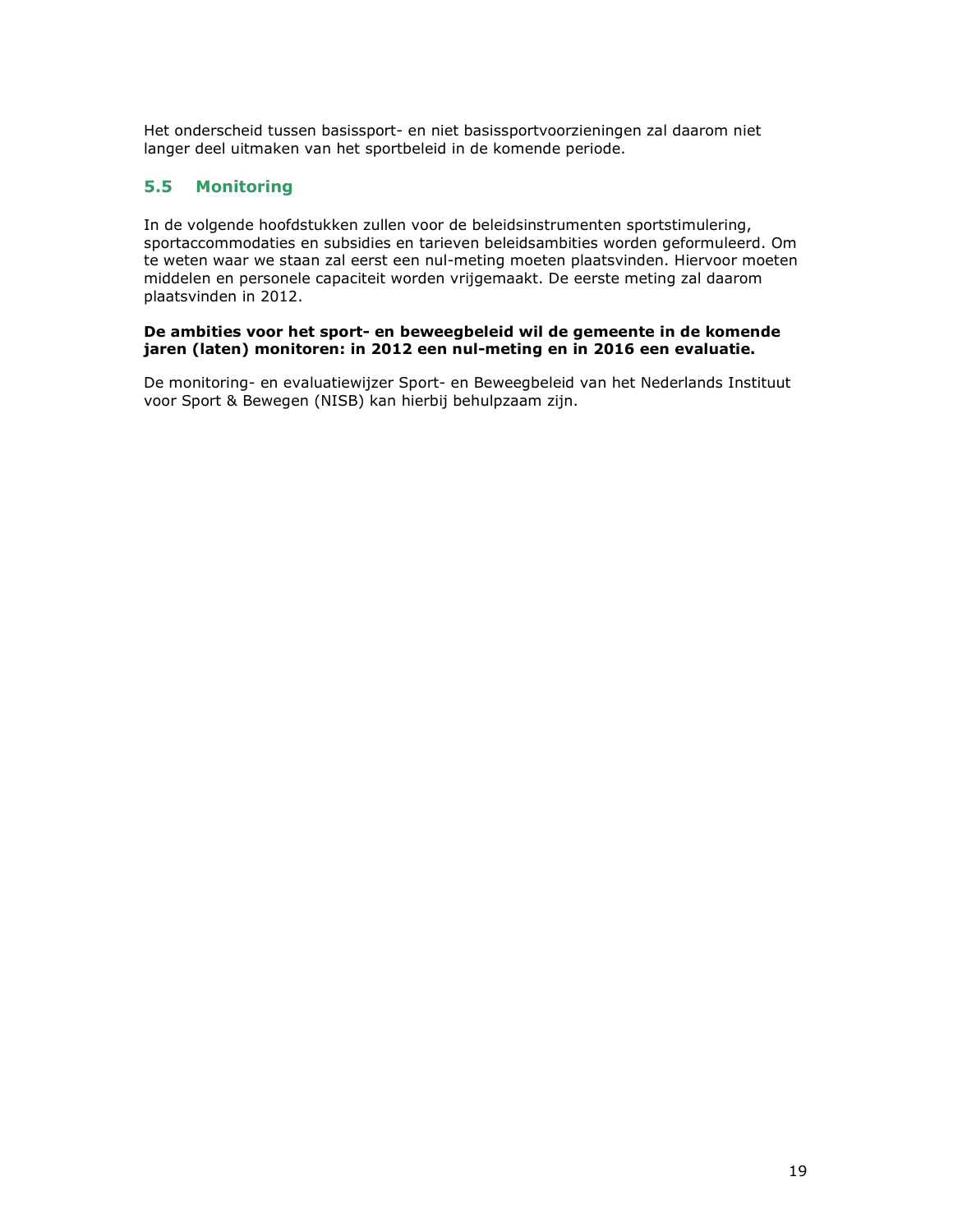Het onderscheid tussen basissport- en niet basissportvoorzieningen zal daarom niet langer deel uitmaken van het sportbeleid in de komende periode.

## 5.5 Monitoring

In de volgende hoofdstukken zullen voor de beleidsinstrumenten sportstimulering, sportaccommodaties en subsidies en tarieven beleidsambities worden geformuleerd. Om te weten waar we staan zal eerst een nul-meting moeten plaatsvinden. Hiervoor moeten middelen en personele capaciteit worden vrijgemaakt. De eerste meting zal daarom plaatsvinden in 2012.

**De ambities voor het sport- en beweegbeleid wil de gemeente in de komende jaren (laten) monitoren: in 2012 een nul-meting en in 2016 een evaluatie.**

De monitoring- en evaluatiewijzer Sport- en Beweegbeleid van het Nederlands Instituut voor Sport & Bewegen (NISB) kan hierbij behulpzaam zijn.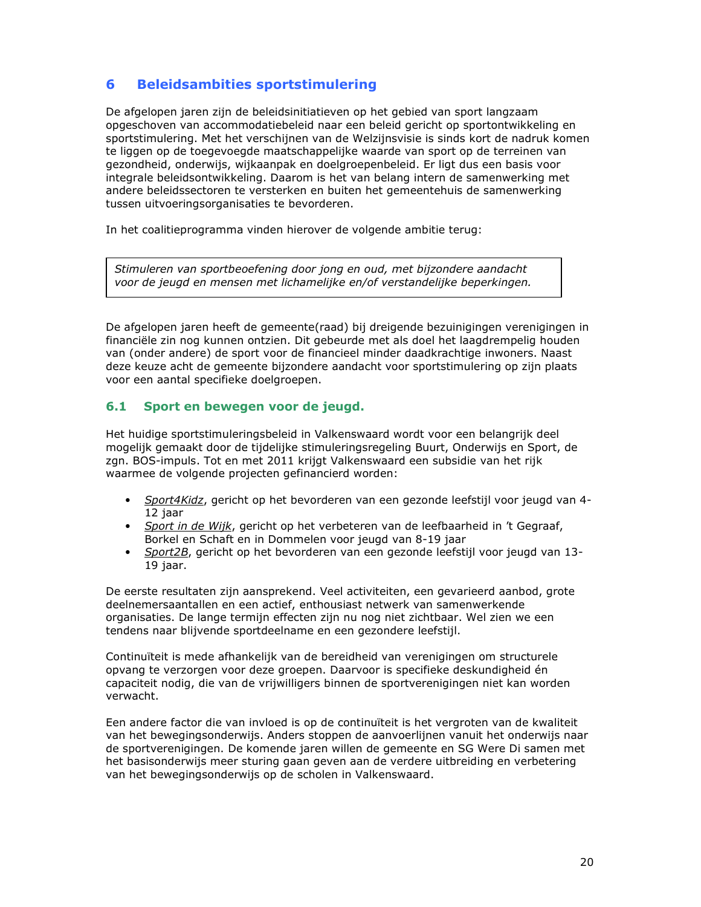# 6 Beleidsambities sportstimulering

De afgelopen jaren zijn de beleidsinitiatieven op het gebied van sport langzaam opgeschoven van accommodatiebeleid naar een beleid gericht op sportontwikkeling en sportstimulering. Met het verschijnen van de Welzijnsvisie is sinds kort de nadruk komen te liggen op de toegevoegde maatschappelijke waarde van sport op de terreinen van gezondheid, onderwijs, wijkaanpak en doelgroepenbeleid. Er ligt dus een basis voor integrale beleidsontwikkeling. Daarom is het van belang intern de samenwerking met andere beleidssectoren te versterken en buiten het gemeentehuis de samenwerking tussen uitvoeringsorganisaties te bevorderen.

In het coalitieprogramma vinden hierover de volgende ambitie terug:

> *Stimuleren van sportbeoefening door jong en oud, met bijzondere aandacht voor de jeugd en mensen met lichamelijke en/of verstandelijke beperkingen.*

De afgelopen jaren heeft de gemeente(raad) bij dreigende bezuinigingen verenigingen in financiële zin nog kunnen ontzien. Dit gebeurde met als doel het laagdrempelig houden van (onder andere) de sport voor de financieel minder daadkrachtige inwoners. Naast deze keuze acht de gemeente bijzondere aandacht voor sportstimulering op zijn plaats voor een aantal specifieke doelgroepen.

## 6.1 Sport en bewegen voor de jeugd.

Het huidige sportstimuleringsbeleid in Valkenswaard wordt voor een belangrijk deel mogelijk gemaakt door de tijdelijke stimuleringsregeling Buurt, Onderwijs en Sport, de zgn. BOS-impuls. Tot en met 2011 krijgt Valkenswaard een subsidie van het rijk waarmee de volgende projecten gefinancierd worden:

- Sport4Kidz, gericht op het bevorderen van een gezonde leefstijl voor jeugd van 4-12 jaar
- Sport in de Wijk, gericht op het verbeteren van de leefbaarheid in 't Gegraaf, Borkel en Schaft en in Dommelen voor jeugd van 8-19 jaar
- Sport2B, gericht op het bevorderen van een gezonde leefstijl voor jeugd van 13-19 jaar.

De eerste resultaten zijn aansprekend. Veel activiteiten, een gevarieerd aanbod, grote deelnemersaantallen en een actief, enthousiast netwerk van samenwerkende organisaties. De lange termijn effecten zijn nu nog niet zichtbaar. Wel zien we een tendens naar blijvende sportdeelname en een gezondere leefstijl.

Continuïteit is mede afhankelijk van de bereidheid van verenigingen om structurele opvang te verzorgen voor deze groepen. Daarvoor is specifieke deskundigheid én capaciteit nodig, die van de vrijwilligers binnen de sportverenigingen niet kan worden verwacht.

Een andere factor die van invloed is op de continuïteit is het vergroten van de kwaliteit van het bewegingsonderwijs. Anders stoppen de aanvoerlijnen vanuit het onderwijs naar de sportverenigingen. De komende jaren willen de gemeente en SG Were Di samen met het basisonderwijs meer sturing gaan geven aan de verdere uitbreiding en verbetering van het bewegingsonderwijs op de scholen in Valkenswaard.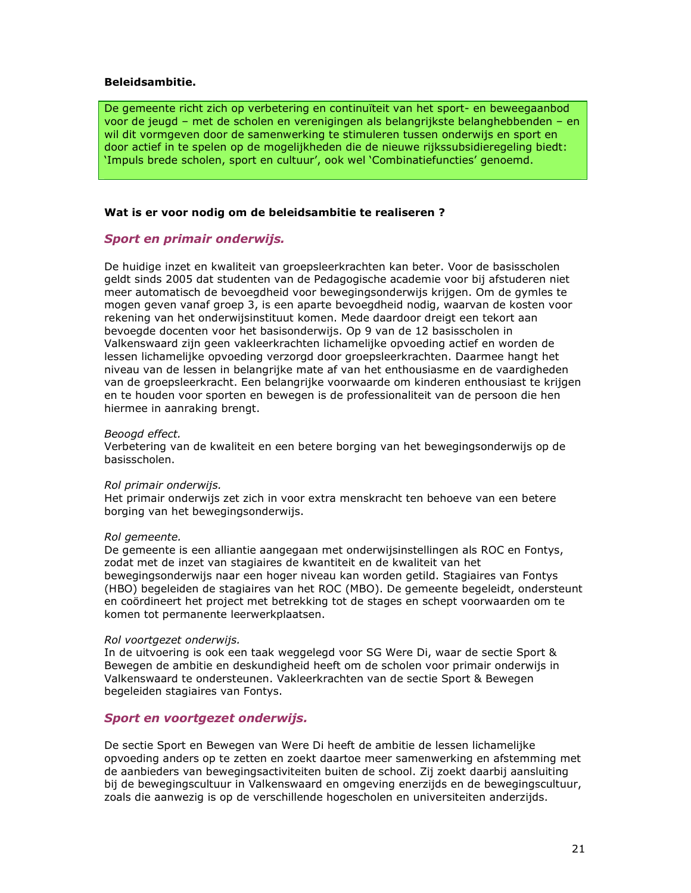**Beleidsambitie.**

> De gemeente richt zich op verbetering en continuïteit van het sport- en beweegaanbod voor de jeugd – met de scholen en verenigingen als belangrijkste belanghebbenden – en wil dit vormgeven door de samenwerking te stimuleren tussen onderwijs en sport en door actief in te spelen op de mogelijkheden die de nieuwe rijkssubsidieregeling biedt: 'Impuls brede scholen, sport en cultuur', ook wel 'Combinatiefuncties' genoemd.

**Wat is er voor nodig om de beleidsambitie te realiseren ?**

## *Sport en primair onderwijs.*

De huidige inzet en kwaliteit van groepsleerkrachten kan beter. Voor de basisscholen geldt sinds 2005 dat studenten van de Pedagogische academie voor bij afstuderen niet meer automatisch de bevoegdheid voor bewegingsonderwijs krijgen. Om de gymles te mogen geven vanaf groep 3, is een aparte bevoegdheid nodig, waarvan de kosten voor rekening van het onderwijsinstituut komen. Mede daardoor dreigt een tekort aan bevoegde docenten voor het basisonderwijs. Op 9 van de 12 basisscholen in Valkenswaard zijn geen vakleerkrachten lichamelijke opvoeding actief en worden de lessen lichamelijke opvoeding verzorgd door groepsleerkrachten. Daarmee hangt het niveau van de lessen in belangrijke mate af van het enthousiasme en de vaardigheden van de groepsleerkracht. Een belangrijke voorwaarde om kinderen enthousiast te krijgen en te houden voor sporten en bewegen is de professionaliteit van de persoon die hen hiermee in aanraking brengt.

*Beoogd effect.*
Verbetering van de kwaliteit en een betere borging van het bewegingsonderwijs op de basisscholen.

*Rol primair onderwijs.*
Het primair onderwijs zet zich in voor extra menskracht ten behoeve van een betere borging van het bewegingsonderwijs.

*Rol gemeente.*
De gemeente is een alliantie aangegaan met onderwijsinstellingen als ROC en Fontys, zodat met de inzet van stagiaires de kwantiteit en de kwaliteit van het bewegingsonderwijs naar een hoger niveau kan worden getild. Stagiaires van Fontys (HBO) begeleiden de stagiaires van het ROC (MBO). De gemeente begeleidt, ondersteunt en coördineert het project met betrekking tot de stages en schept voorwaarden om te komen tot permanente leerwerkplaatsen.

*Rol voortgezet onderwijs.*
In de uitvoering is ook een taak weggelegd voor SG Were Di, waar de sectie Sport & Bewegen de ambitie en deskundigheid heeft om de scholen voor primair onderwijs in Valkenswaard te ondersteunen. Vakleerkrachten van de sectie Sport & Bewegen begeleiden stagiaires van Fontys.

## *Sport en voortgezet onderwijs.*

De sectie Sport en Bewegen van Were Di heeft de ambitie de lessen lichamelijke opvoeding anders op te zetten en zoekt daartoe meer samenwerking en afstemming met de aanbieders van bewegingsactiviteiten buiten de school. Zij zoekt daarbij aansluiting bij de bewegingscultuur in Valkenswaard en omgeving enerzijds en de bewegingscultuur, zoals die aanwezig is op de verschillende hogescholen en universiteiten anderzijds.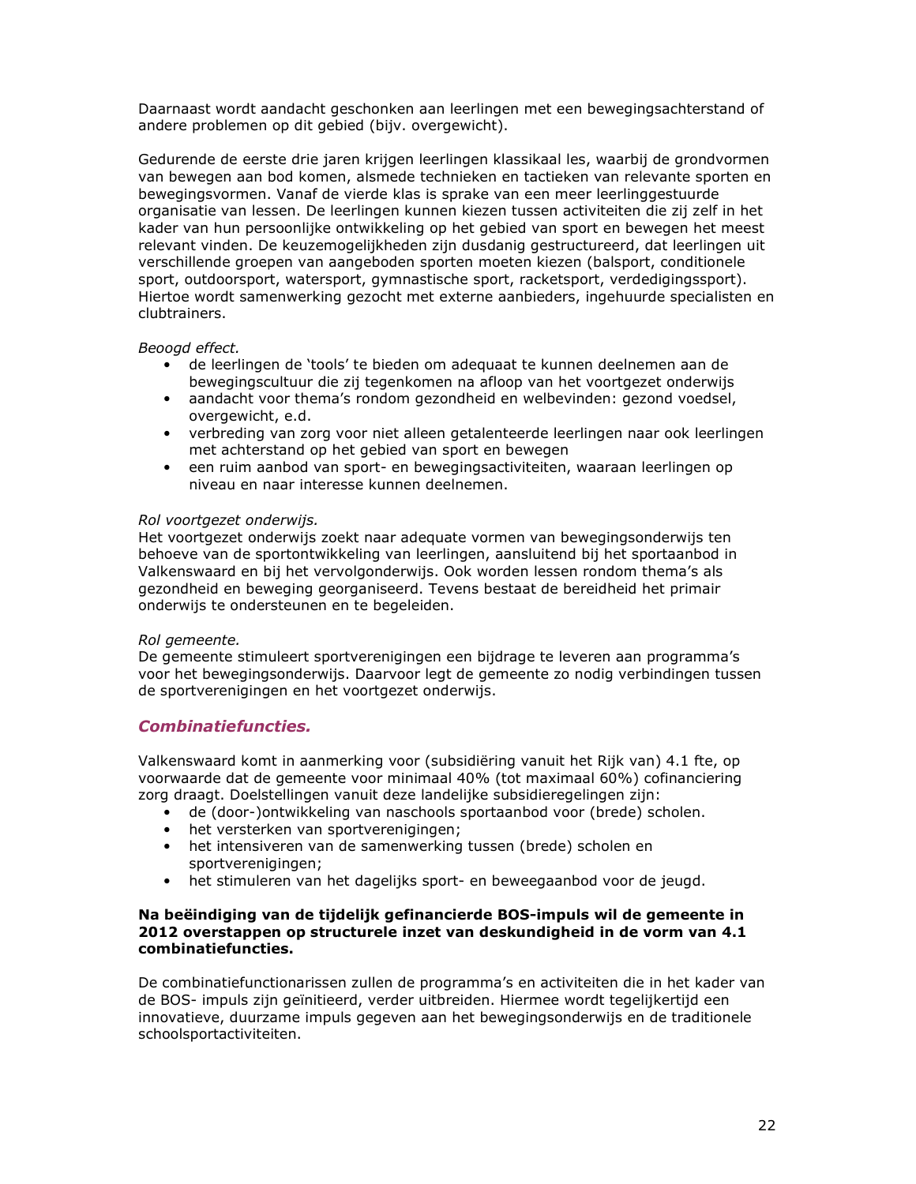Daarnaast wordt aandacht geschonken aan leerlingen met een bewegingsachterstand of andere problemen op dit gebied (bijv. overgewicht).

Gedurende de eerste drie jaren krijgen leerlingen klassikaal les, waarbij de grondvormen van bewegen aan bod komen, alsmede technieken en tactieken van relevante sporten en bewegingsvormen. Vanaf de vierde klas is sprake van een meer leerlinggestuurde organisatie van lessen. De leerlingen kunnen kiezen tussen activiteiten die zij zelf in het kader van hun persoonlijke ontwikkeling op het gebied van sport en bewegen het meest relevant vinden. De keuzemogelijkheden zijn dusdanig gestructureerd, dat leerlingen uit verschillende groepen van aangeboden sporten moeten kiezen (balsport, conditionele sport, outdoorsport, watersport, gymnastische sport, racketsport, verdedigingssport). Hiertoe wordt samenwerking gezocht met externe aanbieders, ingehuurde specialisten en clubtrainers.

*Beoogd effect.*

- de leerlingen de 'tools' te bieden om adequaat te kunnen deelnemen aan de bewegingscultuur die zij tegenkomen na afloop van het voortgezet onderwijs
- aandacht voor thema's rondom gezondheid en welbevinden: gezond voedsel, overgewicht, e.d.
- verbreding van zorg voor niet alleen getalenteerde leerlingen naar ook leerlingen met achterstand op het gebied van sport en bewegen
- een ruim aanbod van sport- en bewegingsactiviteiten, waaraan leerlingen op niveau en naar interesse kunnen deelnemen.

*Rol voortgezet onderwijs.*
Het voortgezet onderwijs zoekt naar adequate vormen van bewegingsonderwijs ten behoeve van de sportontwikkeling van leerlingen, aansluitend bij het sportaanbod in Valkenswaard en bij het vervolgonderwijs. Ook worden lessen rondom thema's als gezondheid en beweging georganiseerd. Tevens bestaat de bereidheid het primair onderwijs te ondersteunen en te begeleiden.

*Rol gemeente.*
De gemeente stimuleert sportverenigingen een bijdrage te leveren aan programma's voor het bewegingsonderwijs. Daarvoor legt de gemeente zo nodig verbindingen tussen de sportverenigingen en het voortgezet onderwijs.

### *Combinatiefuncties.*

Valkenswaard komt in aanmerking voor (subsidiëring vanuit het Rijk van) 4.1 fte, op voorwaarde dat de gemeente voor minimaal 40% (tot maximaal 60%) cofinanciering zorg draagt. Doelstellingen vanuit deze landelijke subsidieregelingen zijn:

- de (door-)ontwikkeling van naschools sportaanbod voor (brede) scholen.
- het versterken van sportverenigingen;
- het intensiveren van de samenwerking tussen (brede) scholen en sportverenigingen;
- het stimuleren van het dagelijks sport- en beweegaanbod voor de jeugd.

**Na beëindiging van de tijdelijk gefinancierde BOS-impuls wil de gemeente in 2012 overstappen op structurele inzet van deskundigheid in de vorm van 4.1 combinatiefuncties.**

De combinatiefunctionarissen zullen de programma's en activiteiten die in het kader van de BOS- impuls zijn geïnitieerd, verder uitbreiden. Hiermee wordt tegelijkertijd een innovatieve, duurzame impuls gegeven aan het bewegingsonderwijs en de traditionele schoolsportactiviteiten.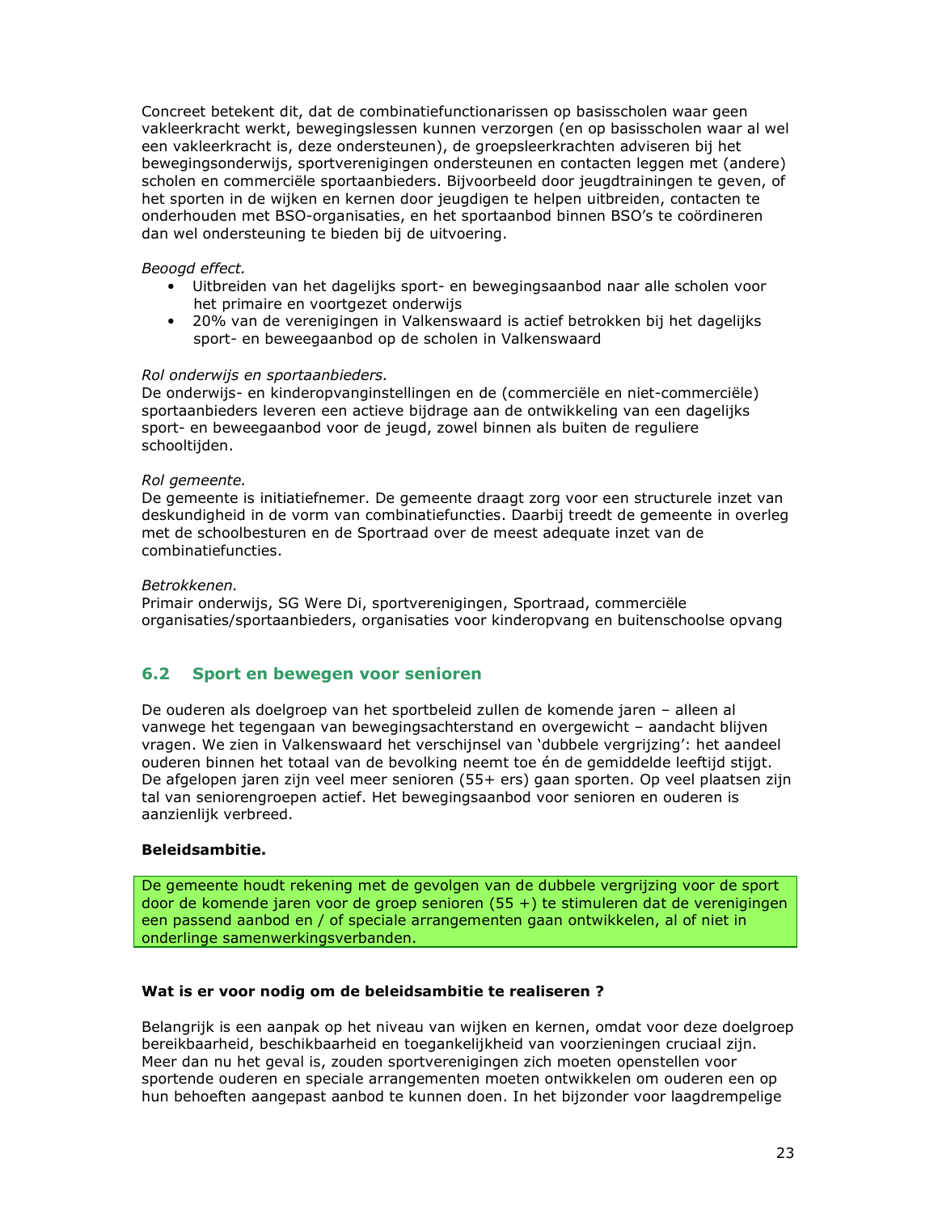Concreet betekent dit, dat de combinatiefunctionarissen op basisscholen waar geen vakleerkracht werkt, bewegingslessen kunnen verzorgen (en op basisscholen waar al wel een vakleerkracht is, deze ondersteunen), de groepsleerkrachten adviseren bij het bewegingsonderwijs, sportverenigingen ondersteunen en contacten leggen met (andere) scholen en commerciële sportaanbieders. Bijvoorbeeld door jeugdtrainingen te geven, of het sporten in de wijken en kernen door jeugdigen te helpen uitbreiden, contacten te onderhouden met BSO-organisaties, en het sportaanbod binnen BSO's te coördineren dan wel ondersteuning te bieden bij de uitvoering.

*Beoogd effect.*

- Uitbreiden van het dagelijks sport- en bewegingsaanbod naar alle scholen voor het primaire en voortgezet onderwijs
- 20% van de verenigingen in Valkenswaard is actief betrokken bij het dagelijks sport- en beweegaanbod op de scholen in Valkenswaard

*Rol onderwijs en sportaanbieders.*
De onderwijs- en kinderopvanginstellingen en de (commerciële en niet-commerciële) sportaanbieders leveren een actieve bijdrage aan de ontwikkeling van een dagelijks sport- en beweegaanbod voor de jeugd, zowel binnen als buiten de reguliere schooltijden.

*Rol gemeente.*
De gemeente is initiatiefnemer. De gemeente draagt zorg voor een structurele inzet van deskundigheid in de vorm van combinatiefuncties. Daarbij treedt de gemeente in overleg met de schoolbesturen en de Sportraad over de meest adequate inzet van de combinatiefuncties.

*Betrokkenen.*
Primair onderwijs, SG Were Di, sportverenigingen, Sportraad, commerciële organisaties/sportaanbieders, organisaties voor kinderopvang en buitenschoolse opvang

## 6.2 Sport en bewegen voor senioren

De ouderen als doelgroep van het sportbeleid zullen de komende jaren – alleen al vanwege het tegengaan van bewegingsachterstand en overgewicht – aandacht blijven vragen. We zien in Valkenswaard het verschijnsel van 'dubbele vergrijzing': het aandeel ouderen binnen het totaal van de bevolking neemt toe én de gemiddelde leeftijd stijgt. De afgelopen jaren zijn veel meer senioren (55+ ers) gaan sporten. Op veel plaatsen zijn tal van seniorengroepen actief. Het bewegingsaanbod voor senioren en ouderen is aanzienlijk verbreed.

**Beleidsambitie.**

De gemeente houdt rekening met de gevolgen van de dubbele vergrijzing voor de sport door de komende jaren voor de groep senioren (55 +) te stimuleren dat de verenigingen een passend aanbod en / of speciale arrangementen gaan ontwikkelen, al of niet in onderlinge samenwerkingsverbanden.

**Wat is er voor nodig om de beleidsambitie te realiseren ?**

Belangrijk is een aanpak op het niveau van wijken en kernen, omdat voor deze doelgroep bereikbaarheid, beschikbaarheid en toegankelijkheid van voorzieningen cruciaal zijn. Meer dan nu het geval is, zouden sportverenigingen zich moeten openstellen voor sportende ouderen en speciale arrangementen moeten ontwikkelen om ouderen een op hun behoeften aangepast aanbod te kunnen doen. In het bijzonder voor laagdrempelige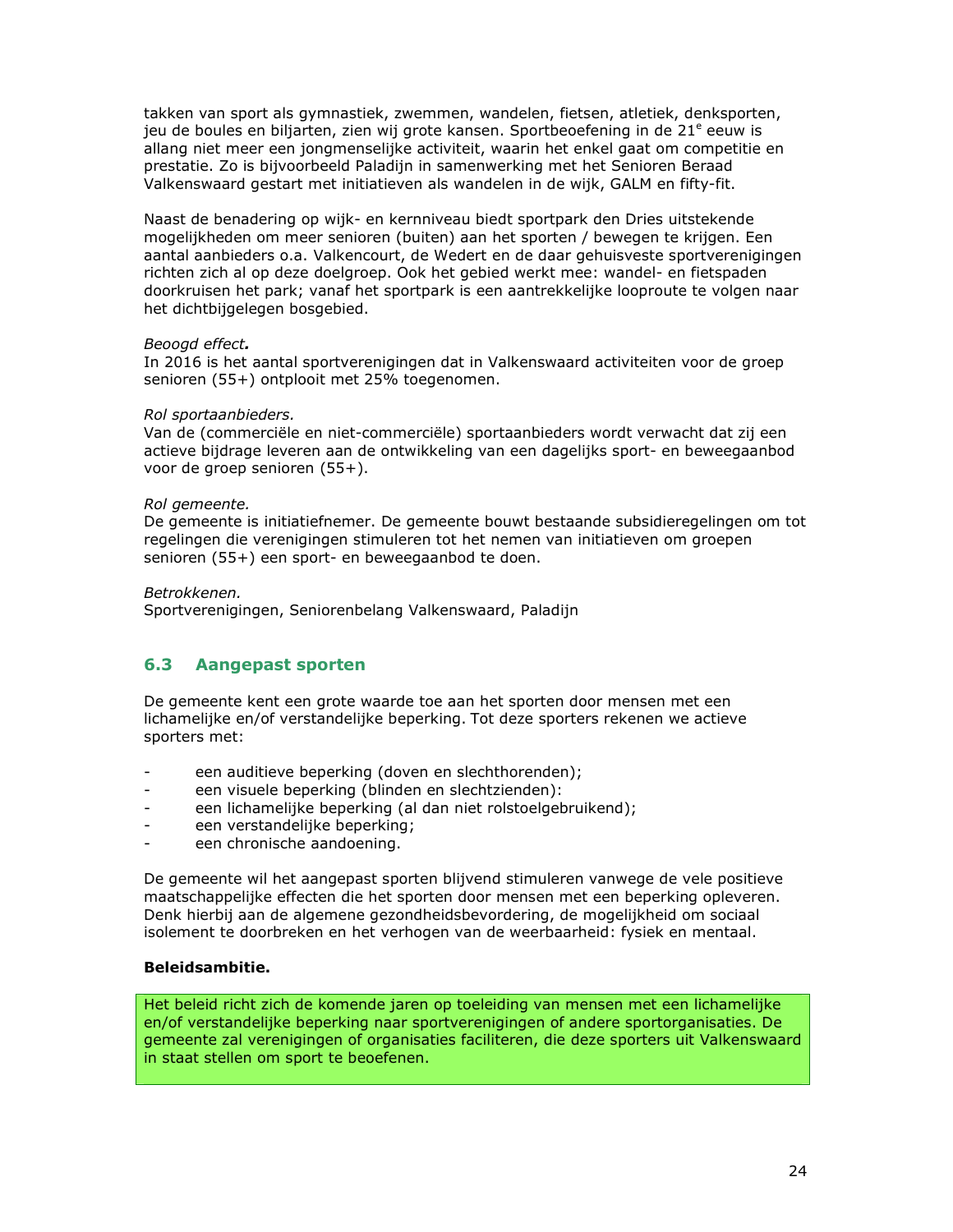takken van sport als gymnastiek, zwemmen, wandelen, fietsen, atletiek, denksporten, jeu de boules en biljarten, zien wij grote kansen. Sportbeoefening in de 21e eeuw is allang niet meer een jongmenselijke activiteit, waarin het enkel gaat om competitie en prestatie. Zo is bijvoorbeeld Paladijn in samenwerking met het Senioren Beraad Valkenswaard gestart met initiatieven als wandelen in de wijk, GALM en fifty-fit.

Naast de benadering op wijk- en kernniveau biedt sportpark den Dries uitstekende mogelijkheden om meer senioren (buiten) aan het sporten / bewegen te krijgen. Een aantal aanbieders o.a. Valkencourt, de Wedert en de daar gehuisveste sportverenigingen richten zich al op deze doelgroep. Ook het gebied werkt mee: wandel- en fietspaden doorkruisen het park; vanaf het sportpark is een aantrekkelijke looproute te volgen naar het dichtbijgelegen bosgebied.

*Beoogd effect.*
In 2016 is het aantal sportverenigingen dat in Valkenswaard activiteiten voor de groep senioren (55+) ontplooit met 25% toegenomen.

*Rol sportaanbieders.*
Van de (commerciële en niet-commerciële) sportaanbieders wordt verwacht dat zij een actieve bijdrage leveren aan de ontwikkeling van een dagelijks sport- en beweegaanbod voor de groep senioren (55+).

*Rol gemeente.*
De gemeente is initiatiefnemer. De gemeente bouwt bestaande subsidieregelingen om tot regelingen die verenigingen stimuleren tot het nemen van initiatieven om groepen senioren (55+) een sport- en beweegaanbod te doen.

*Betrokkenen.*
Sportverenigingen, Seniorenbelang Valkenswaard, Paladijn

## 6.3 Aangepast sporten

De gemeente kent een grote waarde toe aan het sporten door mensen met een lichamelijke en/of verstandelijke beperking. Tot deze sporters rekenen we actieve sporters met:

- een auditieve beperking (doven en slechthorenden);
- een visuele beperking (blinden en slechtzienden):
- een lichamelijke beperking (al dan niet rolstoelgebruikend);
- een verstandelijke beperking;
- een chronische aandoening.

De gemeente wil het aangepast sporten blijvend stimuleren vanwege de vele positieve maatschappelijke effecten die het sporten door mensen met een beperking opleveren. Denk hierbij aan de algemene gezondheidsbevordering, de mogelijkheid om sociaal isolement te doorbreken en het verhogen van de weerbaarheid: fysiek en mentaal.

**Beleidsambitie.**

Het beleid richt zich de komende jaren op toeleiding van mensen met een lichamelijke en/of verstandelijke beperking naar sportverenigingen of andere sportorganisaties. De gemeente zal verenigingen of organisaties faciliteren, die deze sporters uit Valkenswaard in staat stellen om sport te beoefenen.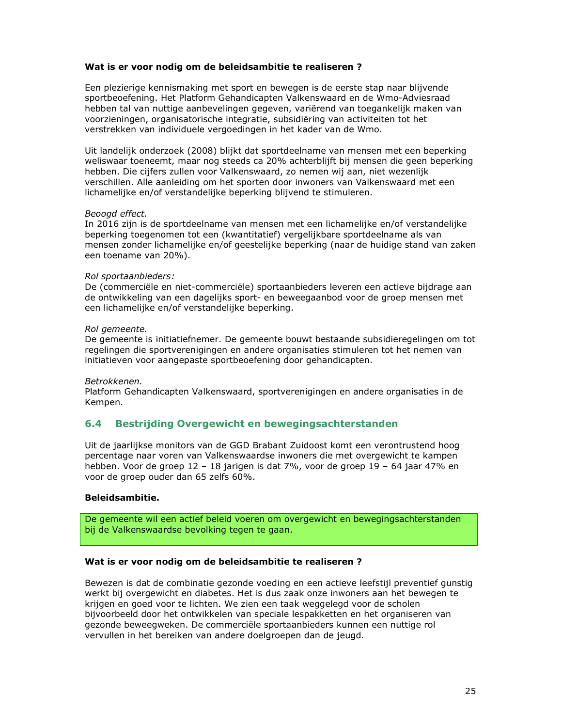**Wat is er voor nodig om de beleidsambitie te realiseren ?**

Een plezierige kennismaking met sport en bewegen is de eerste stap naar blijvende sportbeoefening. Het Platform Gehandicapten Valkenswaard en de Wmo-Adviesraad hebben tal van nuttige aanbevelingen gegeven, variërend van toegankelijk maken van voorzieningen, organisatorische integratie, subsidiëring van activiteiten tot het verstrekken van individuele vergoedingen in het kader van de Wmo.

Uit landelijk onderzoek (2008) blijkt dat sportdeelname van mensen met een beperking weliswaar toeneemt, maar nog steeds ca 20% achterblijft bij mensen die geen beperking hebben. Die cijfers zullen voor Valkenswaard, zo nemen wij aan, niet wezenlijk verschillen. Alle aanleiding om het sporten door inwoners van Valkenswaard met een lichamelijke en/of verstandelijke beperking blijvend te stimuleren.

*Beoogd effect.*
In 2016 zijn is de sportdeelname van mensen met een lichamelijke en/of verstandelijke beperking toegenomen tot een (kwantitatief) vergelijkbare sportdeelname als van mensen zonder lichamelijke en/of geestelijke beperking (naar de huidige stand van zaken een toename van 20%).

*Rol sportaanbieders:*
De (commerciële en niet-commerciële) sportaanbieders leveren een actieve bijdrage aan de ontwikkeling van een dagelijks sport- en beweegaanbod voor de groep mensen met een lichamelijke en/of verstandelijke beperking.

*Rol gemeente.*
De gemeente is initiatiefnemer. De gemeente bouwt bestaande subsidieregelingen om tot regelingen die sportverenigingen en andere organisaties stimuleren tot het nemen van initiatieven voor aangepaste sportbeoefening door gehandicapten.

*Betrokkenen.*
Platform Gehandicapten Valkenswaard, sportverenigingen en andere organisaties in de Kempen.

## 6.4 Bestrijding Overgewicht en bewegingsachterstanden

Uit de jaarlijkse monitors van de GGD Brabant Zuidoost komt een verontrustend hoog percentage naar voren van Valkenswaardse inwoners die met overgewicht te kampen hebben. Voor de groep 12 – 18 jarigen is dat 7%, voor de groep 19 – 64 jaar 47% en voor de groep ouder dan 65 zelfs 60%.

**Beleidsambitie.**

De gemeente wil een actief beleid voeren om overgewicht en bewegingsachterstanden bij de Valkenswaardse bevolking tegen te gaan.

**Wat is er voor nodig om de beleidsambitie te realiseren ?**

Bewezen is dat de combinatie gezonde voeding en een actieve leefstijl preventief gunstig werkt bij overgewicht en diabetes. Het is dus zaak onze inwoners aan het bewegen te krijgen en goed voor te lichten. We zien een taak weggelegd voor de scholen bijvoorbeeld door het ontwikkelen van speciale lespakketten en het organiseren van gezonde beweegweken. De commerciële sportaanbieders kunnen een nuttige rol vervullen in het bereiken van andere doelgroepen dan de jeugd.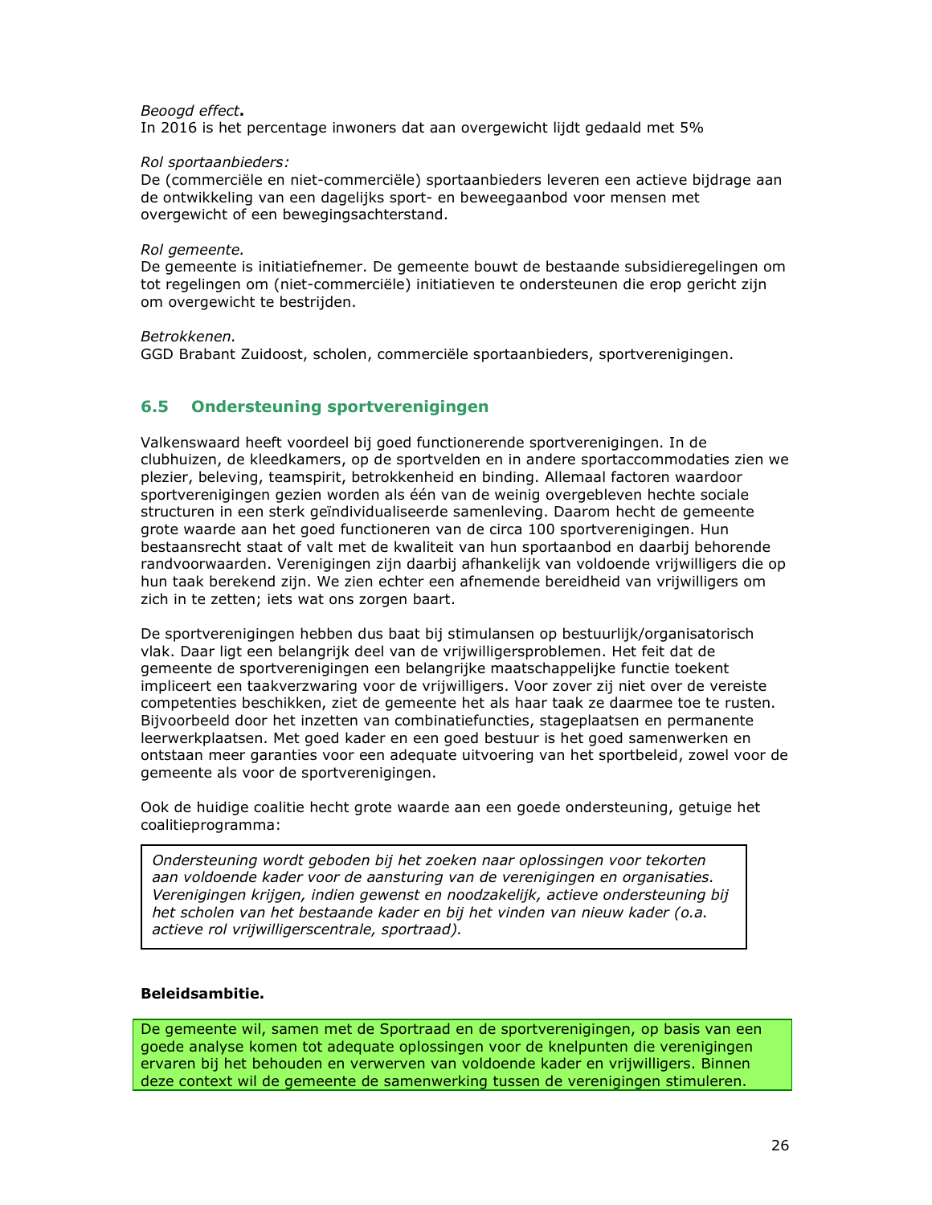*Beoogd effect***.**
In 2016 is het percentage inwoners dat aan overgewicht lijdt gedaald met 5%

*Rol sportaanbieders:*
De (commerciële en niet-commerciële) sportaanbieders leveren een actieve bijdrage aan de ontwikkeling van een dagelijks sport- en beweegaanbod voor mensen met overgewicht of een bewegingsachterstand.

*Rol gemeente.*
De gemeente is initiatiefnemer. De gemeente bouwt de bestaande subsidieregelingen om tot regelingen om (niet-commerciële) initiatieven te ondersteunen die erop gericht zijn om overgewicht te bestrijden.

*Betrokkenen.*
GGD Brabant Zuidoost, scholen, commerciële sportaanbieders, sportverenigingen.

## 6.5 Ondersteuning sportverenigingen

Valkenswaard heeft voordeel bij goed functionerende sportverenigingen. In de clubhuizen, de kleedkamers, op de sportvelden en in andere sportaccommodaties zien we plezier, beleving, teamspirit, betrokkenheid en binding. Allemaal factoren waardoor sportverenigingen gezien worden als één van de weinig overgebleven hechte sociale structuren in een sterk geïndividualiseerde samenleving. Daarom hecht de gemeente grote waarde aan het goed functioneren van de circa 100 sportverenigingen. Hun bestaansrecht staat of valt met de kwaliteit van hun sportaanbod en daarbij behorende randvoorwaarden. Verenigingen zijn daarbij afhankelijk van voldoende vrijwilligers die op hun taak berekend zijn. We zien echter een afnemende bereidheid van vrijwilligers om zich in te zetten; iets wat ons zorgen baart.

De sportverenigingen hebben dus baat bij stimulansen op bestuurlijk/organisatorisch vlak. Daar ligt een belangrijk deel van de vrijwilligersproblemen. Het feit dat de gemeente de sportverenigingen een belangrijke maatschappelijke functie toekent impliceert een taakverzwaring voor de vrijwilligers. Voor zover zij niet over de vereiste competenties beschikken, ziet de gemeente het als haar taak ze daarmee toe te rusten. Bijvoorbeeld door het inzetten van combinatiefuncties, stageplaatsen en permanente leerwerkplaatsen. Met goed kader en een goed bestuur is het goed samenwerken en ontstaan meer garanties voor een adequate uitvoering van het sportbeleid, zowel voor de gemeente als voor de sportverenigingen.

Ook de huidige coalitie hecht grote waarde aan een goede ondersteuning, getuige het coalitieprogramma:

> *Ondersteuning wordt geboden bij het zoeken naar oplossingen voor tekorten aan voldoende kader voor de aansturing van de verenigingen en organisaties. Verenigingen krijgen, indien gewenst en noodzakelijk, actieve ondersteuning bij het scholen van het bestaande kader en bij het vinden van nieuw kader (o.a. actieve rol vrijwilligerscentrale, sportraad).*

**Beleidsambitie.**

> De gemeente wil, samen met de Sportraad en de sportverenigingen, op basis van een goede analyse komen tot adequate oplossingen voor de knelpunten die verenigingen ervaren bij het behouden en verwerven van voldoende kader en vrijwilligers. Binnen deze context wil de gemeente de samenwerking tussen de verenigingen stimuleren.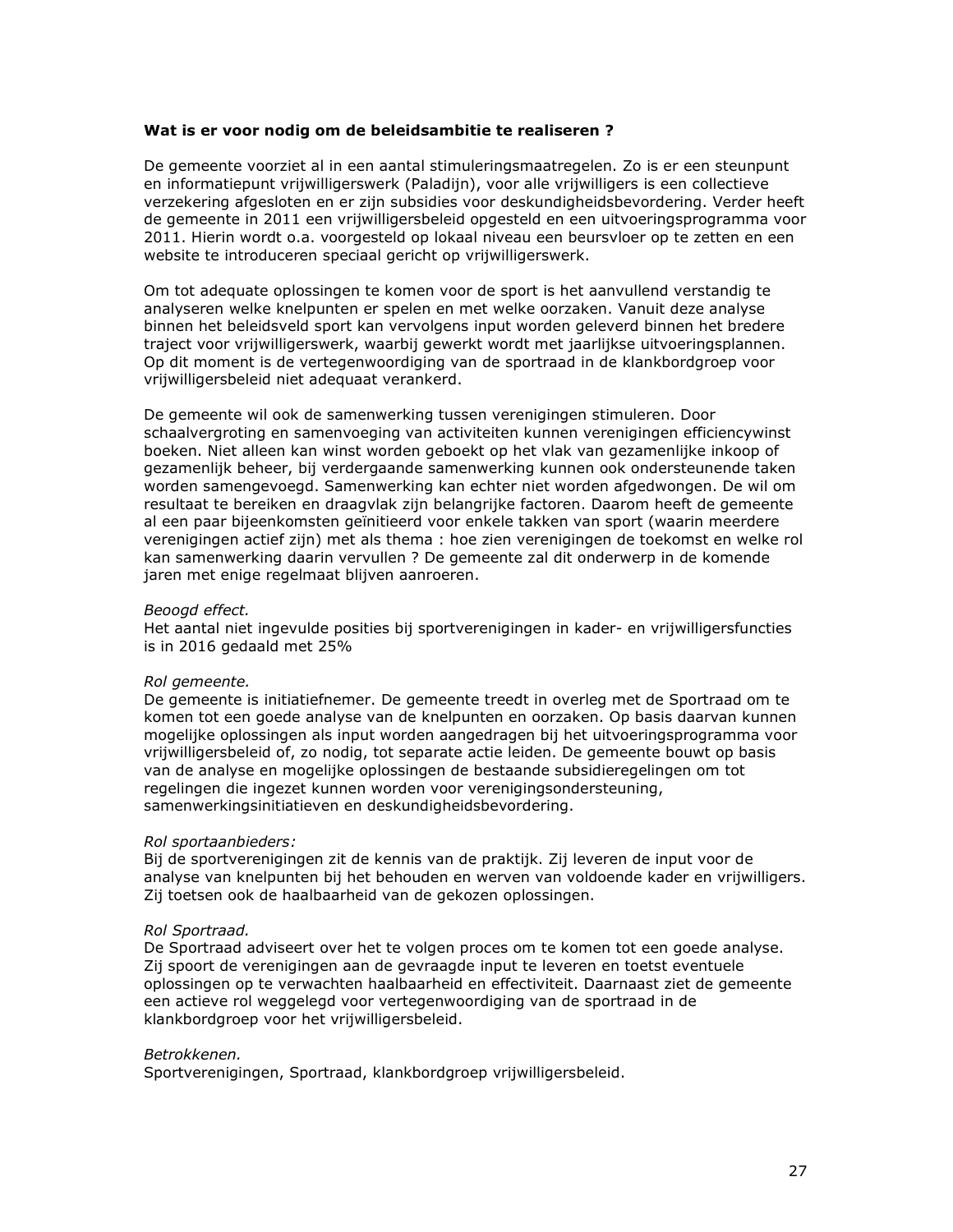**Wat is er voor nodig om de beleidsambitie te realiseren ?**

De gemeente voorziet al in een aantal stimuleringsmaatregelen. Zo is er een steunpunt en informatiepunt vrijwilligerswerk (Paladijn), voor alle vrijwilligers is een collectieve verzekering afgesloten en er zijn subsidies voor deskundigheidsbevordering. Verder heeft de gemeente in 2011 een vrijwilligersbeleid opgesteld en een uitvoeringsprogramma voor 2011. Hierin wordt o.a. voorgesteld op lokaal niveau een beursvloer op te zetten en een website te introduceren speciaal gericht op vrijwilligerswerk.

Om tot adequate oplossingen te komen voor de sport is het aanvullend verstandig te analyseren welke knelpunten er spelen en met welke oorzaken. Vanuit deze analyse binnen het beleidsveld sport kan vervolgens input worden geleverd binnen het bredere traject voor vrijwilligerswerk, waarbij gewerkt wordt met jaarlijkse uitvoeringsplannen. Op dit moment is de vertegenwoordiging van de sportraad in de klankbordgroep voor vrijwilligersbeleid niet adequaat verankerd.

De gemeente wil ook de samenwerking tussen verenigingen stimuleren. Door schaalvergroting en samenvoeging van activiteiten kunnen verenigingen efficiencywinst boeken. Niet alleen kan winst worden geboekt op het vlak van gezamenlijke inkoop of gezamenlijk beheer, bij verdergaande samenwerking kunnen ook ondersteunende taken worden samengevoegd. Samenwerking kan echter niet worden afgedwongen. De wil om resultaat te bereiken en draagvlak zijn belangrijke factoren. Daarom heeft de gemeente al een paar bijeenkomsten geïnitieerd voor enkele takken van sport (waarin meerdere verenigingen actief zijn) met als thema : hoe zien verenigingen de toekomst en welke rol kan samenwerking daarin vervullen ? De gemeente zal dit onderwerp in de komende jaren met enige regelmaat blijven aanroeren.

*Beoogd effect.*
Het aantal niet ingevulde posities bij sportverenigingen in kader- en vrijwilligersfuncties is in 2016 gedaald met 25%

*Rol gemeente.*
De gemeente is initiatiefnemer. De gemeente treedt in overleg met de Sportraad om te komen tot een goede analyse van de knelpunten en oorzaken. Op basis daarvan kunnen mogelijke oplossingen als input worden aangedragen bij het uitvoeringsprogramma voor vrijwilligersbeleid of, zo nodig, tot separate actie leiden. De gemeente bouwt op basis van de analyse en mogelijke oplossingen de bestaande subsidieregelingen om tot regelingen die ingezet kunnen worden voor verenigingsondersteuning, samenwerkingsinitiatieven en deskundigheidsbevordering.

*Rol sportaanbieders:*
Bij de sportverenigingen zit de kennis van de praktijk. Zij leveren de input voor de analyse van knelpunten bij het behouden en werven van voldoende kader en vrijwilligers. Zij toetsen ook de haalbaarheid van de gekozen oplossingen.

*Rol Sportraad.*
De Sportraad adviseert over het te volgen proces om te komen tot een goede analyse. Zij spoort de verenigingen aan de gevraagde input te leveren en toetst eventuele oplossingen op te verwachten haalbaarheid en effectiviteit. Daarnaast ziet de gemeente een actieve rol weggelegd voor vertegenwoordiging van de sportraad in de klankbordgroep voor het vrijwilligersbeleid.

*Betrokkenen.*
Sportverenigingen, Sportraad, klankbordgroep vrijwilligersbeleid.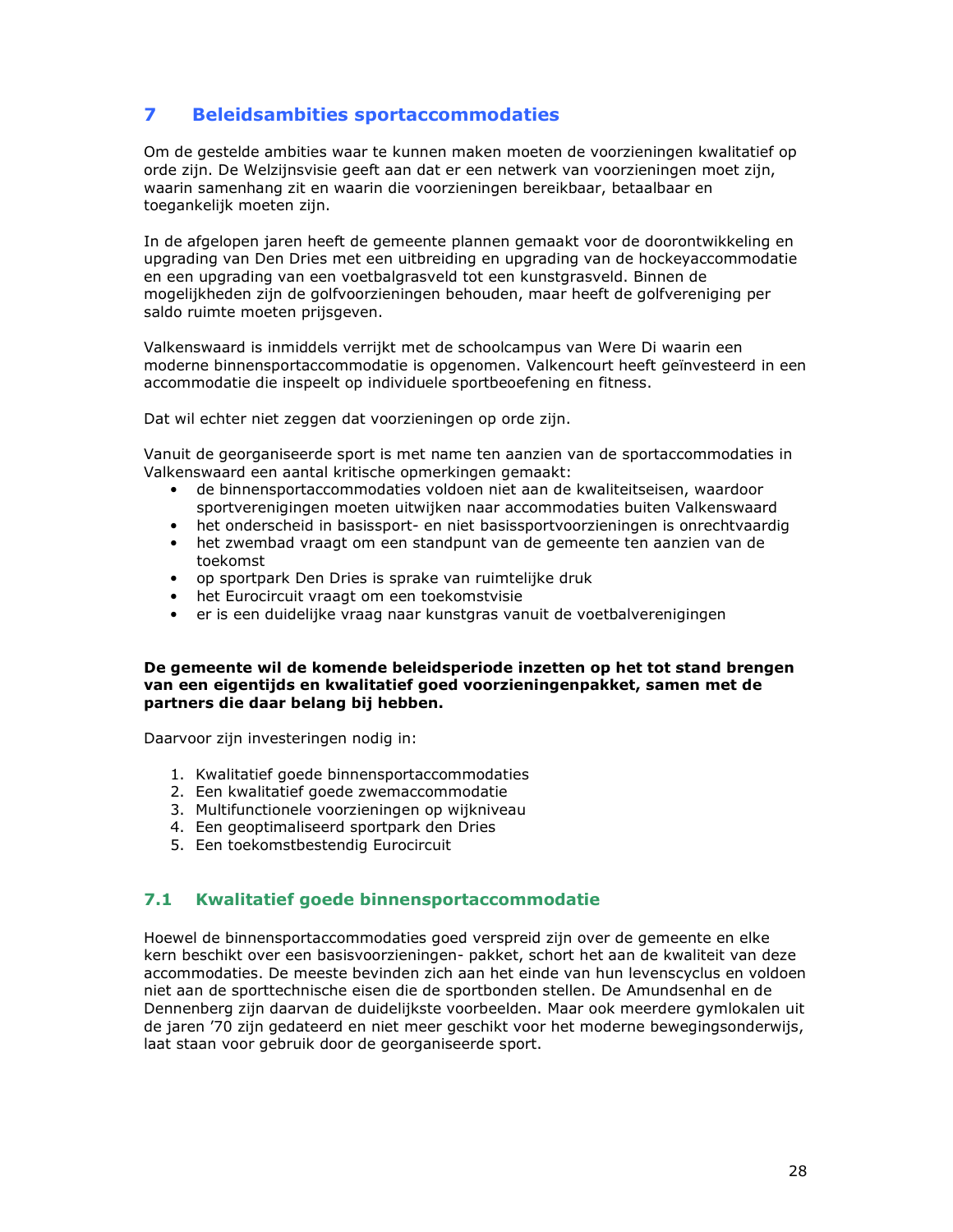# 7 Beleidsambities sportaccommodaties

Om de gestelde ambities waar te kunnen maken moeten de voorzieningen kwalitatief op orde zijn. De Welzijnsvisie geeft aan dat er een netwerk van voorzieningen moet zijn, waarin samenhang zit en waarin die voorzieningen bereikbaar, betaalbaar en toegankelijk moeten zijn.

In de afgelopen jaren heeft de gemeente plannen gemaakt voor de doorontwikkeling en upgrading van Den Dries met een uitbreiding en upgrading van de hockeyaccommodatie en een upgrading van een voetbalgrasveld tot een kunstgrasveld. Binnen de mogelijkheden zijn de golfvoorzieningen behouden, maar heeft de golfvereniging per saldo ruimte moeten prijsgeven.

Valkenswaard is inmiddels verrijkt met de schoolcampus van Were Di waarin een moderne binnensportaccommodatie is opgenomen. Valkencourt heeft geïnvesteerd in een accommodatie die inspeelt op individuele sportbeoefening en fitness.

Dat wil echter niet zeggen dat voorzieningen op orde zijn.

Vanuit de georganiseerde sport is met name ten aanzien van de sportaccommodaties in Valkenswaard een aantal kritische opmerkingen gemaakt:

- de binnensportaccommodaties voldoen niet aan de kwaliteitseisen, waardoor sportverenigingen moeten uitwijken naar accommodaties buiten Valkenswaard
- het onderscheid in basissport- en niet basissportvoorzieningen is onrechtvaardig
- het zwembad vraagt om een standpunt van de gemeente ten aanzien van de toekomst
- op sportpark Den Dries is sprake van ruimtelijke druk
- het Eurocircuit vraagt om een toekomstvisie
- er is een duidelijke vraag naar kunstgras vanuit de voetbalverenigingen

**De gemeente wil de komende beleidsperiode inzetten op het tot stand brengen van een eigentijds en kwalitatief goed voorzieningenpakket, samen met de partners die daar belang bij hebben.**

Daarvoor zijn investeringen nodig in:

1. Kwalitatief goede binnensportaccommodaties
2. Een kwalitatief goede zwemaccommodatie
3. Multifunctionele voorzieningen op wijkniveau
4. Een geoptimaliseerd sportpark den Dries
5. Een toekomstbestendig Eurocircuit

## 7.1 Kwalitatief goede binnensportaccommodatie

Hoewel de binnensportaccommodaties goed verspreid zijn over de gemeente en elke kern beschikt over een basisvoorzieningen- pakket, schort het aan de kwaliteit van deze accommodaties. De meeste bevinden zich aan het einde van hun levenscyclus en voldoen niet aan de sporttechnische eisen die de sportbonden stellen. De Amundsenhal en de Dennenberg zijn daarvan de duidelijkste voorbeelden. Maar ook meerdere gymlokalen uit de jaren '70 zijn gedateerd en niet meer geschikt voor het moderne bewegingsonderwijs, laat staan voor gebruik door de georganiseerde sport.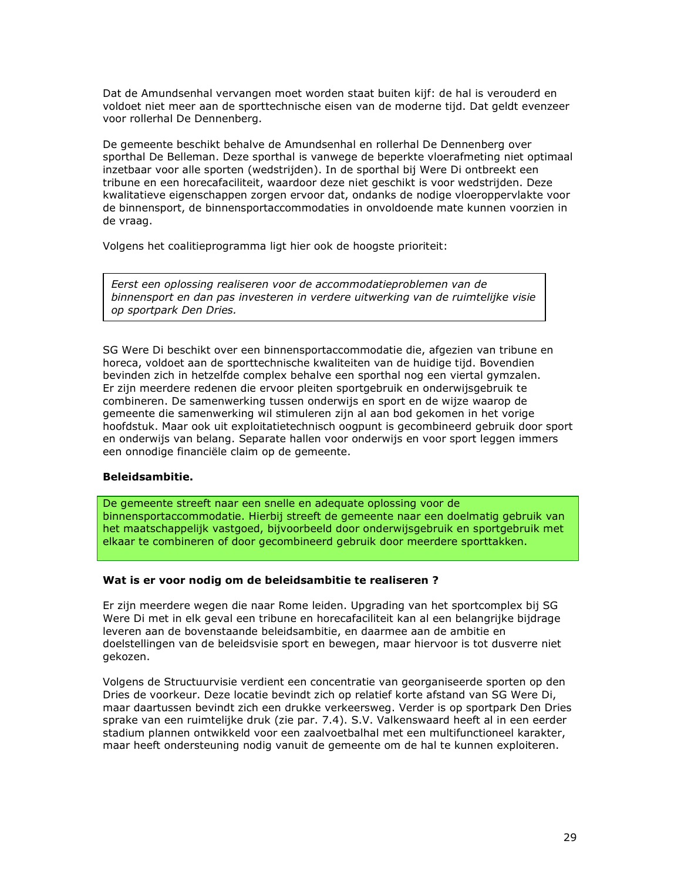Dat de Amundsenhal vervangen moet worden staat buiten kijf: de hal is verouderd en voldoet niet meer aan de sporttechnische eisen van de moderne tijd. Dat geldt evenzeer voor rollerhal De Dennenberg.

De gemeente beschikt behalve de Amundsenhal en rollerhal De Dennenberg over sporthal De Belleman. Deze sporthal is vanwege de beperkte vloerafmeting niet optimaal inzetbaar voor alle sporten (wedstrijden). In de sporthal bij Were Di ontbreekt een tribune en een horecafaciliteit, waardoor deze niet geschikt is voor wedstrijden. Deze kwalitatieve eigenschappen zorgen ervoor dat, ondanks de nodige vloeroppervlakte voor de binnensport, de binnensportaccommodaties in onvoldoende mate kunnen voorzien in de vraag.

Volgens het coalitieprogramma ligt hier ook de hoogste prioriteit:

> *Eerst een oplossing realiseren voor de accommodatieproblemen van de binnensport en dan pas investeren in verdere uitwerking van de ruimtelijke visie op sportpark Den Dries.*

SG Were Di beschikt over een binnensportaccommodatie die, afgezien van tribune en horeca, voldoet aan de sporttechnische kwaliteiten van de huidige tijd. Bovendien bevinden zich in hetzelfde complex behalve een sporthal nog een viertal gymzalen. Er zijn meerdere redenen die ervoor pleiten sportgebruik en onderwijsgebruik te combineren. De samenwerking tussen onderwijs en sport en de wijze waarop de gemeente die samenwerking wil stimuleren zijn al aan bod gekomen in het vorige hoofdstuk. Maar ook uit exploitatietechnisch oogpunt is gecombineerd gebruik door sport en onderwijs van belang. Separate hallen voor onderwijs en voor sport leggen immers een onnodige financiële claim op de gemeente.

**Beleidsambitie.**

> De gemeente streeft naar een snelle en adequate oplossing voor de binnensportaccommodatie. Hierbij streeft de gemeente naar een doelmatig gebruik van het maatschappelijk vastgoed, bijvoorbeeld door onderwijsgebruik en sportgebruik met elkaar te combineren of door gecombineerd gebruik door meerdere sporttakken.

**Wat is er voor nodig om de beleidsambitie te realiseren ?**

Er zijn meerdere wegen die naar Rome leiden. Upgrading van het sportcomplex bij SG Were Di met in elk geval een tribune en horecafaciliteit kan al een belangrijke bijdrage leveren aan de bovenstaande beleidsambitie, en daarmee aan de ambitie en doelstellingen van de beleidsvisie sport en bewegen, maar hiervoor is tot dusverre niet gekozen.

Volgens de Structuurvisie verdient een concentratie van georganiseerde sporten op den Dries de voorkeur. Deze locatie bevindt zich op relatief korte afstand van SG Were Di, maar daartussen bevindt zich een drukke verkeersweg. Verder is op sportpark Den Dries sprake van een ruimtelijke druk (zie par. 7.4). S.V. Valkenswaard heeft al in een eerder stadium plannen ontwikkeld voor een zaalvoetbalhal met een multifunctioneel karakter, maar heeft ondersteuning nodig vanuit de gemeente om de hal te kunnen exploiteren.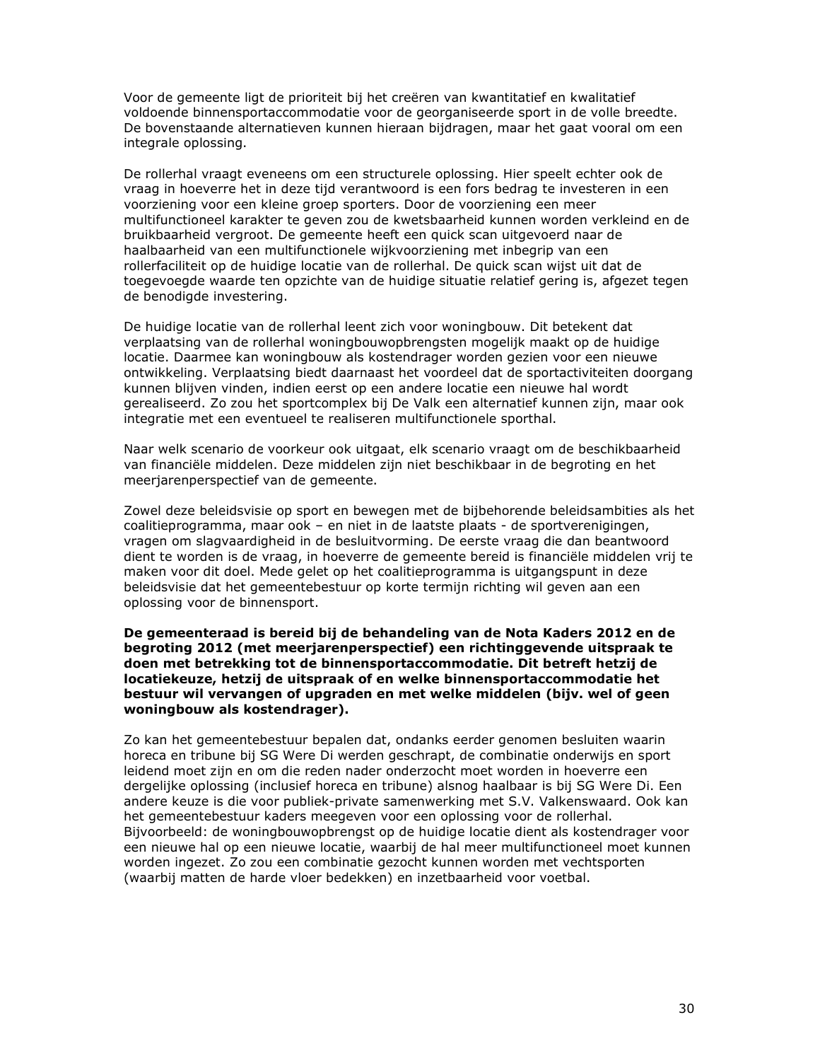Voor de gemeente ligt de prioriteit bij het creëren van kwantitatief en kwalitatief voldoende binnensportaccommodatie voor de georganiseerde sport in de volle breedte. De bovenstaande alternatieven kunnen hieraan bijdragen, maar het gaat vooral om een integrale oplossing.

De rollerhal vraagt eveneens om een structurele oplossing. Hier speelt echter ook de vraag in hoeverre het in deze tijd verantwoord is een fors bedrag te investeren in een voorziening voor een kleine groep sporters. Door de voorziening een meer multifunctioneel karakter te geven zou de kwetsbaarheid kunnen worden verkleind en de bruikbaarheid vergroot. De gemeente heeft een quick scan uitgevoerd naar de haalbaarheid van een multifunctionele wijkvoorziening met inbegrip van een rollerfaciliteit op de huidige locatie van de rollerhal. De quick scan wijst uit dat de toegevoegde waarde ten opzichte van de huidige situatie relatief gering is, afgezet tegen de benodigde investering.

De huidige locatie van de rollerhal leent zich voor woningbouw. Dit betekent dat verplaatsing van de rollerhal woningbouwopbrengsten mogelijk maakt op de huidige locatie. Daarmee kan woningbouw als kostendrager worden gezien voor een nieuwe ontwikkeling. Verplaatsing biedt daarnaast het voordeel dat de sportactiviteiten doorgang kunnen blijven vinden, indien eerst op een andere locatie een nieuwe hal wordt gerealiseerd. Zo zou het sportcomplex bij De Valk een alternatief kunnen zijn, maar ook integratie met een eventueel te realiseren multifunctionele sporthal.

Naar welk scenario de voorkeur ook uitgaat, elk scenario vraagt om de beschikbaarheid van financiële middelen. Deze middelen zijn niet beschikbaar in de begroting en het meerjarenperspectief van de gemeente.

Zowel deze beleidsvisie op sport en bewegen met de bijbehorende beleidsambities als het coalitieprogramma, maar ook – en niet in de laatste plaats - de sportverenigingen, vragen om slagvaardigheid in de besluitvorming. De eerste vraag die dan beantwoord dient te worden is de vraag, in hoeverre de gemeente bereid is financiële middelen vrij te maken voor dit doel. Mede gelet op het coalitieprogramma is uitgangspunt in deze beleidsvisie dat het gemeentebestuur op korte termijn richting wil geven aan een oplossing voor de binnensport.

**De gemeenteraad is bereid bij de behandeling van de Nota Kaders 2012 en de begroting 2012 (met meerjarenperspectief) een richtinggevende uitspraak te doen met betrekking tot de binnensportaccommodatie. Dit betreft hetzij de locatiekeuze, hetzij de uitspraak of en welke binnensportaccommodatie het bestuur wil vervangen of upgraden en met welke middelen (bijv. wel of geen woningbouw als kostendrager).**

Zo kan het gemeentebestuur bepalen dat, ondanks eerder genomen besluiten waarin horeca en tribune bij SG Were Di werden geschrapt, de combinatie onderwijs en sport leidend moet zijn en om die reden nader onderzocht moet worden in hoeverre een dergelijke oplossing (inclusief horeca en tribune) alsnog haalbaar is bij SG Were Di. Een andere keuze is die voor publiek-private samenwerking met S.V. Valkenswaard. Ook kan het gemeentebestuur kaders meegeven voor een oplossing voor de rollerhal. Bijvoorbeeld: de woningbouwopbrengst op de huidige locatie dient als kostendrager voor een nieuwe hal op een nieuwe locatie, waarbij de hal meer multifunctioneel moet kunnen worden ingezet. Zo zou een combinatie gezocht kunnen worden met vechtsporten (waarbij matten de harde vloer bedekken) en inzetbaarheid voor voetbal.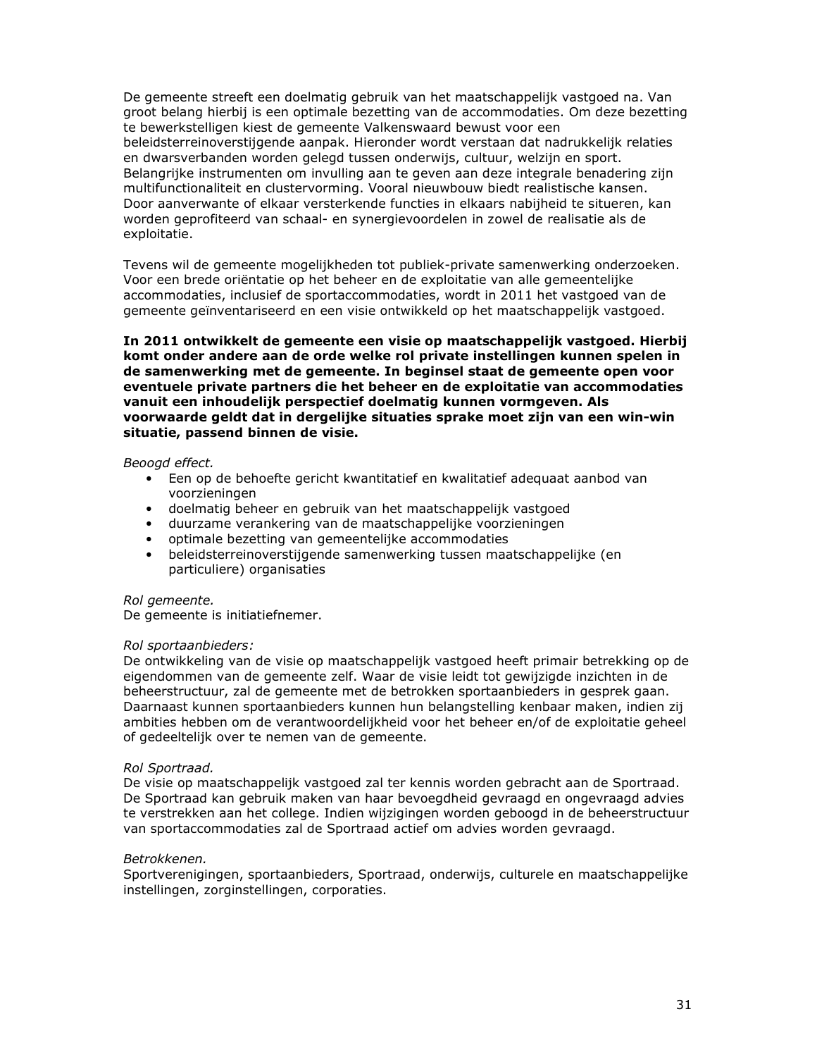De gemeente streeft een doelmatig gebruik van het maatschappelijk vastgoed na. Van groot belang hierbij is een optimale bezetting van de accommodaties. Om deze bezetting te bewerkstelligen kiest de gemeente Valkenswaard bewust voor een beleidsterreinoverstijgende aanpak. Hieronder wordt verstaan dat nadrukkelijk relaties en dwarsverbanden worden gelegd tussen onderwijs, cultuur, welzijn en sport. Belangrijke instrumenten om invulling aan te geven aan deze integrale benadering zijn multifunctionaliteit en clustervorming. Vooral nieuwbouw biedt realistische kansen. Door aanverwante of elkaar versterkende functies in elkaars nabijheid te situeren, kan worden geprofiteerd van schaal- en synergievoordelen in zowel de realisatie als de exploitatie.

Tevens wil de gemeente mogelijkheden tot publiek-private samenwerking onderzoeken. Voor een brede oriëntatie op het beheer en de exploitatie van alle gemeentelijke accommodaties, inclusief de sportaccommodaties, wordt in 2011 het vastgoed van de gemeente geïnventariseerd en een visie ontwikkeld op het maatschappelijk vastgoed.

**In 2011 ontwikkelt de gemeente een visie op maatschappelijk vastgoed. Hierbij komt onder andere aan de orde welke rol private instellingen kunnen spelen in de samenwerking met de gemeente. In beginsel staat de gemeente open voor eventuele private partners die het beheer en de exploitatie van accommodaties vanuit een inhoudelijk perspectief doelmatig kunnen vormgeven. Als voorwaarde geldt dat in dergelijke situaties sprake moet zijn van een win-win situatie, passend binnen de visie.**

*Beoogd effect.*

- Een op de behoefte gericht kwantitatief en kwalitatief adequaat aanbod van voorzieningen
- doelmatig beheer en gebruik van het maatschappelijk vastgoed
- duurzame verankering van de maatschappelijke voorzieningen
- optimale bezetting van gemeentelijke accommodaties
- beleidsterreinoverstijgende samenwerking tussen maatschappelijke (en particuliere) organisaties

*Rol gemeente.*
De gemeente is initiatiefnemer.

*Rol sportaanbieders:*
De ontwikkeling van de visie op maatschappelijk vastgoed heeft primair betrekking op de eigendommen van de gemeente zelf. Waar de visie leidt tot gewijzigde inzichten in de beheerstructuur, zal de gemeente met de betrokken sportaanbieders in gesprek gaan. Daarnaast kunnen sportaanbieders kunnen hun belangstelling kenbaar maken, indien zij ambities hebben om de verantwoordelijkheid voor het beheer en/of de exploitatie geheel of gedeeltelijk over te nemen van de gemeente.

*Rol Sportraad.*
De visie op maatschappelijk vastgoed zal ter kennis worden gebracht aan de Sportraad. De Sportraad kan gebruik maken van haar bevoegdheid gevraagd en ongevraagd advies te verstrekken aan het college. Indien wijzigingen worden geboogd in de beheerstructuur van sportaccommodaties zal de Sportraad actief om advies worden gevraagd.

*Betrokkenen.*
Sportverenigingen, sportaanbieders, Sportraad, onderwijs, culturele en maatschappelijke instellingen, zorginstellingen, corporaties.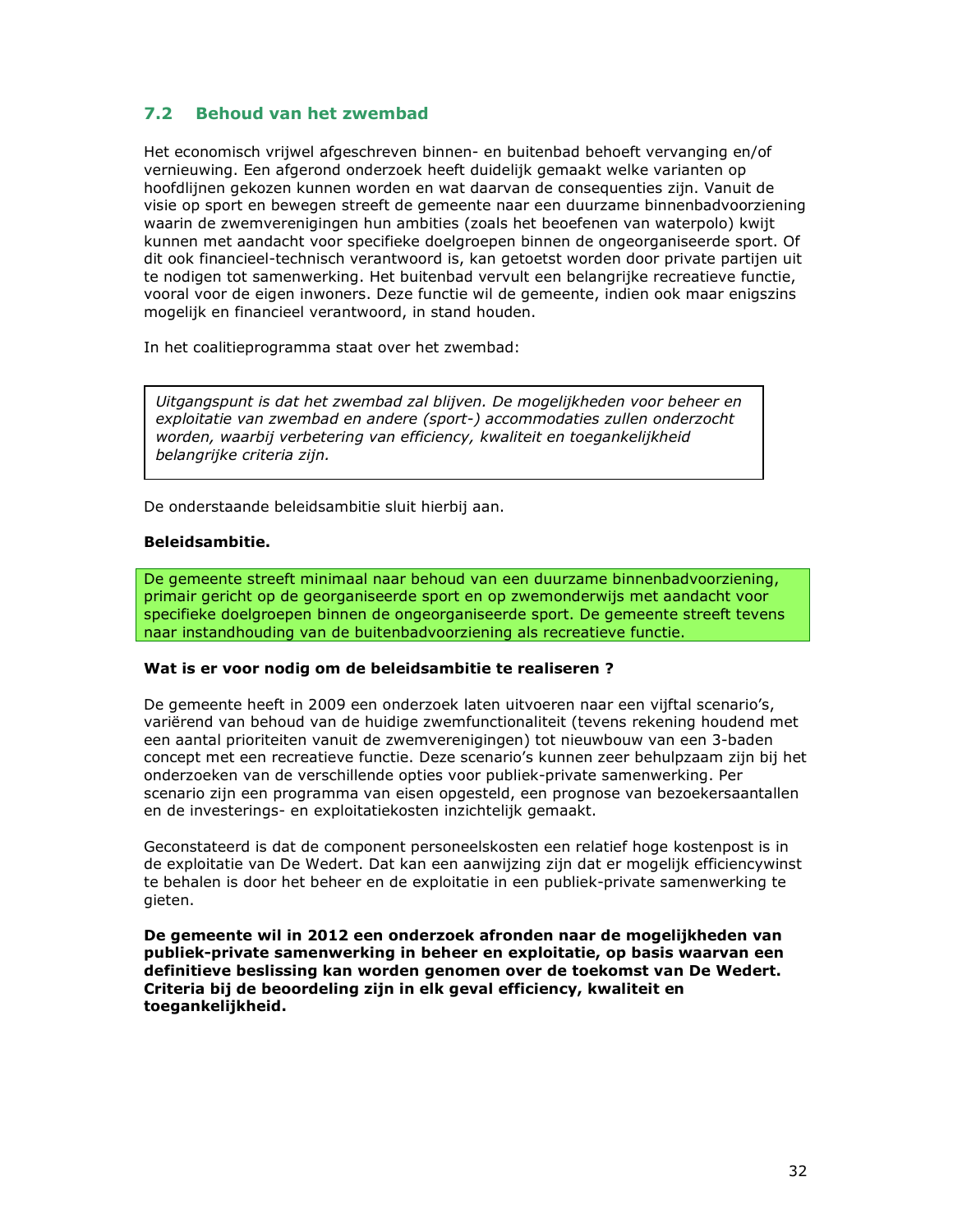## 7.2 Behoud van het zwembad

Het economisch vrijwel afgeschreven binnen- en buitenbad behoeft vervanging en/of vernieuwing. Een afgerond onderzoek heeft duidelijk gemaakt welke varianten op hoofdlijnen gekozen kunnen worden en wat daarvan de consequenties zijn. Vanuit de visie op sport en bewegen streeft de gemeente naar een duurzame binnenbadvoorziening waarin de zwemverenigingen hun ambities (zoals het beoefenen van waterpolo) kwijt kunnen met aandacht voor specifieke doelgroepen binnen de ongeorganiseerde sport. Of dit ook financieel-technisch verantwoord is, kan getoetst worden door private partijen uit te nodigen tot samenwerking. Het buitenbad vervult een belangrijke recreatieve functie, vooral voor de eigen inwoners. Deze functie wil de gemeente, indien ook maar enigszins mogelijk en financieel verantwoord, in stand houden.

In het coalitieprogramma staat over het zwembad:

> *Uitgangspunt is dat het zwembad zal blijven. De mogelijkheden voor beheer en exploitatie van zwembad en andere (sport-) accommodaties zullen onderzocht worden, waarbij verbetering van efficiency, kwaliteit en toegankelijkheid belangrijke criteria zijn.*

De onderstaande beleidsambitie sluit hierbij aan.

**Beleidsambitie.**

> De gemeente streeft minimaal naar behoud van een duurzame binnenbadvoorziening, primair gericht op de georganiseerde sport en op zwemonderwijs met aandacht voor specifieke doelgroepen binnen de ongeorganiseerde sport. De gemeente streeft tevens naar instandhouding van de buitenbadvoorziening als recreatieve functie.

**Wat is er voor nodig om de beleidsambitie te realiseren ?**

De gemeente heeft in 2009 een onderzoek laten uitvoeren naar een vijftal scenario's, variërend van behoud van de huidige zwemfunctionaliteit (tevens rekening houdend met een aantal prioriteiten vanuit de zwemverenigingen) tot nieuwbouw van een 3-baden concept met een recreatieve functie. Deze scenario's kunnen zeer behulpzaam zijn bij het onderzoeken van de verschillende opties voor publiek-private samenwerking. Per scenario zijn een programma van eisen opgesteld, een prognose van bezoekersaantallen en de investerings- en exploitatiekosten inzichtelijk gemaakt.

Geconstateerd is dat de component personeelskosten een relatief hoge kostenpost is in de exploitatie van De Wedert. Dat kan een aanwijzing zijn dat er mogelijk efficiencywinst te behalen is door het beheer en de exploitatie in een publiek-private samenwerking te gieten.

**De gemeente wil in 2012 een onderzoek afronden naar de mogelijkheden van publiek-private samenwerking in beheer en exploitatie, op basis waarvan een definitieve beslissing kan worden genomen over de toekomst van De Wedert. Criteria bij de beoordeling zijn in elk geval efficiency, kwaliteit en toegankelijkheid.**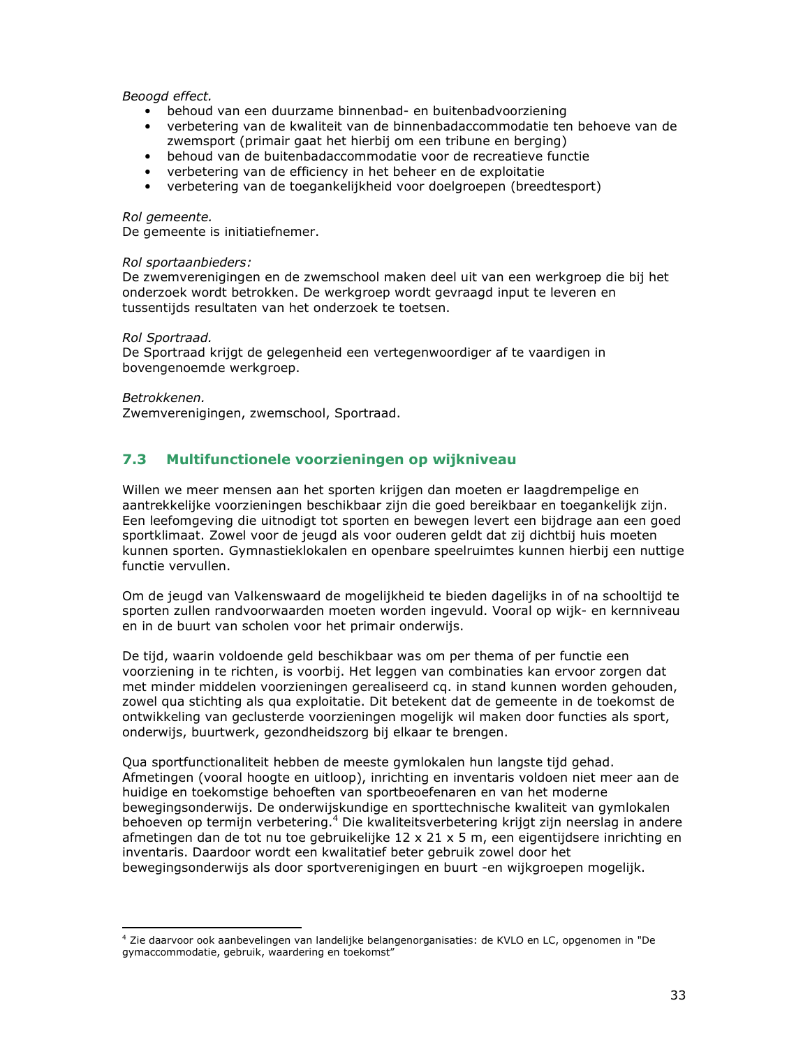*Beoogd effect.*

- behoud van een duurzame binnenbad- en buitenbadvoorziening
- verbetering van de kwaliteit van de binnenbadaccommodatie ten behoeve van de zwemsport (primair gaat het hierbij om een tribune en berging)
- behoud van de buitenbadaccommodatie voor de recreatieve functie
- verbetering van de efficiency in het beheer en de exploitatie
- verbetering van de toegankelijkheid voor doelgroepen (breedtesport)

*Rol gemeente.*
De gemeente is initiatiefnemer.

*Rol sportaanbieders:*
De zwemverenigingen en de zwemschool maken deel uit van een werkgroep die bij het onderzoek wordt betrokken. De werkgroep wordt gevraagd input te leveren en tussentijds resultaten van het onderzoek te toetsen.

*Rol Sportraad.*
De Sportraad krijgt de gelegenheid een vertegenwoordiger af te vaardigen in bovengenoemde werkgroep.

*Betrokkenen.*
Zwemverenigingen, zwemschool, Sportraad.

## 7.3 Multifunctionele voorzieningen op wijkniveau

Willen we meer mensen aan het sporten krijgen dan moeten er laagdrempelige en aantrekkelijke voorzieningen beschikbaar zijn die goed bereikbaar en toegankelijk zijn. Een leefomgeving die uitnodigt tot sporten en bewegen levert een bijdrage aan een goed sportklimaat. Zowel voor de jeugd als voor ouderen geldt dat zij dichtbij huis moeten kunnen sporten. Gymnastieklokalen en openbare speelruimtes kunnen hierbij een nuttige functie vervullen.

Om de jeugd van Valkenswaard de mogelijkheid te bieden dagelijks in of na schooltijd te sporten zullen randvoorwaarden moeten worden ingevuld. Vooral op wijk- en kernniveau en in de buurt van scholen voor het primair onderwijs.

De tijd, waarin voldoende geld beschikbaar was om per thema of per functie een voorziening in te richten, is voorbij. Het leggen van combinaties kan ervoor zorgen dat met minder middelen voorzieningen gerealiseerd cq. in stand kunnen worden gehouden, zowel qua stichting als qua exploitatie. Dit betekent dat de gemeente in de toekomst de ontwikkeling van geclusterde voorzieningen mogelijk wil maken door functies als sport, onderwijs, buurtwerk, gezondheidszorg bij elkaar te brengen.

Qua sportfunctionaliteit hebben de meeste gymlokalen hun langste tijd gehad. Afmetingen (vooral hoogte en uitloop), inrichting en inventaris voldoen niet meer aan de huidige en toekomstige behoeften van sportbeoefenaren en van het moderne bewegingsonderwijs. De onderwijskundige en sporttechnische kwaliteit van gymlokalen behoeven op termijn verbetering.[4] Die kwaliteitsverbetering krijgt zijn neerslag in andere afmetingen dan de tot nu toe gebruikelijke 12 x 21 x 5 m, een eigentijdsere inrichting en inventaris. Daardoor wordt een kwalitatief beter gebruik zowel door het bewegingsonderwijs als door sportverenigingen en buurt -en wijkgroepen mogelijk.

---

[4] Zie daarvoor ook aanbevelingen van landelijke belangenorganisaties: de KVLO en LC, opgenomen in "De gymaccommodatie, gebruik, waardering en toekomst"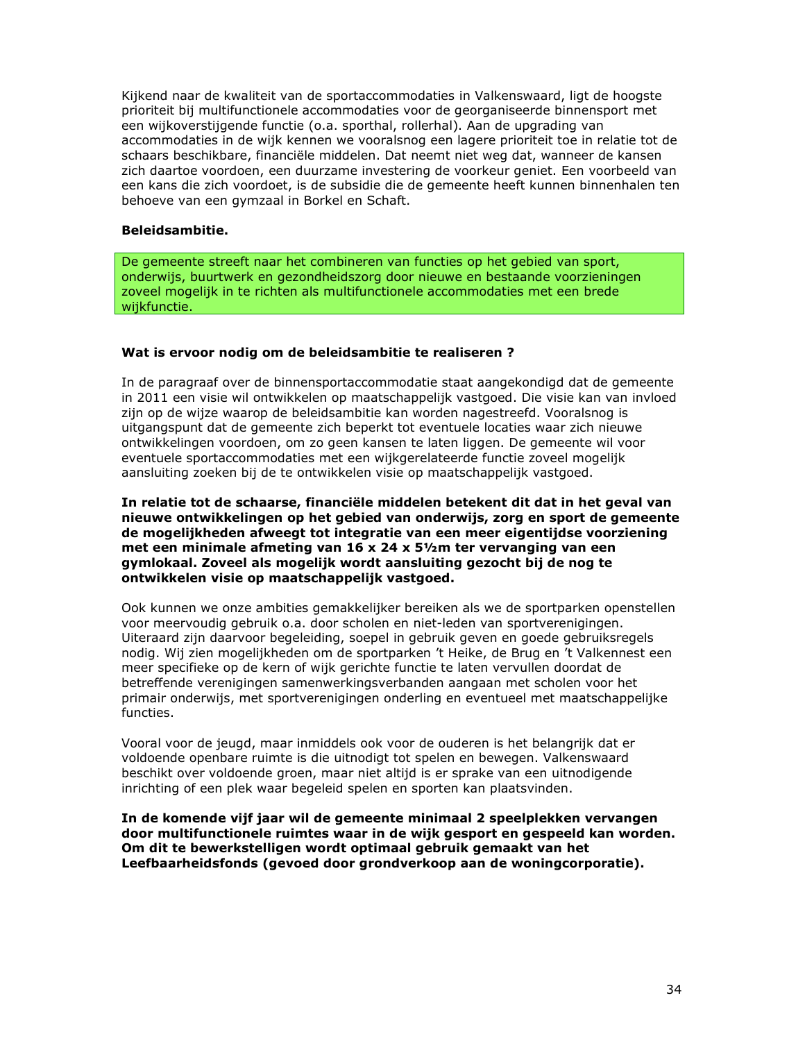Kijkend naar de kwaliteit van de sportaccommodaties in Valkenswaard, ligt de hoogste prioriteit bij multifunctionele accommodaties voor de georganiseerde binnensport met een wijkoverstijgende functie (o.a. sporthal, rollerhal). Aan de upgrading van accommodaties in de wijk kennen we vooralsnog een lagere prioriteit toe in relatie tot de schaars beschikbare, financiële middelen. Dat neemt niet weg dat, wanneer de kansen zich daartoe voordoen, een duurzame investering de voorkeur geniet. Een voorbeeld van een kans die zich voordoet, is de subsidie die de gemeente heeft kunnen binnenhalen ten behoeve van een gymzaal in Borkel en Schaft.

**Beleidsambitie.**

De gemeente streeft naar het combineren van functies op het gebied van sport, onderwijs, buurtwerk en gezondheidszorg door nieuwe en bestaande voorzieningen zoveel mogelijk in te richten als multifunctionele accommodaties met een brede wijkfunctie.

**Wat is ervoor nodig om de beleidsambitie te realiseren ?**

In de paragraaf over de binnensportaccommodatie staat aangekondigd dat de gemeente in 2011 een visie wil ontwikkelen op maatschappelijk vastgoed. Die visie kan van invloed zijn op de wijze waarop de beleidsambitie kan worden nagestreefd. Vooralsnog is uitgangspunt dat de gemeente zich beperkt tot eventuele locaties waar zich nieuwe ontwikkelingen voordoen, om zo geen kansen te laten liggen. De gemeente wil voor eventuele sportaccommodaties met een wijkgerelateerde functie zoveel mogelijk aansluiting zoeken bij de te ontwikkelen visie op maatschappelijk vastgoed.

**In relatie tot de schaarse, financiële middelen betekent dit dat in het geval van nieuwe ontwikkelingen op het gebied van onderwijs, zorg en sport de gemeente de mogelijkheden afweegt tot integratie van een meer eigentijdse voorziening met een minimale afmeting van 16 x 24 x 5½m ter vervanging van een gymlokaal. Zoveel als mogelijk wordt aansluiting gezocht bij de nog te ontwikkelen visie op maatschappelijk vastgoed.**

Ook kunnen we onze ambities gemakkelijker bereiken als we de sportparken openstellen voor meervoudig gebruik o.a. door scholen en niet-leden van sportverenigingen. Uiteraard zijn daarvoor begeleiding, soepel in gebruik geven en goede gebruiksregels nodig. Wij zien mogelijkheden om de sportparken 't Heike, de Brug en 't Valkennest een meer specifieke op de kern of wijk gerichte functie te laten vervullen doordat de betreffende verenigingen samenwerkingsverbanden aangaan met scholen voor het primair onderwijs, met sportverenigingen onderling en eventueel met maatschappelijke functies.

Vooral voor de jeugd, maar inmiddels ook voor de ouderen is het belangrijk dat er voldoende openbare ruimte is die uitnodigt tot spelen en bewegen. Valkenswaard beschikt over voldoende groen, maar niet altijd is er sprake van een uitnodigende inrichting of een plek waar begeleid spelen en sporten kan plaatsvinden.

**In de komende vijf jaar wil de gemeente minimaal 2 speelplekken vervangen door multifunctionele ruimtes waar in de wijk gesport en gespeeld kan worden. Om dit te bewerkstelligen wordt optimaal gebruik gemaakt van het Leefbaarheidsfonds (gevoed door grondverkoop aan de woningcorporatie).**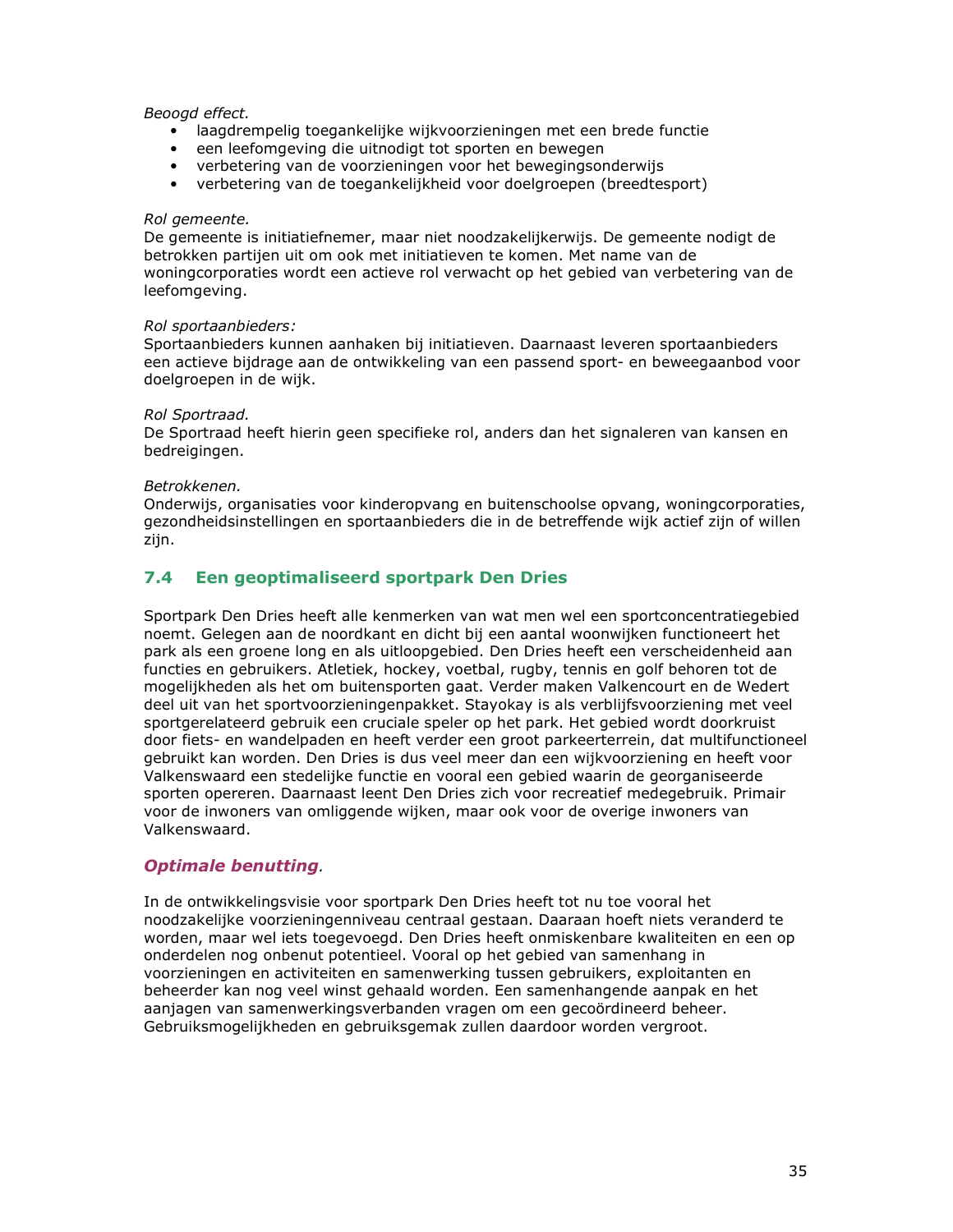*Beoogd effect.*

- laagdrempelig toegankelijke wijkvoorzieningen met een brede functie
- een leefomgeving die uitnodigt tot sporten en bewegen
- verbetering van de voorzieningen voor het bewegingsonderwijs
- verbetering van de toegankelijkheid voor doelgroepen (breedtesport)

*Rol gemeente.*
De gemeente is initiatiefnemer, maar niet noodzakelijkerwijs. De gemeente nodigt de betrokken partijen uit om ook met initiatieven te komen. Met name van de woningcorporaties wordt een actieve rol verwacht op het gebied van verbetering van de leefomgeving.

*Rol sportaanbieders:*
Sportaanbieders kunnen aanhaken bij initiatieven. Daarnaast leveren sportaanbieders een actieve bijdrage aan de ontwikkeling van een passend sport- en beweegaanbod voor doelgroepen in de wijk.

*Rol Sportraad.*
De Sportraad heeft hierin geen specifieke rol, anders dan het signaleren van kansen en bedreigingen.

*Betrokkenen.*
Onderwijs, organisaties voor kinderopvang en buitenschoolse opvang, woningcorporaties, gezondheidsinstellingen en sportaanbieders die in de betreffende wijk actief zijn of willen zijn.

## 7.4 Een geoptimaliseerd sportpark Den Dries

Sportpark Den Dries heeft alle kenmerken van wat men wel een sportconcentratiegebied noemt. Gelegen aan de noordkant en dicht bij een aantal woonwijken functioneert het park als een groene long en als uitloopgebied. Den Dries heeft een verscheidenheid aan functies en gebruikers. Atletiek, hockey, voetbal, rugby, tennis en golf behoren tot de mogelijkheden als het om buitensporten gaat. Verder maken Valkencourt en de Wedert deel uit van het sportvoorzieningenpakket. Stayokay is als verblijfsvoorziening met veel sportgerelateerd gebruik een cruciale speler op het park. Het gebied wordt doorkruist door fiets- en wandelpaden en heeft verder een groot parkeerterrein, dat multifunctioneel gebruikt kan worden. Den Dries is dus veel meer dan een wijkvoorziening en heeft voor Valkenswaard een stedelijke functie en vooral een gebied waarin de georganiseerde sporten opereren. Daarnaast leent Den Dries zich voor recreatief medegebruik. Primair voor de inwoners van omliggende wijken, maar ook voor de overige inwoners van Valkenswaard.

### ***Optimale benutting*.**

In de ontwikkelingsvisie voor sportpark Den Dries heeft tot nu toe vooral het noodzakelijke voorzieningenniveau centraal gestaan. Daaraan hoeft niets veranderd te worden, maar wel iets toegevoegd. Den Dries heeft onmiskenbare kwaliteiten en een op onderdelen nog onbenut potentieel. Vooral op het gebied van samenhang in voorzieningen en activiteiten en samenwerking tussen gebruikers, exploitanten en beheerder kan nog veel winst gehaald worden. Een samenhangende aanpak en het aanjagen van samenwerkingsverbanden vragen om een gecoördineerd beheer. Gebruiksmogelijkheden en gebruiksgemak zullen daardoor worden vergroot.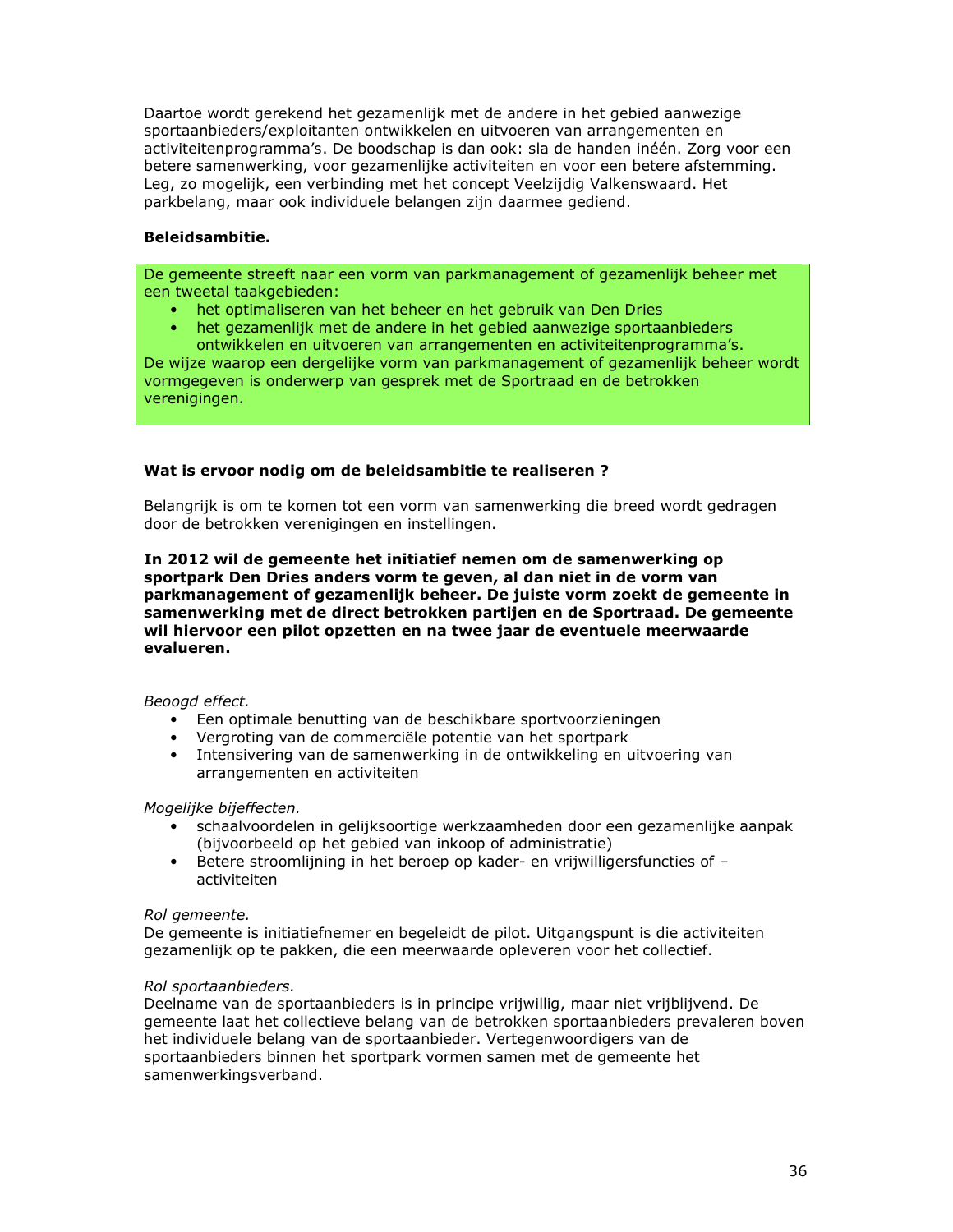Daartoe wordt gerekend het gezamenlijk met de andere in het gebied aanwezige sportaanbieders/exploitanten ontwikkelen en uitvoeren van arrangementen en activiteitenprogramma's. De boodschap is dan ook: sla de handen inéén. Zorg voor een betere samenwerking, voor gezamenlijke activiteiten en voor een betere afstemming. Leg, zo mogelijk, een verbinding met het concept Veelzijdig Valkenswaard. Het parkbelang, maar ook individuele belangen zijn daarmee gediend.

**Beleidsambitie.**

De gemeente streeft naar een vorm van parkmanagement of gezamenlijk beheer met een tweetal taakgebieden:

- het optimaliseren van het beheer en het gebruik van Den Dries
- het gezamenlijk met de andere in het gebied aanwezige sportaanbieders ontwikkelen en uitvoeren van arrangementen en activiteitenprogramma's.

De wijze waarop een dergelijke vorm van parkmanagement of gezamenlijk beheer wordt vormgegeven is onderwerp van gesprek met de Sportraad en de betrokken verenigingen.

**Wat is ervoor nodig om de beleidsambitie te realiseren ?**

Belangrijk is om te komen tot een vorm van samenwerking die breed wordt gedragen door de betrokken verenigingen en instellingen.

**In 2012 wil de gemeente het initiatief nemen om de samenwerking op sportpark Den Dries anders vorm te geven, al dan niet in de vorm van parkmanagement of gezamenlijk beheer. De juiste vorm zoekt de gemeente in samenwerking met de direct betrokken partijen en de Sportraad. De gemeente wil hiervoor een pilot opzetten en na twee jaar de eventuele meerwaarde evalueren.**

*Beoogd effect.*

- Een optimale benutting van de beschikbare sportvoorzieningen
- Vergroting van de commerciële potentie van het sportpark
- Intensivering van de samenwerking in de ontwikkeling en uitvoering van arrangementen en activiteiten

*Mogelijke bijeffecten.*

- schaalvoordelen in gelijksoortige werkzaamheden door een gezamenlijke aanpak (bijvoorbeeld op het gebied van inkoop of administratie)
- Betere stroomlijning in het beroep op kader- en vrijwilligersfuncties of –activiteiten

*Rol gemeente.*
De gemeente is initiatiefnemer en begeleidt de pilot. Uitgangspunt is die activiteiten gezamenlijk op te pakken, die een meerwaarde opleveren voor het collectief.

*Rol sportaanbieders.*
Deelname van de sportaanbieders is in principe vrijwillig, maar niet vrijblijvend. De gemeente laat het collectieve belang van de betrokken sportaanbieders prevaleren boven het individuele belang van de sportaanbieder. Vertegenwoordigers van de sportaanbieders binnen het sportpark vormen samen met de gemeente het samenwerkingsverband.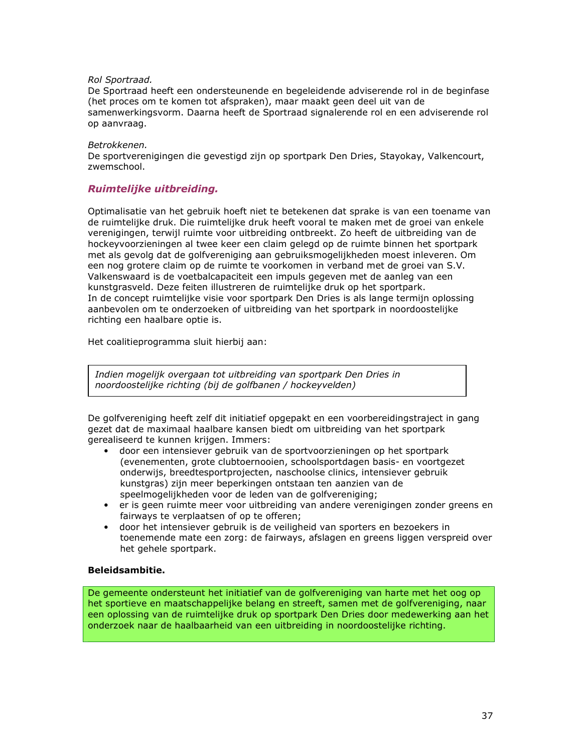*Rol Sportraad.*
De Sportraad heeft een ondersteunende en begeleidende adviserende rol in de beginfase (het proces om te komen tot afspraken), maar maakt geen deel uit van de samenwerkingsvorm. Daarna heeft de Sportraad signalerende rol en een adviserende rol op aanvraag.

*Betrokkenen.*
De sportverenigingen die gevestigd zijn op sportpark Den Dries, Stayokay, Valkencourt, zwemschool.

## *Ruimtelijke uitbreiding.*

Optimalisatie van het gebruik hoeft niet te betekenen dat sprake is van een toename van de ruimtelijke druk. Die ruimtelijke druk heeft vooral te maken met de groei van enkele verenigingen, terwijl ruimte voor uitbreiding ontbreekt. Zo heeft de uitbreiding van de hockeyvoorzieningen al twee keer een claim gelegd op de ruimte binnen het sportpark met als gevolg dat de golfvereniging aan gebruiksmogelijkheden moest inleveren. Om een nog grotere claim op de ruimte te voorkomen in verband met de groei van S.V. Valkenswaard is de voetbalcapaciteit een impuls gegeven met de aanleg van een kunstgrasveld. Deze feiten illustreren de ruimtelijke druk op het sportpark.
In de concept ruimtelijke visie voor sportpark Den Dries is als lange termijn oplossing aanbevolen om te onderzoeken of uitbreiding van het sportpark in noordoostelijke richting een haalbare optie is.

Het coalitieprogramma sluit hierbij aan:

> *Indien mogelijk overgaan tot uitbreiding van sportpark Den Dries in noordoostelijke richting (bij de golfbanen / hockeyvelden)*

De golfvereniging heeft zelf dit initiatief opgepakt en een voorbereidingstraject in gang gezet dat de maximaal haalbare kansen biedt om uitbreiding van het sportpark gerealiseerd te kunnen krijgen. Immers:

- door een intensiever gebruik van de sportvoorzieningen op het sportpark (evenementen, grote clubtoernooien, schoolsportdagen basis- en voortgezet onderwijs, breedtesportprojecten, naschoolse clinics, intensiever gebruik kunstgras) zijn meer beperkingen ontstaan ten aanzien van de speelmogelijkheden voor de leden van de golfvereniging;
- er is geen ruimte meer voor uitbreiding van andere verenigingen zonder greens en fairways te verplaatsen of op te offeren;
- door het intensiever gebruik is de veiligheid van sporters en bezoekers in toenemende mate een zorg: de fairways, afslagen en greens liggen verspreid over het gehele sportpark.

**Beleidsambitie.**

> De gemeente ondersteunt het initiatief van de golfvereniging van harte met het oog op het sportieve en maatschappelijke belang en streeft, samen met de golfvereniging, naar een oplossing van de ruimtelijke druk op sportpark Den Dries door medewerking aan het onderzoek naar de haalbaarheid van een uitbreiding in noordoostelijke richting.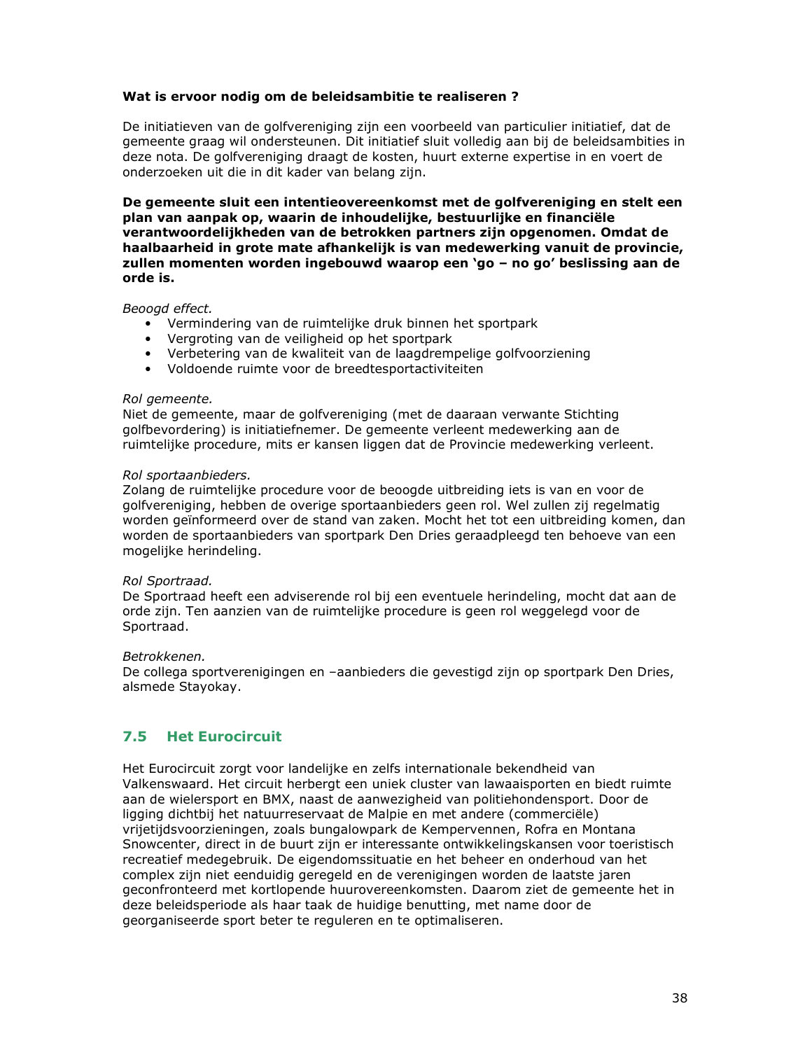**Wat is ervoor nodig om de beleidsambitie te realiseren ?**

De initiatieven van de golfvereniging zijn een voorbeeld van particulier initiatief, dat de gemeente graag wil ondersteunen. Dit initiatief sluit volledig aan bij de beleidsambities in deze nota. De golfvereniging draagt de kosten, huurt externe expertise in en voert de onderzoeken uit die in dit kader van belang zijn.

**De gemeente sluit een intentieovereenkomst met de golfvereniging en stelt een plan van aanpak op, waarin de inhoudelijke, bestuurlijke en financiële verantwoordelijkheden van de betrokken partners zijn opgenomen. Omdat de haalbaarheid in grote mate afhankelijk is van medewerking vanuit de provincie, zullen momenten worden ingebouwd waarop een 'go – no go' beslissing aan de orde is.**

*Beoogd effect.*

- Vermindering van de ruimtelijke druk binnen het sportpark
- Vergroting van de veiligheid op het sportpark
- Verbetering van de kwaliteit van de laagdrempelige golfvoorziening
- Voldoende ruimte voor de breedtesportactiviteiten

*Rol gemeente.*
Niet de gemeente, maar de golfvereniging (met de daaraan verwante Stichting golfbevordering) is initiatiefnemer. De gemeente verleent medewerking aan de ruimtelijke procedure, mits er kansen liggen dat de Provincie medewerking verleent.

*Rol sportaanbieders.*
Zolang de ruimtelijke procedure voor de beoogde uitbreiding iets is van en voor de golfvereniging, hebben de overige sportaanbieders geen rol. Wel zullen zij regelmatig worden geïnformeerd over de stand van zaken. Mocht het tot een uitbreiding komen, dan worden de sportaanbieders van sportpark Den Dries geraadpleegd ten behoeve van een mogelijke herindeling.

*Rol Sportraad.*
De Sportraad heeft een adviserende rol bij een eventuele herindeling, mocht dat aan de orde zijn. Ten aanzien van de ruimtelijke procedure is geen rol weggelegd voor de Sportraad.

*Betrokkenen.*
De collega sportverenigingen en –aanbieders die gevestigd zijn op sportpark Den Dries, alsmede Stayokay.

## 7.5 Het Eurocircuit

Het Eurocircuit zorgt voor landelijke en zelfs internationale bekendheid van Valkenswaard. Het circuit herbergt een uniek cluster van lawaaisporten en biedt ruimte aan de wielersport en BMX, naast de aanwezigheid van politiehondensport. Door de ligging dichtbij het natuurreservaat de Malpie en met andere (commerciële) vrijetijdsvoorzieningen, zoals bungalowpark de Kempervennen, Rofra en Montana Snowcenter, direct in de buurt zijn er interessante ontwikkelingskansen voor toeristisch recreatief medegebruik. De eigendomssituatie en het beheer en onderhoud van het complex zijn niet eenduidig geregeld en de verenigingen worden de laatste jaren geconfronteerd met kortlopende huurovereenkomsten. Daarom ziet de gemeente het in deze beleidsperiode als haar taak de huidige benutting, met name door de georganiseerde sport beter te reguleren en te optimaliseren.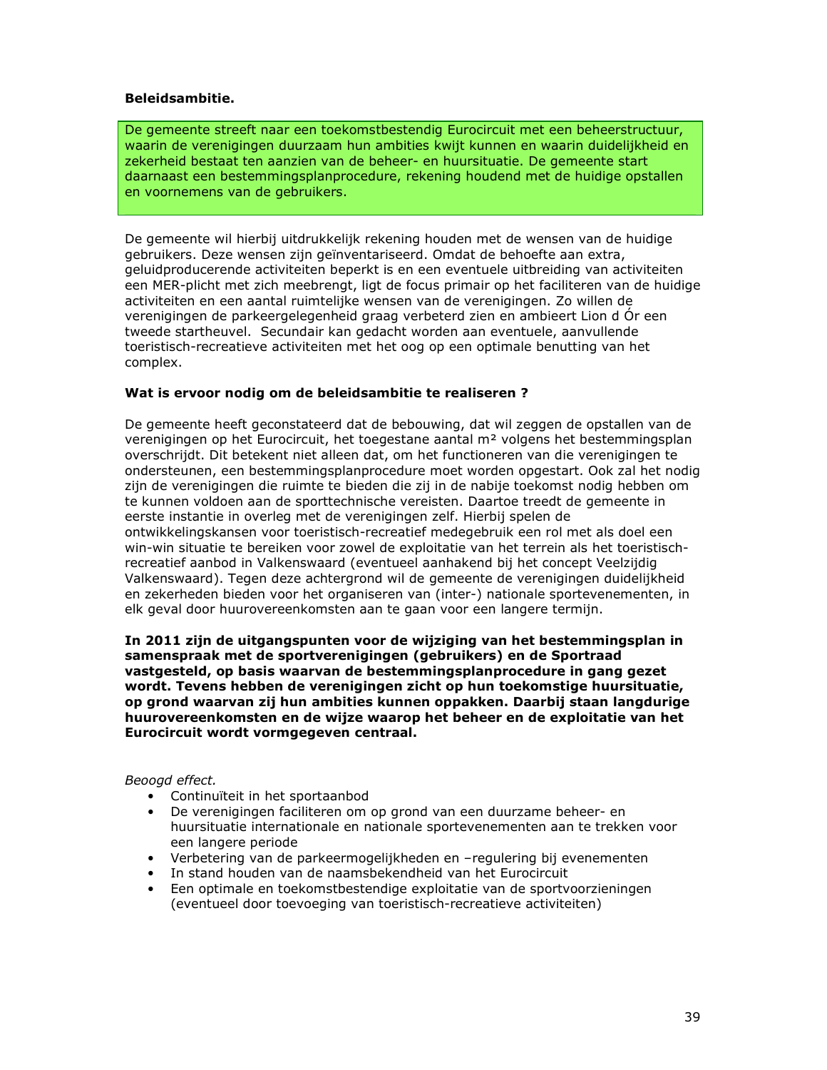**Beleidsambitie.**

De gemeente streeft naar een toekomstbestendig Eurocircuit met een beheerstructuur, waarin de verenigingen duurzaam hun ambities kwijt kunnen en waarin duidelijkheid en zekerheid bestaat ten aanzien van de beheer- en huursituatie. De gemeente start daarnaast een bestemmingsplanprocedure, rekening houdend met de huidige opstallen en voornemens van de gebruikers.

De gemeente wil hierbij uitdrukkelijk rekening houden met de wensen van de huidige gebruikers. Deze wensen zijn geïnventariseerd. Omdat de behoefte aan extra, geluidproducerende activiteiten beperkt is en een eventuele uitbreiding van activiteiten een MER-plicht met zich meebrengt, ligt de focus primair op het faciliteren van de huidige activiteiten en een aantal ruimtelijke wensen van de verenigingen. Zo willen de verenigingen de parkeergelegenheid graag verbeterd zien en ambieert Lion d Ór een tweede startheuvel. Secundair kan gedacht worden aan eventuele, aanvullende toeristisch-recreatieve activiteiten met het oog op een optimale benutting van het complex.

**Wat is ervoor nodig om de beleidsambitie te realiseren ?**

De gemeente heeft geconstateerd dat de bebouwing, dat wil zeggen de opstallen van de verenigingen op het Eurocircuit, het toegestane aantal m² volgens het bestemmingsplan overschrijdt. Dit betekent niet alleen dat, om het functioneren van die verenigingen te ondersteunen, een bestemmingsplanprocedure moet worden opgestart. Ook zal het nodig zijn de verenigingen die ruimte te bieden die zij in de nabije toekomst nodig hebben om te kunnen voldoen aan de sporttechnische vereisten. Daartoe treedt de gemeente in eerste instantie in overleg met de verenigingen zelf. Hierbij spelen de ontwikkelingskansen voor toeristisch-recreatief medegebruik een rol met als doel een win-win situatie te bereiken voor zowel de exploitatie van het terrein als het toeristisch-recreatief aanbod in Valkenswaard (eventueel aanhakend bij het concept Veelzijdig Valkenswaard). Tegen deze achtergrond wil de gemeente de verenigingen duidelijkheid en zekerheden bieden voor het organiseren van (inter-) nationale sportevenementen, in elk geval door huurovereenkomsten aan te gaan voor een langere termijn.

**In 2011 zijn de uitgangspunten voor de wijziging van het bestemmingsplan in samenspraak met de sportverenigingen (gebruikers) en de Sportraad vastgesteld, op basis waarvan de bestemmingsplanprocedure in gang gezet wordt. Tevens hebben de verenigingen zicht op hun toekomstige huursituatie, op grond waarvan zij hun ambities kunnen oppakken. Daarbij staan langdurige huurovereenkomsten en de wijze waarop het beheer en de exploitatie van het Eurocircuit wordt vormgegeven centraal.**

*Beoogd effect.*

- Continuïteit in het sportaanbod
- De verenigingen faciliteren om op grond van een duurzame beheer- en huursituatie internationale en nationale sportevenementen aan te trekken voor een langere periode
- Verbetering van de parkeermogelijkheden en –regulering bij evenementen
- In stand houden van de naamsbekendheid van het Eurocircuit
- Een optimale en toekomstbestendige exploitatie van de sportvoorzieningen (eventueel door toevoeging van toeristisch-recreatieve activiteiten)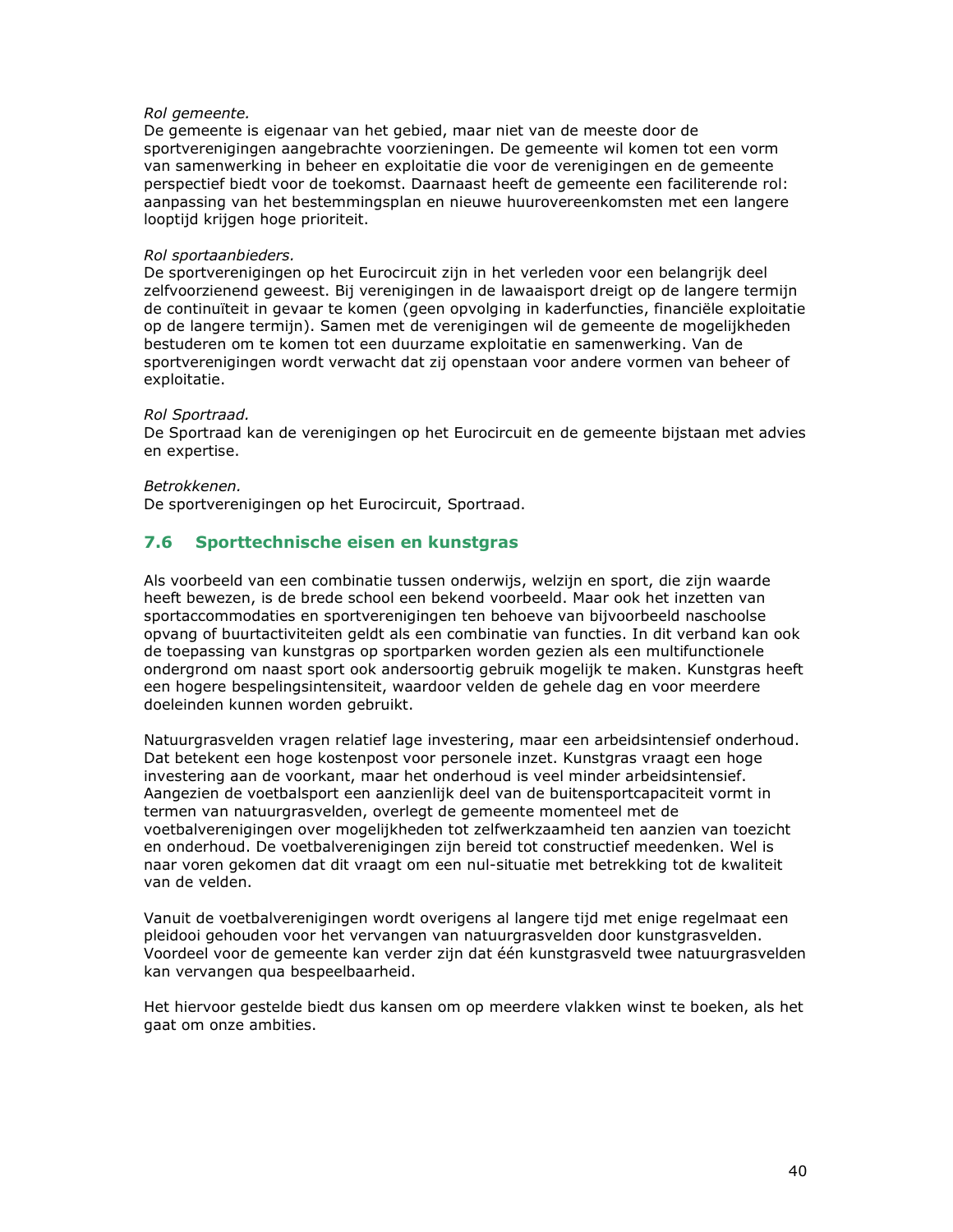*Rol gemeente.*
De gemeente is eigenaar van het gebied, maar niet van de meeste door de sportverenigingen aangebrachte voorzieningen. De gemeente wil komen tot een vorm van samenwerking in beheer en exploitatie die voor de verenigingen en de gemeente perspectief biedt voor de toekomst. Daarnaast heeft de gemeente een faciliterende rol: aanpassing van het bestemmingsplan en nieuwe huurovereenkomsten met een langere looptijd krijgen hoge prioriteit.

*Rol sportaanbieders.*
De sportverenigingen op het Eurocircuit zijn in het verleden voor een belangrijk deel zelfvoorzienend geweest. Bij verenigingen in de lawaaisport dreigt op de langere termijn de continuïteit in gevaar te komen (geen opvolging in kaderfuncties, financiële exploitatie op de langere termijn). Samen met de verenigingen wil de gemeente de mogelijkheden bestuderen om te komen tot een duurzame exploitatie en samenwerking. Van de sportverenigingen wordt verwacht dat zij openstaan voor andere vormen van beheer of exploitatie.

*Rol Sportraad.*
De Sportraad kan de verenigingen op het Eurocircuit en de gemeente bijstaan met advies en expertise.

*Betrokkenen.*
De sportverenigingen op het Eurocircuit, Sportraad.

## 7.6 Sporttechnische eisen en kunstgras

Als voorbeeld van een combinatie tussen onderwijs, welzijn en sport, die zijn waarde heeft bewezen, is de brede school een bekend voorbeeld. Maar ook het inzetten van sportaccommodaties en sportverenigingen ten behoeve van bijvoorbeeld naschoolse opvang of buurtactiviteiten geldt als een combinatie van functies. In dit verband kan ook de toepassing van kunstgras op sportparken worden gezien als een multifunctionele ondergrond om naast sport ook andersoortig gebruik mogelijk te maken. Kunstgras heeft een hogere bespelingsintensiteit, waardoor velden de gehele dag en voor meerdere doeleinden kunnen worden gebruikt.

Natuurgrasvelden vragen relatief lage investering, maar een arbeidsintensief onderhoud. Dat betekent een hoge kostenpost voor personele inzet. Kunstgras vraagt een hoge investering aan de voorkant, maar het onderhoud is veel minder arbeidsintensief. Aangezien de voetbalsport een aanzienlijk deel van de buitensportcapaciteit vormt in termen van natuurgrasvelden, overlegt de gemeente momenteel met de voetbalverenigingen over mogelijkheden tot zelfwerkzaamheid ten aanzien van toezicht en onderhoud. De voetbalverenigingen zijn bereid tot constructief meedenken. Wel is naar voren gekomen dat dit vraagt om een nul-situatie met betrekking tot de kwaliteit van de velden.

Vanuit de voetbalverenigingen wordt overigens al langere tijd met enige regelmaat een pleidooi gehouden voor het vervangen van natuurgrasvelden door kunstgrasvelden. Voordeel voor de gemeente kan verder zijn dat één kunstgrasveld twee natuurgrasvelden kan vervangen qua bespeelbaarheid.

Het hiervoor gestelde biedt dus kansen om op meerdere vlakken winst te boeken, als het gaat om onze ambities.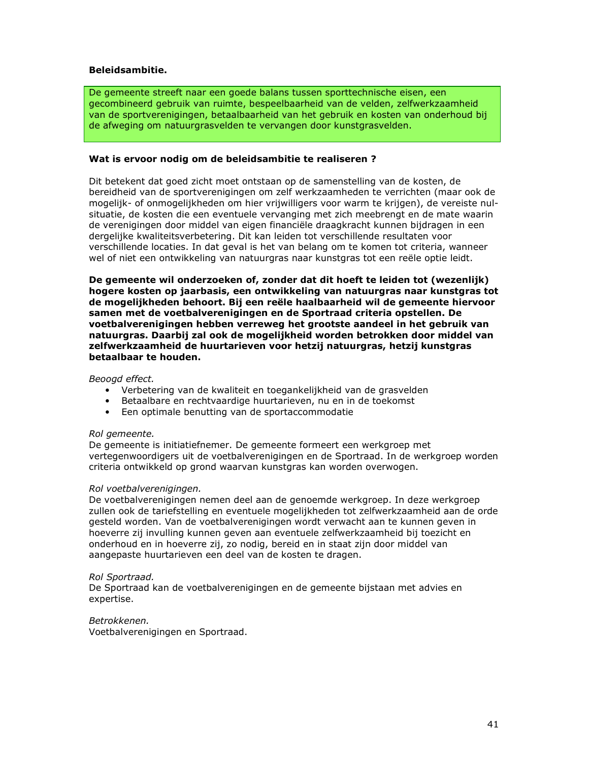**Beleidsambitie.**

De gemeente streeft naar een goede balans tussen sporttechnische eisen, een gecombineerd gebruik van ruimte, bespeelbaarheid van de velden, zelfwerkzaamheid van de sportverenigingen, betaalbaarheid van het gebruik en kosten van onderhoud bij de afweging om natuurgrasvelden te vervangen door kunstgrasvelden.

**Wat is ervoor nodig om de beleidsambitie te realiseren ?**

Dit betekent dat goed zicht moet ontstaan op de samenstelling van de kosten, de bereidheid van de sportverenigingen om zelf werkzaamheden te verrichten (maar ook de mogelijk- of onmogelijkheden om hier vrijwilligers voor warm te krijgen), de vereiste nul-situatie, de kosten die een eventuele vervanging met zich meebrengt en de mate waarin de verenigingen door middel van eigen financiële draagkracht kunnen bijdragen in een dergelijke kwaliteitsverbetering. Dit kan leiden tot verschillende resultaten voor verschillende locaties. In dat geval is het van belang om te komen tot criteria, wanneer wel of niet een ontwikkeling van natuurgras naar kunstgras tot een reële optie leidt.

**De gemeente wil onderzoeken of, zonder dat dit hoeft te leiden tot (wezenlijk) hogere kosten op jaarbasis, een ontwikkeling van natuurgras naar kunstgras tot de mogelijkheden behoort. Bij een reële haalbaarheid wil de gemeente hiervoor samen met de voetbalverenigingen en de Sportraad criteria opstellen. De voetbalverenigingen hebben verreweg het grootste aandeel in het gebruik van natuurgras. Daarbij zal ook de mogelijkheid worden betrokken door middel van zelfwerkzaamheid de huurtarieven voor hetzij natuurgras, hetzij kunstgras betaalbaar te houden.**

*Beoogd effect.*

- Verbetering van de kwaliteit en toegankelijkheid van de grasvelden
- Betaalbare en rechtvaardige huurtarieven, nu en in de toekomst
- Een optimale benutting van de sportaccommodatie

*Rol gemeente.*
De gemeente is initiatiefnemer. De gemeente formeert een werkgroep met vertegenwoordigers uit de voetbalverenigingen en de Sportraad. In de werkgroep worden criteria ontwikkeld op grond waarvan kunstgras kan worden overwogen.

*Rol voetbalverenigingen.*
De voetbalverenigingen nemen deel aan de genoemde werkgroep. In deze werkgroep zullen ook de tariefstelling en eventuele mogelijkheden tot zelfwerkzaamheid aan de orde gesteld worden. Van de voetbalverenigingen wordt verwacht aan te kunnen geven in hoeverre zij invulling kunnen geven aan eventuele zelfwerkzaamheid bij toezicht en onderhoud en in hoeverre zij, zo nodig, bereid en in staat zijn door middel van aangepaste huurtarieven een deel van de kosten te dragen.

*Rol Sportraad.*
De Sportraad kan de voetbalverenigingen en de gemeente bijstaan met advies en expertise.

*Betrokkenen.*
Voetbalverenigingen en Sportraad.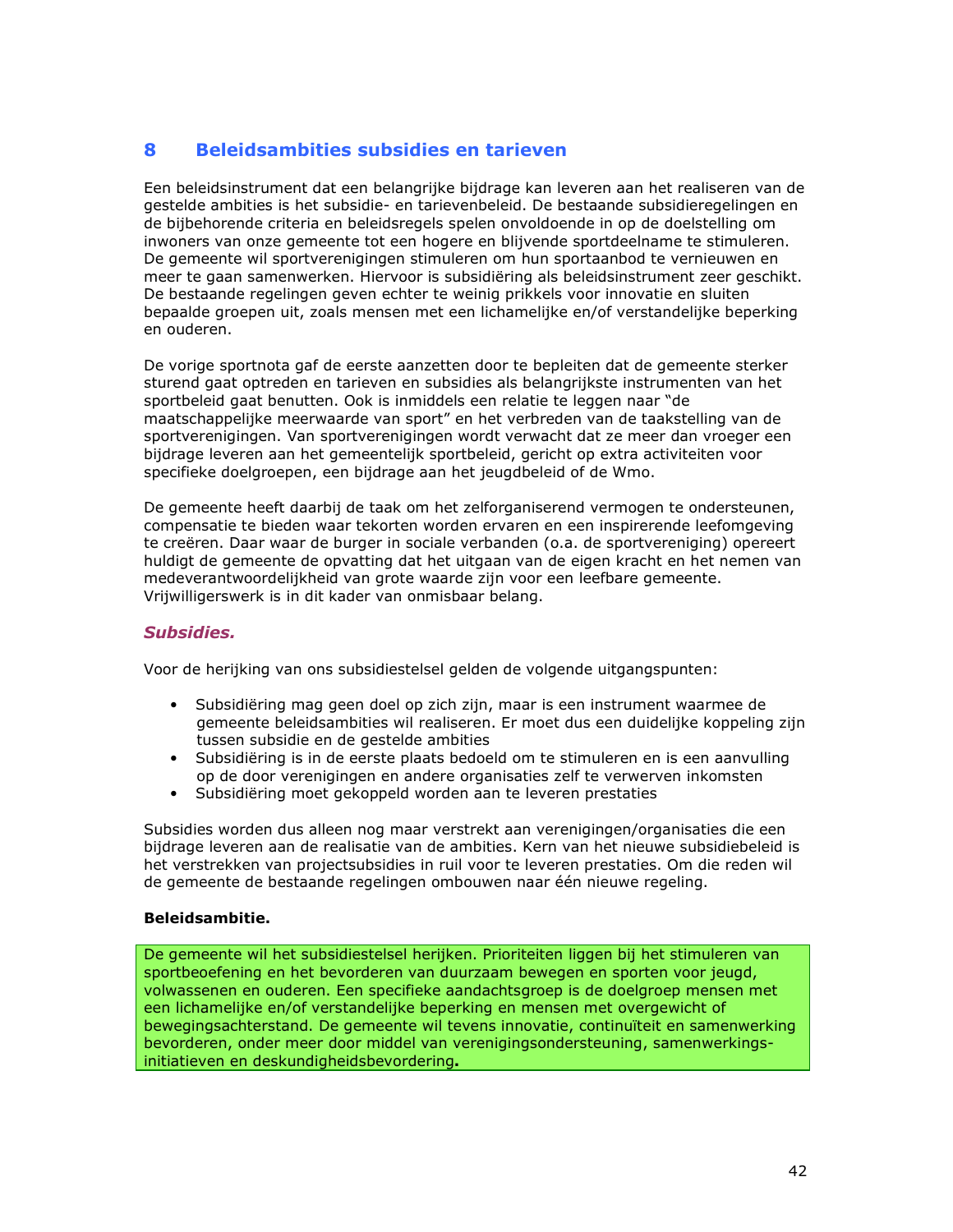# 8 Beleidsambities subsidies en tarieven

Een beleidsinstrument dat een belangrijke bijdrage kan leveren aan het realiseren van de gestelde ambities is het subsidie- en tarievenbeleid. De bestaande subsidieregelingen en de bijbehorende criteria en beleidsregels spelen onvoldoende in op de doelstelling om inwoners van onze gemeente tot een hogere en blijvende sportdeelname te stimuleren. De gemeente wil sportverenigingen stimuleren om hun sportaanbod te vernieuwen en meer te gaan samenwerken. Hiervoor is subsidiëring als beleidsinstrument zeer geschikt. De bestaande regelingen geven echter te weinig prikkels voor innovatie en sluiten bepaalde groepen uit, zoals mensen met een lichamelijke en/of verstandelijke beperking en ouderen.

De vorige sportnota gaf de eerste aanzetten door te bepleiten dat de gemeente sterker sturend gaat optreden en tarieven en subsidies als belangrijkste instrumenten van het sportbeleid gaat benutten. Ook is inmiddels een relatie te leggen naar "de maatschappelijke meerwaarde van sport" en het verbreden van de taakstelling van de sportverenigingen. Van sportverenigingen wordt verwacht dat ze meer dan vroeger een bijdrage leveren aan het gemeentelijk sportbeleid, gericht op extra activiteiten voor specifieke doelgroepen, een bijdrage aan het jeugdbeleid of de Wmo.

De gemeente heeft daarbij de taak om het zelforganiserend vermogen te ondersteunen, compensatie te bieden waar tekorten worden ervaren en een inspirerende leefomgeving te creëren. Daar waar de burger in sociale verbanden (o.a. de sportvereniging) opereert huldigt de gemeente de opvatting dat het uitgaan van de eigen kracht en het nemen van medeverantwoordelijkheid van grote waarde zijn voor een leefbare gemeente. Vrijwilligerswerk is in dit kader van onmisbaar belang.

## *Subsidies.*

Voor de herijking van ons subsidiestelsel gelden de volgende uitgangspunten:

- Subsidiëring mag geen doel op zich zijn, maar is een instrument waarmee de gemeente beleidsambities wil realiseren. Er moet dus een duidelijke koppeling zijn tussen subsidie en de gestelde ambities
- Subsidiëring is in de eerste plaats bedoeld om te stimuleren en is een aanvulling op de door verenigingen en andere organisaties zelf te verwerven inkomsten
- Subsidiëring moet gekoppeld worden aan te leveren prestaties

Subsidies worden dus alleen nog maar verstrekt aan verenigingen/organisaties die een bijdrage leveren aan de realisatie van de ambities. Kern van het nieuwe subsidiebeleid is het verstrekken van projectsubsidies in ruil voor te leveren prestaties. Om die reden wil de gemeente de bestaande regelingen ombouwen naar één nieuwe regeling.

**Beleidsambitie.**

De gemeente wil het subsidiestelsel herijken. Prioriteiten liggen bij het stimuleren van sportbeoefening en het bevorderen van duurzaam bewegen en sporten voor jeugd, volwassenen en ouderen. Een specifieke aandachtsgroep is de doelgroep mensen met een lichamelijke en/of verstandelijke beperking en mensen met overgewicht of bewegingsachterstand. De gemeente wil tevens innovatie, continuïteit en samenwerking bevorderen, onder meer door middel van verenigingsondersteuning, samenwerkings-initiatieven en deskundigheidsbevordering**.**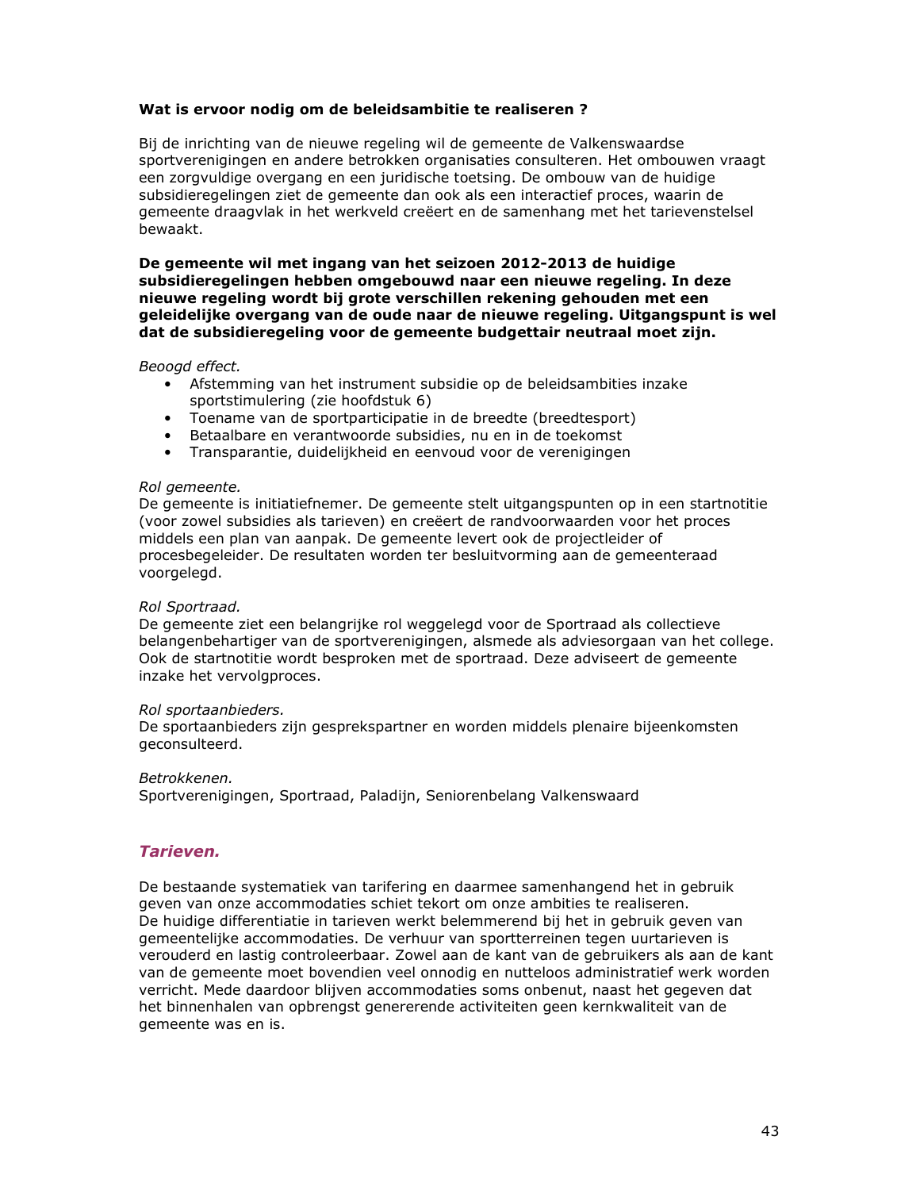**Wat is ervoor nodig om de beleidsambitie te realiseren ?**

Bij de inrichting van de nieuwe regeling wil de gemeente de Valkenswaardse sportverenigingen en andere betrokken organisaties consulteren. Het ombouwen vraagt een zorgvuldige overgang en een juridische toetsing. De ombouw van de huidige subsidieregelingen ziet de gemeente dan ook als een interactief proces, waarin de gemeente draagvlak in het werkveld creëert en de samenhang met het tarievenstelsel bewaakt.

**De gemeente wil met ingang van het seizoen 2012-2013 de huidige subsidieregelingen hebben omgebouwd naar een nieuwe regeling. In deze nieuwe regeling wordt bij grote verschillen rekening gehouden met een geleidelijke overgang van de oude naar de nieuwe regeling. Uitgangspunt is wel dat de subsidieregeling voor de gemeente budgettair neutraal moet zijn.**

*Beoogd effect.*

- Afstemming van het instrument subsidie op de beleidsambities inzake sportstimulering (zie hoofdstuk 6)
- Toename van de sportparticipatie in de breedte (breedtesport)
- Betaalbare en verantwoorde subsidies, nu en in de toekomst
- Transparantie, duidelijkheid en eenvoud voor de verenigingen

*Rol gemeente.*
De gemeente is initiatiefnemer. De gemeente stelt uitgangspunten op in een startnotitie (voor zowel subsidies als tarieven) en creëert de randvoorwaarden voor het proces middels een plan van aanpak. De gemeente levert ook de projectleider of procesbegeleider. De resultaten worden ter besluitvorming aan de gemeenteraad voorgelegd.

*Rol Sportraad.*
De gemeente ziet een belangrijke rol weggelegd voor de Sportraad als collectieve belangenbehartiger van de sportverenigingen, alsmede als adviesorgaan van het college. Ook de startnotitie wordt besproken met de sportraad. Deze adviseert de gemeente inzake het vervolgproces.

*Rol sportaanbieders.*
De sportaanbieders zijn gesprekspartner en worden middels plenaire bijeenkomsten geconsulteerd.

*Betrokkenen.*
Sportverenigingen, Sportraad, Paladijn, Seniorenbelang Valkenswaard

## *Tarieven.*

De bestaande systematiek van tarifering en daarmee samenhangend het in gebruik geven van onze accommodaties schiet tekort om onze ambities te realiseren.
De huidige differentiatie in tarieven werkt belemmerend bij het in gebruik geven van gemeentelijke accommodaties. De verhuur van sportterreinen tegen uurtarieven is verouderd en lastig controleerbaar. Zowel aan de kant van de gebruikers als aan de kant van de gemeente moet bovendien veel onnodig en nutteloos administratief werk worden verricht. Mede daardoor blijven accommodaties soms onbenut, naast het gegeven dat het binnenhalen van opbrengst genererende activiteiten geen kernkwaliteit van de gemeente was en is.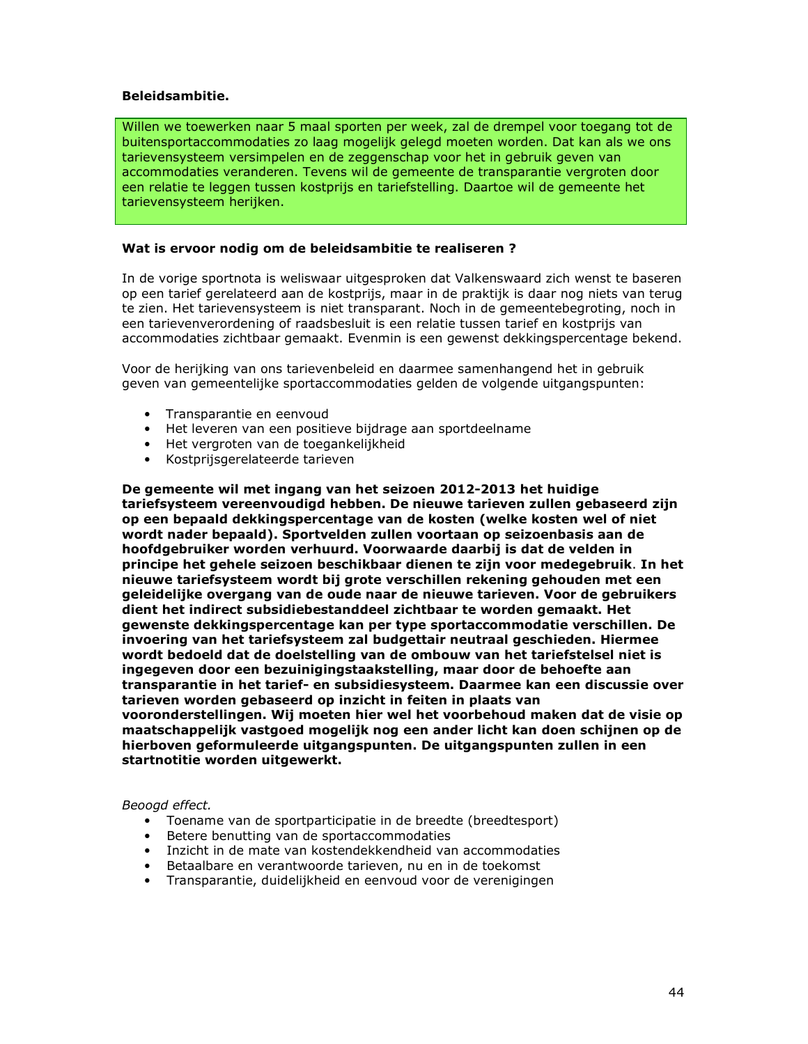**Beleidsambitie.**

Willen we toewerken naar 5 maal sporten per week, zal de drempel voor toegang tot de buitensportaccommodaties zo laag mogelijk gelegd moeten worden. Dat kan als we ons tarievensysteem versimpelen en de zeggenschap voor het in gebruik geven van accommodaties veranderen. Tevens wil de gemeente de transparantie vergroten door een relatie te leggen tussen kostprijs en tariefstelling. Daartoe wil de gemeente het tarievensysteem herijken.

**Wat is ervoor nodig om de beleidsambitie te realiseren ?**

In de vorige sportnota is weliswaar uitgesproken dat Valkenswaard zich wenst te baseren op een tarief gerelateerd aan de kostprijs, maar in de praktijk is daar nog niets van terug te zien. Het tarievensysteem is niet transparant. Noch in de gemeentebegroting, noch in een tarievenverordening of raadsbesluit is een relatie tussen tarief en kostprijs van accommodaties zichtbaar gemaakt. Evenmin is een gewenst dekkingspercentage bekend.

Voor de herijking van ons tarievenbeleid en daarmee samenhangend het in gebruik geven van gemeentelijke sportaccommodaties gelden de volgende uitgangspunten:

- Transparantie en eenvoud
- Het leveren van een positieve bijdrage aan sportdeelname
- Het vergroten van de toegankelijkheid
- Kostprijsgerelateerde tarieven

**De gemeente wil met ingang van het seizoen 2012-2013 het huidige tariefsysteem vereenvoudigd hebben. De nieuwe tarieven zullen gebaseerd zijn op een bepaald dekkingspercentage van de kosten (welke kosten wel of niet wordt nader bepaald). Sportvelden zullen voortaan op seizoenbasis aan de hoofdgebruiker worden verhuurd. Voorwaarde daarbij is dat de velden in principe het gehele seizoen beschikbaar dienen te zijn voor medegebruik. In het nieuwe tariefsysteem wordt bij grote verschillen rekening gehouden met een geleidelijke overgang van de oude naar de nieuwe tarieven. Voor de gebruikers dient het indirect subsidiebestanddeel zichtbaar te worden gemaakt. Het gewenste dekkingspercentage kan per type sportaccommodatie verschillen. De invoering van het tariefsysteem zal budgettair neutraal geschieden. Hiermee wordt bedoeld dat de doelstelling van de ombouw van het tariefstelsel niet is ingegeven door een bezuinigingstaakstelling, maar door de behoefte aan transparantie in het tarief- en subsidiesysteem. Daarmee kan een discussie over tarieven worden gebaseerd op inzicht in feiten in plaats van vooronderstellingen. Wij moeten hier wel het voorbehoud maken dat de visie op maatschappelijk vastgoed mogelijk nog een ander licht kan doen schijnen op de hierboven geformuleerde uitgangspunten. De uitgangspunten zullen in een startnotitie worden uitgewerkt.**

*Beoogd effect.*

- Toename van de sportparticipatie in de breedte (breedtesport)
- Betere benutting van de sportaccommodaties
- Inzicht in de mate van kostendekkendheid van accommodaties
- Betaalbare en verantwoorde tarieven, nu en in de toekomst
- Transparantie, duidelijkheid en eenvoud voor de verenigingen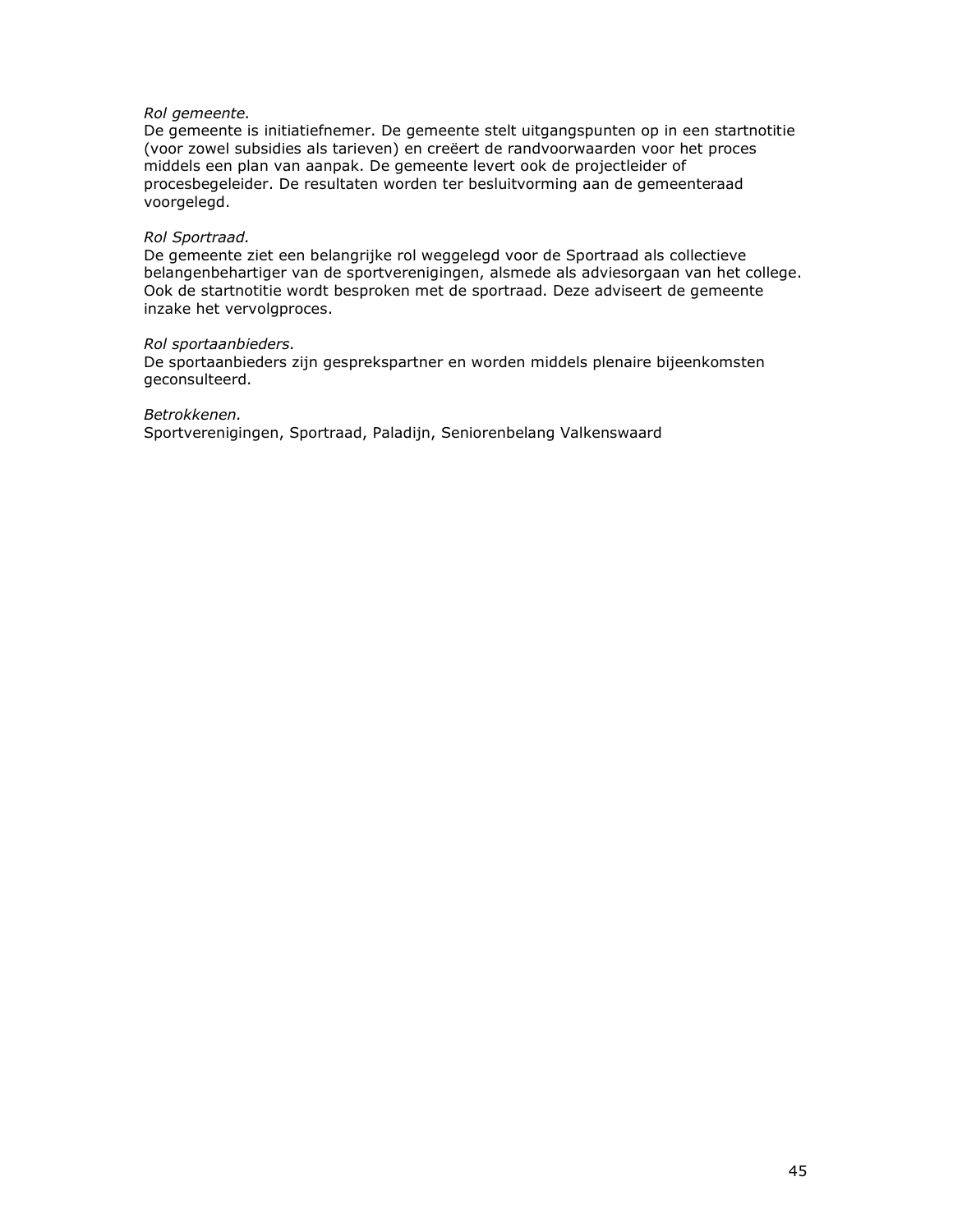*Rol gemeente.*
De gemeente is initiatiefnemer. De gemeente stelt uitgangspunten op in een startnotitie (voor zowel subsidies als tarieven) en creëert de randvoorwaarden voor het proces middels een plan van aanpak. De gemeente levert ook de projectleider of procesbegeleider. De resultaten worden ter besluitvorming aan de gemeenteraad voorgelegd.

*Rol Sportraad.*
De gemeente ziet een belangrijke rol weggelegd voor de Sportraad als collectieve belangenbehartiger van de sportverenigingen, alsmede als adviesorgaan van het college. Ook de startnotitie wordt besproken met de sportraad. Deze adviseert de gemeente inzake het vervolgproces.

*Rol sportaanbieders.*
De sportaanbieders zijn gesprekspartner en worden middels plenaire bijeenkomsten geconsulteerd.

*Betrokkenen.*
Sportverenigingen, Sportraad, Paladijn, Seniorenbelang Valkenswaard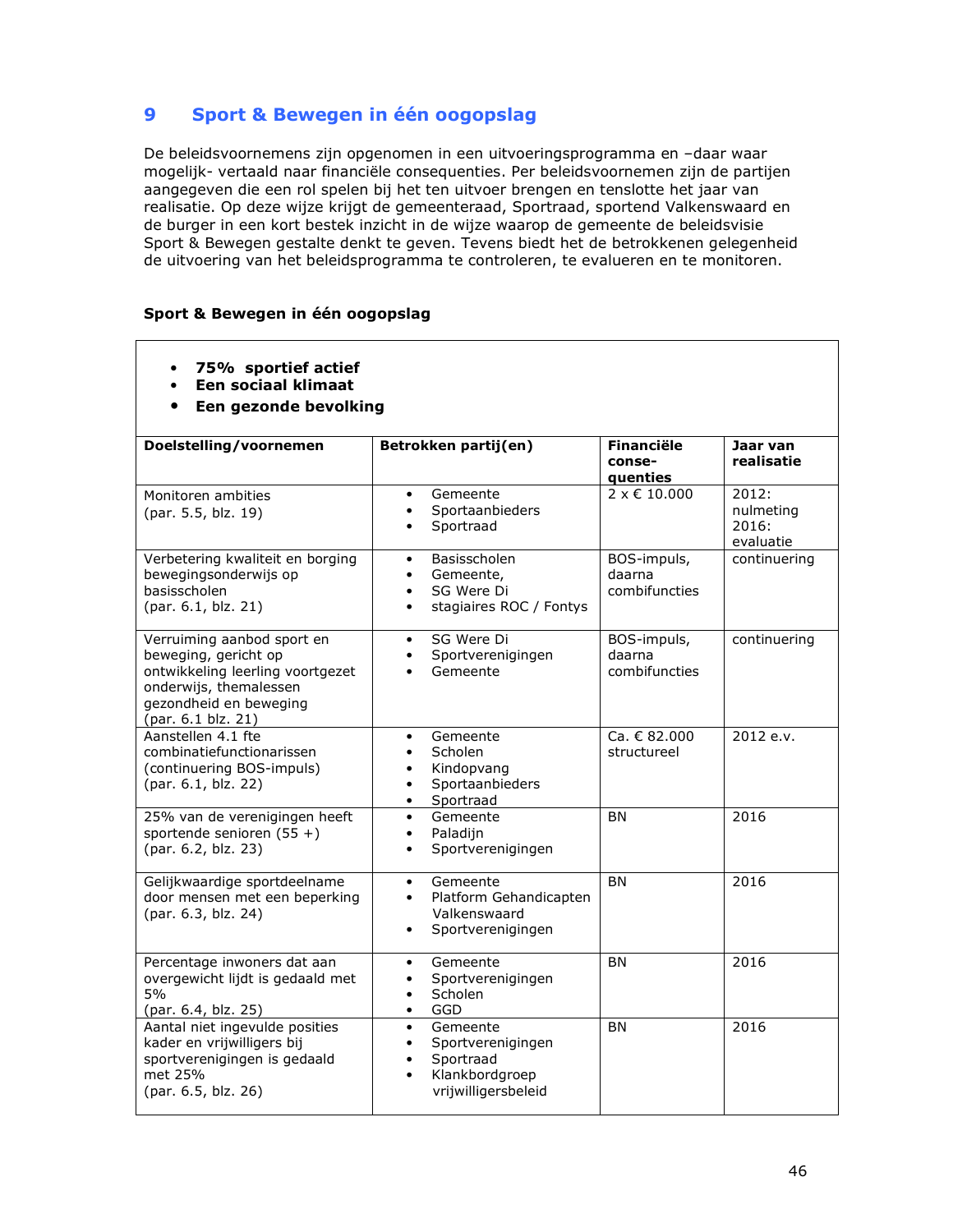# 9 Sport & Bewegen in één oogopslag

De beleidsvoornemens zijn opgenomen in een uitvoeringsprogramma en –daar waar mogelijk- vertaald naar financiële consequenties. Per beleidsvoornemen zijn de partijen aangegeven die een rol spelen bij het ten uitvoer brengen en tenslotte het jaar van realisatie. Op deze wijze krijgt de gemeenteraad, Sportraad, sportend Valkenswaard en de burger in een kort bestek inzicht in de wijze waarop de gemeente de beleidsvisie Sport & Bewegen gestalte denkt te geven. Tevens biedt het de betrokkenen gelegenheid de uitvoering van het beleidsprogramma te controleren, te evalueren en te monitoren.

**Sport & Bewegen in één oogopslag**

- ***75% sportief actief***
- **Een sociaal klimaat**
- **Een gezonde bevolking**

| **Doelstelling/voornemen** | **Betrokken partij(en)** | **Financiële conse-quenties** | **Jaar van realisatie** |
|---|---|---|---|
| Monitoren ambities<br>(par. 5.5, blz. 19) | • Gemeente<br>• Sportaanbieders<br>• Sportraad | 2 x € 10.000 | 2012: nulmeting<br>2016: evaluatie |
| Verbetering kwaliteit en borging bewegingsonderwijs op basisscholen<br>(par. 6.1, blz. 21) | • Basisscholen<br>• Gemeente,<br>• SG Were Di<br>• stagiaires ROC / Fontys | BOS-impuls, daarna combifuncties | continuering |
| Verruiming aanbod sport en beweging, gericht op ontwikkeling leerling voortgezet onderwijs, themalessen gezondheid en beweging<br>(par. 6.1 blz. 21) | • SG Were Di<br>• Sportverenigingen<br>• Gemeente | BOS-impuls, daarna combifuncties | continuering |
| Aanstellen 4.1 fte combinatiefunctionarissen (continuering BOS-impuls)<br>(par. 6.1, blz. 22) | • Gemeente<br>• Scholen<br>• Kindopvang<br>• Sportaanbieders<br>• Sportraad | Ca. € 82.000 structureel | 2012 e.v. |
| 25% van de verenigingen heeft sportende senioren (55 +)<br>(par. 6.2, blz. 23) | • Gemeente<br>• Paladijn<br>• Sportverenigingen | BN | 2016 |
| Gelijkwaardige sportdeelname door mensen met een beperking<br>(par. 6.3, blz. 24) | • Gemeente<br>• Platform Gehandicapten Valkenswaard<br>• Sportverenigingen | BN | 2016 |
| Percentage inwoners dat aan overgewicht lijdt is gedaald met 5%<br>(par. 6.4, blz. 25) | • Gemeente<br>• Sportverenigingen<br>• Scholen<br>• GGD | BN | 2016 |
| Aantal niet ingevulde posities kader en vrijwilligers bij sportverenigingen is gedaald met 25%<br>(par. 6.5, blz. 26) | • Gemeente<br>• Sportverenigingen<br>• Sportraad<br>• Klankbordgroep vrijwilligersbeleid | BN | 2016 |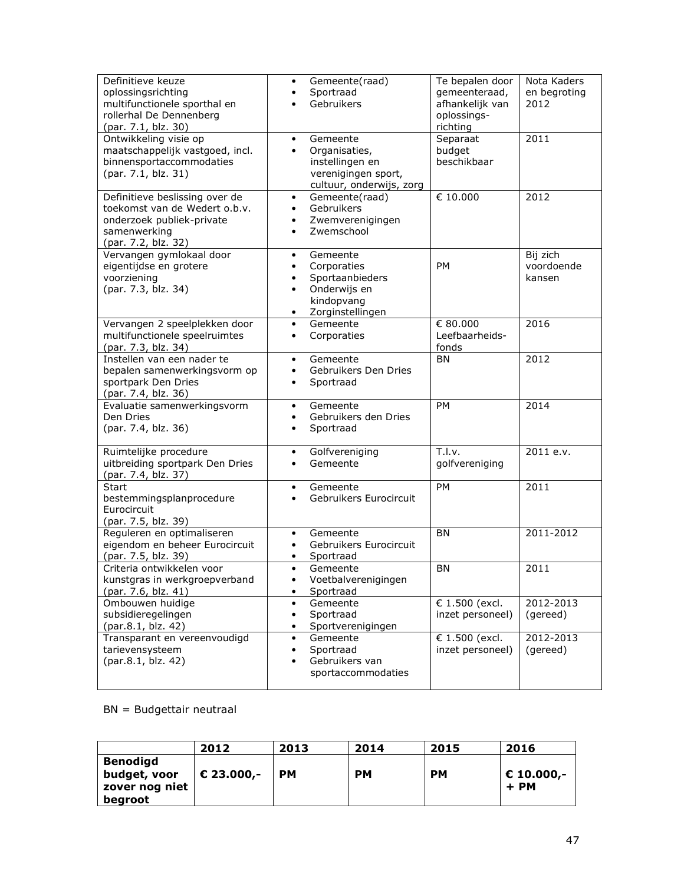| | | | |
|---|---|---|---|
| Definitieve keuze oplossingsrichting multifunctionele sporthal en rollerhal De Dennenberg (par. 7.1, blz. 30) | • Gemeente(raad)<br>• Sportraad<br>• Gebruikers | Te bepalen door gemeenteraad, afhankelijk van oplossings-richting | Nota Kaders en begroting 2012 |
| Ontwikkeling visie op maatschappelijk vastgoed, incl. binnensportaccommodaties (par. 7.1, blz. 31) | • Gemeente<br>• Organisaties, instellingen en verenigingen sport, cultuur, onderwijs, zorg | Separaat budget beschikbaar | 2011 |
| Definitieve beslissing over de toekomst van de Wedert o.b.v. onderzoek publiek-private samenwerking (par. 7.2, blz. 32) | • Gemeente(raad)<br>• Gebruikers<br>• Zwemverenigingen<br>• Zwemschool | € 10.000 | 2012 |
| Vervangen gymlokaal door eigentijdse en grotere voorziening (par. 7.3, blz. 34) | • Gemeente<br>• Corporaties<br>• Sportaanbieders<br>• Onderwijs en kindopvang<br>• Zorginstellingen | PM | Bij zich voordoende kansen |
| Vervangen 2 speelplekken door multifunctionele speelruimtes (par. 7.3, blz. 34) | • Gemeente<br>• Corporaties | € 80.000 Leefbaarheids-fonds | 2016 |
| Instellen van een nader te bepalen samenwerkingsvorm op sportpark Den Dries (par. 7.4, blz. 36) | • Gemeente<br>• Gebruikers Den Dries<br>• Sportraad | BN | 2012 |
| Evaluatie samenwerkingsvorm Den Dries (par. 7.4, blz. 36) | • Gemeente<br>• Gebruikers den Dries<br>• Sportraad | PM | 2014 |
| Ruimtelijke procedure uitbreiding sportpark Den Dries (par. 7.4, blz. 37) | • Golfvereniging<br>• Gemeente | T.l.v. golfvereniging | 2011 e.v. |
| Start bestemmingsplanprocedure Eurocircuit (par. 7.5, blz. 39) | • Gemeente<br>• Gebruikers Eurocircuit | PM | 2011 |
| Reguleren en optimaliseren eigendom en beheer Eurocircuit (par. 7.5, blz. 39) | • Gemeente<br>• Gebruikers Eurocircuit<br>• Sportraad | BN | 2011-2012 |
| Criteria ontwikkelen voor kunstgras in werkgroepverband (par. 7.6, blz. 41) | • Gemeente<br>• Voetbalverenigingen<br>• Sportraad | BN | 2011 |
| Ombouwen huidige subsidieregelingen (par.8.1, blz. 42) | • Gemeente<br>• Sportraad<br>• Sportverenigingen | € 1.500 (excl. inzet personeel) | 2012-2013 (gereed) |
| Transparant en vereenvoudigd tarievensysteem (par.8.1, blz. 42) | • Gemeente<br>• Sportraad<br>• Gebruikers van sportaccommodaties | € 1.500 (excl. inzet personeel) | 2012-2013 (gereed) |

BN = Budgettair neutraal

| | 2012 | 2013 | 2014 | 2015 | 2016 |
|---|---|---|---|---|---|
| **Benodigd budget, voor zover nog niet begroot** | **€ 23.000,-** | **PM** | **PM** | **PM** | **€ 10.000,- + PM** |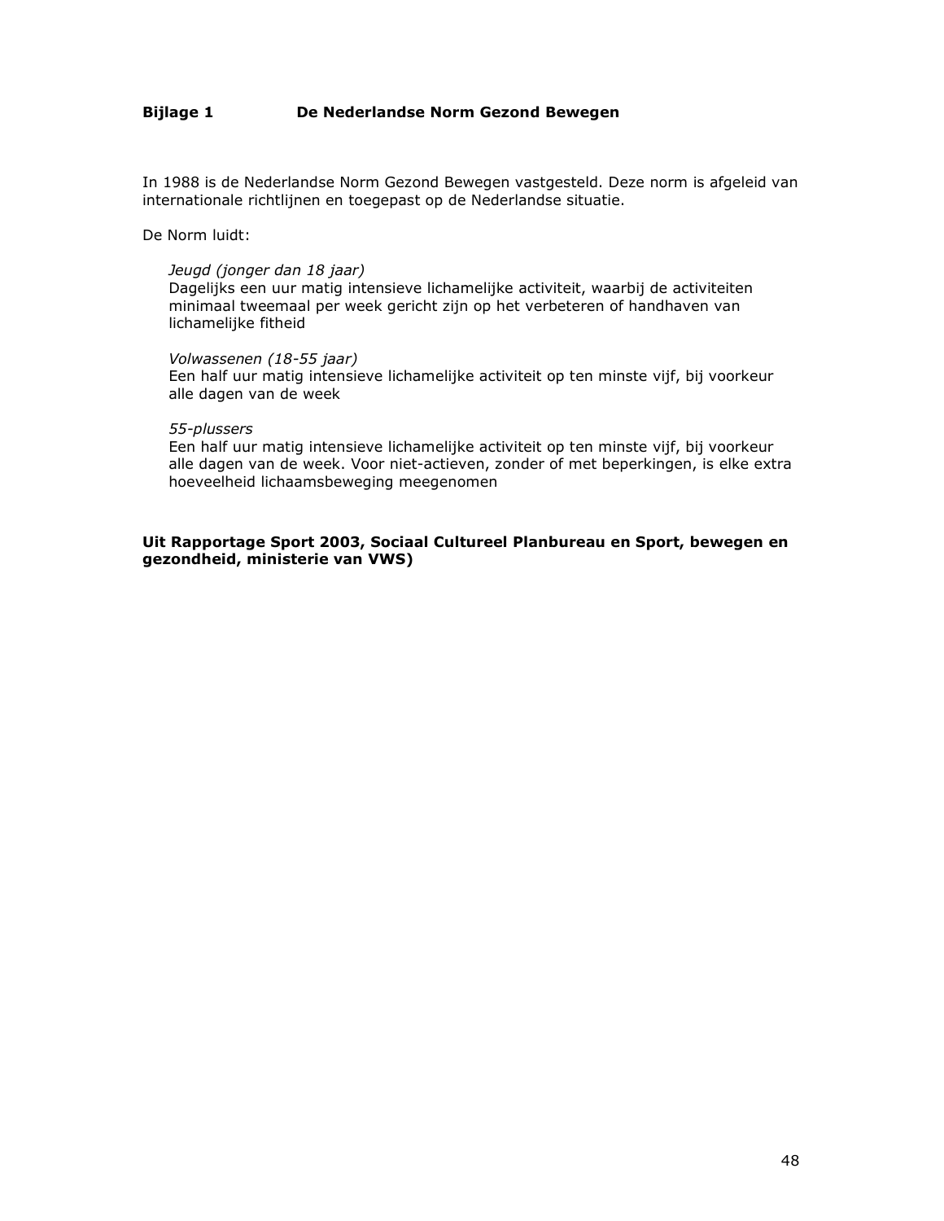## Bijlage 1 De Nederlandse Norm Gezond Bewegen

In 1988 is de Nederlandse Norm Gezond Bewegen vastgesteld. Deze norm is afgeleid van internationale richtlijnen en toegepast op de Nederlandse situatie.

De Norm luidt:

*Jeugd (jonger dan 18 jaar)*
Dagelijks een uur matig intensieve lichamelijke activiteit, waarbij de activiteiten minimaal tweemaal per week gericht zijn op het verbeteren of handhaven van lichamelijke fitheid

*Volwassenen (18-55 jaar)*
Een half uur matig intensieve lichamelijke activiteit op ten minste vijf, bij voorkeur alle dagen van de week

*55-plussers*
Een half uur matig intensieve lichamelijke activiteit op ten minste vijf, bij voorkeur alle dagen van de week. Voor niet-actieven, zonder of met beperkingen, is elke extra hoeveelheid lichaamsbeweging meegenomen

**Uit Rapportage Sport 2003, Sociaal Cultureel Planbureau en Sport, bewegen en gezondheid, ministerie van VWS)**